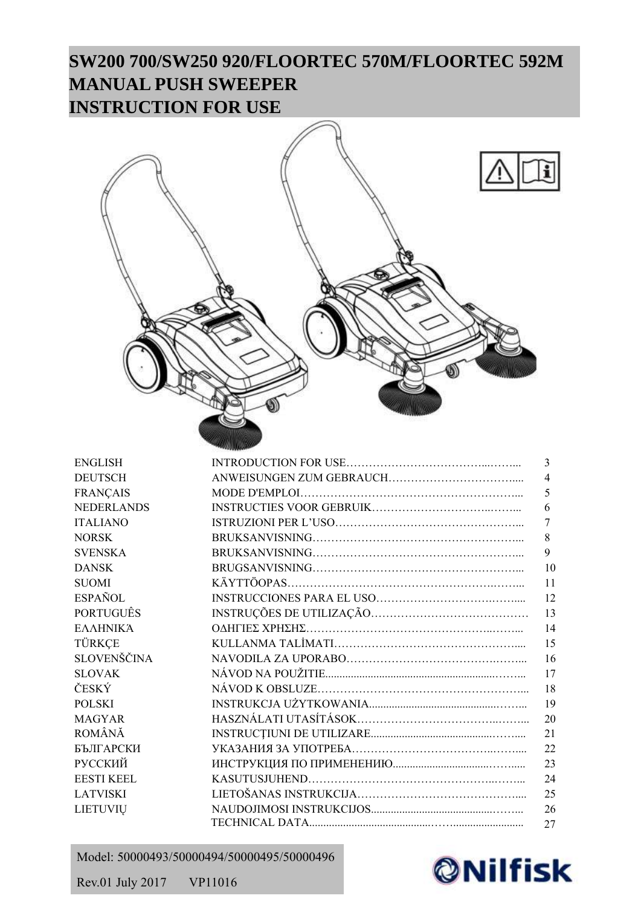# SW200 700/SW250 920/FLOORTEC 570M/FLOORTEC 592M
# MANUAL PUSH SWEEPER
# INSTRUCTION FOR USE

| | | |
|---|---|---|
| ENGLISH | INTRODUCTION FOR USE | 3 |
| DEUTSCH | ANWEISUNGEN ZUM GEBRAUCH | 4 |
| FRANÇAIS | MODE D'EMPLOI | 5 |
| NEDERLANDS | INSTRUCTIES VOOR GEBRUIK | 6 |
| ITALIANO | ISTRUZIONI PER L'USO | 7 |
| NORSK | BRUKSANVISNING | 8 |
| SVENSKA | BRUKSANVISNING | 9 |
| DANSK | BRUGSANVISNING | 10 |
| SUOMI | KÄYTTÖOPAS | 11 |
| ESPAÑOL | INSTRUCCIONES PARA EL USO | 12 |
| PORTUGUÊS | INSTRUÇÕES DE UTILIZAÇÃO | 13 |
| ΕΛΛΗΝΙΚΆ | ΟΔΗΓΙΕΣ ΧΡΗΣΗΣ | 14 |
| TÜRKÇE | KULLANMA TALİMATI | 15 |
| SLOVENŠČINA | NAVODILA ZA UPORABO | 16 |
| SLOVAK | NÁVOD NA POUŽITIE | 17 |
| ČESKÝ | NÁVOD K OBSLUZE | 18 |
| POLSKI | INSTRUKCJA UŻYTKOWANIA | 19 |
| MAGYAR | HASZNÁLATI UTASÍTÁSOK | 20 |
| ROMÂNĂ | INSTRUCŢIUNI DE UTILIZARE | 21 |
| БЪЛГАРСКИ | УКАЗАНИЯ ЗА УПОТРЕБА | 22 |
| РУССКИЙ | ИНСТРУКЦИЯ ПО ПРИМЕНЕНИЮ | 23 |
| EESTI KEEL | KASUTUSJUHEND | 24 |
| LATVISKI | LIETOŠANAS INSTRUKCIJA | 25 |
| LIETUVIŲ | NAUDOJIMOSI INSTRUKCIJOS | 26 |
| | TECHNICAL DATA | 27 |

Model: 50000493/50000494/50000495/50000496

Rev.01 July 2017 VP11016

Nilfisk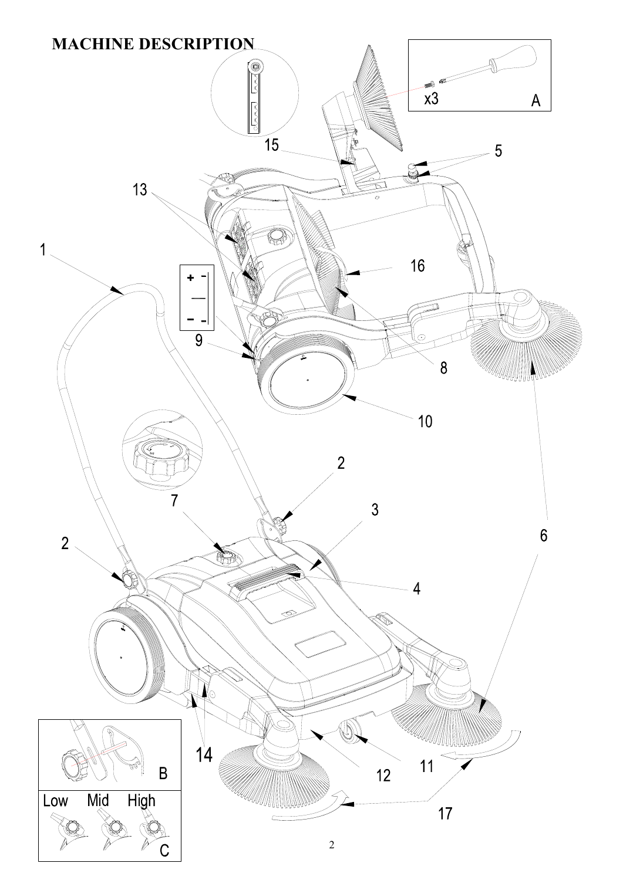# MACHINE DESCRIPTION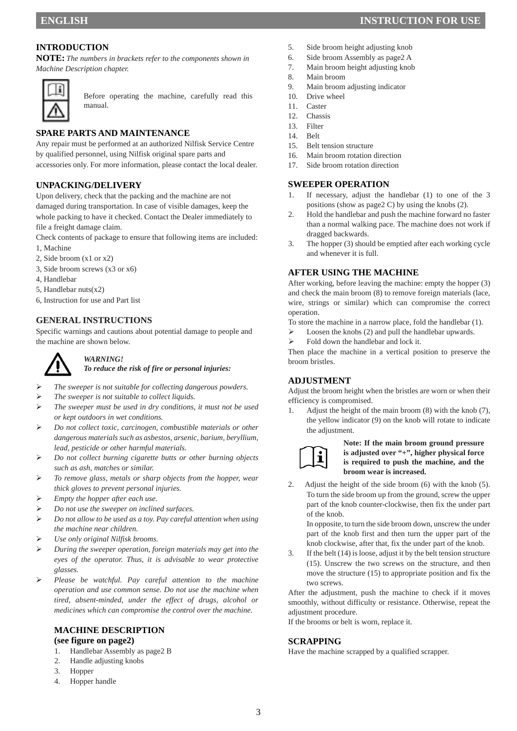## INTRODUCTION

**NOTE:** *The numbers in brackets refer to the components shown in Machine Description chapter.*

Before operating the machine, carefully read this manual.

## SPARE PARTS AND MAINTENANCE

Any repair must be performed at an authorized Nilfisk Service Centre by qualified personnel, using Nilfisk original spare parts and accessories only. For more information, please contact the local dealer.

## UNPACKING/DELIVERY

Upon delivery, check that the packing and the machine are not damaged during transportation. In case of visible damages, keep the whole packing to have it checked. Contact the Dealer immediately to file a freight damage claim.

Check contents of package to ensure that following items are included:

1, Machine
2, Side broom (x1 or x2)
3, Side broom screws (x3 or x6)
4, Handlebar
5, Handlebar nuts(x2)
6, Instruction for use and Part list

## GENERAL INSTRUCTIONS

Specific warnings and cautions about potential damage to people and the machine are shown below.

***WARNING!***
***To reduce the risk of fire or personal injuries:***

- *The sweeper is not suitable for collecting dangerous powders.*
- *The sweeper is not suitable to collect liquids.*
- *The sweeper must be used in dry conditions, it must not be used or kept outdoors in wet conditions.*
- *Do not collect toxic, carcinogen, combustible materials or other dangerous materials such as asbestos, arsenic, barium, beryllium, lead, pesticide or other harmful materials.*
- *Do not collect burning cigarette butts or other burning objects such as ash, matches or similar.*
- *To remove glass, metals or sharp objects from the hopper, wear thick gloves to prevent personal injuries.*
- *Empty the hopper after each use.*
- *Do not use the sweeper on inclined surfaces.*
- *Do not allow to be used as a toy. Pay careful attention when using the machine near children.*
- *Use only original Nilfisk brooms.*
- *During the sweeper operation, foreign materials may get into the eyes of the operator. Thus, it is advisable to wear protective glasses.*
- *Please be watchful. Pay careful attention to the machine operation and use common sense. Do not use the machine when tired, absent-minded, under the effect of drugs, alcohol or medicines which can compromise the control over the machine.*

## MACHINE DESCRIPTION (see figure on page2)

1. Handlebar Assembly as page2 B
2. Handle adjusting knobs
3. Hopper
4. Hopper handle
5. Side broom height adjusting knob
6. Side broom Assembly as page2 A
7. Main broom height adjusting knob
8. Main broom
9. Main broom adjusting indicator
10. Drive wheel
11. Caster
12. Chassis
13. Filter
14. Belt
15. Belt tension structure
16. Main broom rotation direction
17. Side broom rotation direction

## SWEEPER OPERATION

1. If necessary, adjust the handlebar (1) to one of the 3 positions (show as page2 C) by using the knobs (2).
2. Hold the handlebar and push the machine forward no faster than a normal walking pace. The machine does not work if dragged backwards.
3. The hopper (3) should be emptied after each working cycle and whenever it is full.

## AFTER USING THE MACHINE

After working, before leaving the machine: empty the hopper (3) and check the main broom (8) to remove foreign materials (lace, wire, strings or similar) which can compromise the correct operation.

To store the machine in a narrow place, fold the handlebar (1).

- Loosen the knobs (2) and pull the handlebar upwards.
- Fold down the handlebar and lock it.

Then place the machine in a vertical position to preserve the broom bristles.

## ADJUSTMENT

Adjust the broom height when the bristles are worn or when their efficiency is compromised.

1. Adjust the height of the main broom (8) with the knob (7), the yellow indicator (9) on the knob will rotate to indicate the adjustment.

   **Note: If the main broom ground pressure is adjusted over "+", higher physical force is required to push the machine, and the broom wear is increased.**

2. Adjust the height of the side broom (6) with the knob (5). To turn the side broom up from the ground, screw the upper part of the knob counter-clockwise, then fix the under part of the knob.
   In opposite, to turn the side broom down, unscrew the under part of the knob first and then turn the upper part of the knob clockwise, after that, fix the under part of the knob.
3. If the belt (14) is loose, adjust it by the belt tension structure (15). Unscrew the two screws on the structure, and then move the structure (15) to appropriate position and fix the two screws.

After the adjustment, push the machine to check if it moves smoothly, without difficulty or resistance. Otherwise, repeat the adjustment procedure.

If the brooms or belt is worn, replace it.

## SCRAPPING

Have the machine scrapped by a qualified scrapper.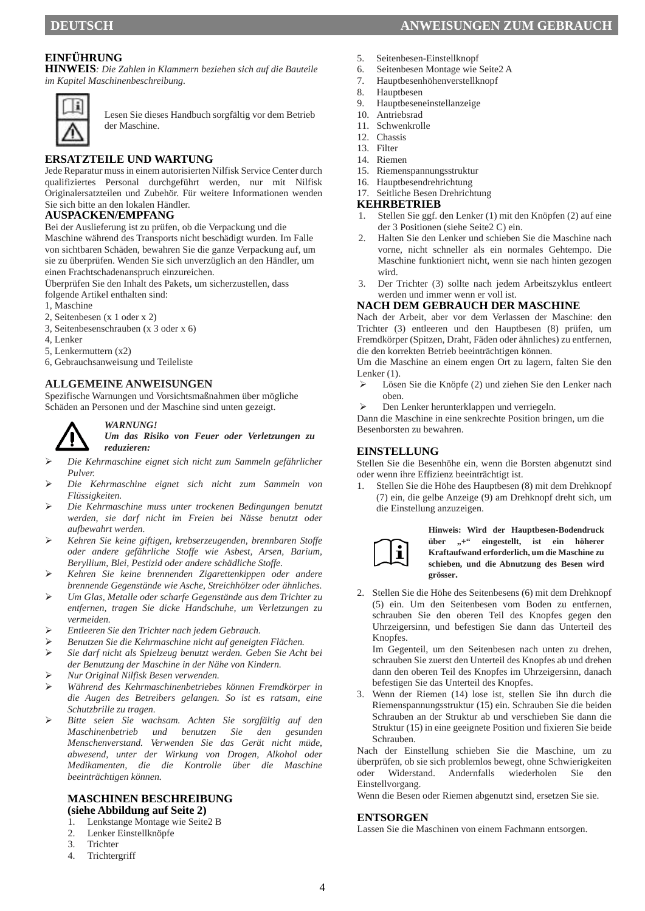## DEUTSCH — ANWEISUNGEN ZUM GEBRAUCH

### EINFÜHRUNG

**HINWEIS**: *Die Zahlen in Klammern beziehen sich auf die Bauteile im Kapitel Maschinenbeschreibung.*

Lesen Sie dieses Handbuch sorgfältig vor dem Betrieb der Maschine.

### ERSATZTEILE UND WARTUNG

Jede Reparatur muss in einem autorisierten Nilfisk Service Center durch qualifiziertes Personal durchgeführt werden, nur mit Nilfisk Originalersatzteilen und Zubehör. Für weitere Informationen wenden Sie sich bitte an den lokalen Händler.

### AUSPACKEN/EMPFANG

Bei der Auslieferung ist zu prüfen, ob die Verpackung und die Maschine während des Transports nicht beschädigt wurden. Im Falle von sichtbaren Schäden, bewahren Sie die ganze Verpackung auf, um sie zu überprüfen. Wenden Sie sich unverzüglich an den Händler, um einen Frachtschadenanspruch einzureichen.

Überprüfen Sie den Inhalt des Pakets, um sicherzustellen, dass folgende Artikel enthalten sind:

1, Maschine
2, Seitenbesen (x 1 oder x 2)
3, Seitenbesenschrauben (x 3 oder x 6)
4, Lenker
5, Lenkermuttern (x2)
6, Gebrauchsanweisung und Teileliste

### ALLGEMEINE ANWEISUNGEN

Spezifische Warnungen und Vorsichtsmaßnahmen über mögliche Schäden an Personen und der Maschine sind unten gezeigt.

***WARNUNG!***
***Um das Risiko von Feuer oder Verletzungen zu reduzieren:***

- *Die Kehrmaschine eignet sich nicht zum Sammeln gefährlicher Pulver.*
- *Die Kehrmaschine eignet sich nicht zum Sammeln von Flüssigkeiten.*
- *Die Kehrmaschine muss unter trockenen Bedingungen benutzt werden, sie darf nicht im Freien bei Nässe benutzt oder aufbewahrt werden.*
- *Kehren Sie keine giftigen, krebserzeugenden, brennbaren Stoffe oder andere gefährliche Stoffe wie Asbest, Arsen, Barium, Beryllium, Blei, Pestizid oder andere schädliche Stoffe.*
- *Kehren Sie keine brennenden Zigarettenkippen oder andere brennende Gegenstände wie Asche, Streichhölzer oder ähnliches.*
- *Um Glas, Metalle oder scharfe Gegenstände aus dem Trichter zu entfernen, tragen Sie dicke Handschuhe, um Verletzungen zu vermeiden.*
- *Entleeren Sie den Trichter nach jedem Gebrauch.*
- *Benutzen Sie die Kehrmaschine nicht auf geneigten Flächen.*
- *Sie darf nicht als Spielzeug benutzt werden. Geben Sie Acht bei der Benutzung der Maschine in der Nähe von Kindern.*
- *Nur Original Nilfisk Besen verwenden.*
- *Während des Kehrmaschinenbetriebes können Fremdkörper in die Augen des Betreibers gelangen. So ist es ratsam, eine Schutzbrille zu tragen.*
- *Bitte seien Sie wachsam. Achten Sie sorgfältig auf den Maschinenbetrieb und benutzen Sie den gesunden Menschenverstand. Verwenden Sie das Gerät nicht müde, abwesend, unter der Wirkung von Drogen, Alkohol oder Medikamenten, die die Kontrolle über die Maschine beeinträchtigen können.*

### MASCHINEN BESCHREIBUNG (siehe Abbildung auf Seite 2)

1. Lenkstange Montage wie Seite2 B
2. Lenker Einstellknöpfe
3. Trichter
4. Trichtergriff
5. Seitenbesen-Einstellknopf
6. Seitenbesen Montage wie Seite2 A
7. Hauptbesenhöhenverstellknopf
8. Hauptbesen
9. Hauptbeseneinstellanzeige
10. Antriebsrad
11. Schwenkrolle
12. Chassis
13. Filter
14. Riemen
15. Riemenspannungsstruktur
16. Hauptbesendrehrichtung
17. Seitliche Besen Drehrichtung

### KEHRBETRIEB

1. Stellen Sie ggf. den Lenker (1) mit den Knöpfen (2) auf eine der 3 Positionen (siehe Seite2 C) ein.
2. Halten Sie den Lenker und schieben Sie die Maschine nach vorne, nicht schneller als ein normales Gehtempo. Die Maschine funktioniert nicht, wenn sie nach hinten gezogen wird.
3. Der Trichter (3) sollte nach jedem Arbeitszyklus entleert werden und immer wenn er voll ist.

### NACH DEM GEBRAUCH DER MASCHINE

Nach der Arbeit, aber vor dem Verlassen der Maschine: den Trichter (3) entleeren und den Hauptbesen (8) prüfen, um Fremdkörper (Spitzen, Draht, Fäden oder ähnliches) zu entfernen, die den korrekten Betrieb beeinträchtigen können.

Um die Maschine an einem engen Ort zu lagern, falten Sie den Lenker (1).

- Lösen Sie die Knöpfe (2) und ziehen Sie den Lenker nach oben.
- Den Lenker herunterklappen und verriegeln.

Dann die Maschine in eine senkrechte Position bringen, um die Besenborsten zu bewahren.

### EINSTELLUNG

Stellen Sie die Besenhöhe ein, wenn die Borsten abgenutzt sind oder wenn ihre Effizienz beeinträchtigt ist.

1. Stellen Sie die Höhe des Hauptbesen (8) mit dem Drehknopf (7) ein, die gelbe Anzeige (9) am Drehknopf dreht sich, um die Einstellung anzuzeigen.

**Hinweis: Wird der Hauptbesen-Bodendruck über „+“ eingestellt, ist ein höherer Kraftaufwand erforderlich, um die Maschine zu schieben, und die Abnutzung des Besen wird grösser.**

2. Stellen Sie die Höhe des Seitenbesens (6) mit dem Drehknopf (5) ein. Um den Seitenbesen vom Boden zu entfernen, schrauben Sie den oberen Teil des Knopfes gegen den Uhrzeigersinn, und befestigen Sie dann das Unterteil des Knopfes.
   Im Gegenteil, um den Seitenbesen nach unten zu drehen, schrauben Sie zuerst den Unterteil des Knopfes ab und drehen dann den oberen Teil des Knopfes im Uhrzeigersinn, danach befestigen Sie das Unterteil des Knopfes.
3. Wenn der Riemen (14) lose ist, stellen Sie ihn durch die Riemenspannungsstruktur (15) ein. Schrauben Sie die beiden Schrauben an der Struktur ab und verschieben Sie dann die Struktur (15) in eine geeignete Position und fixieren Sie beide Schrauben.

Nach der Einstellung schieben Sie die Maschine, um zu überprüfen, ob sie sich problemlos bewegt, ohne Schwierigkeiten oder Widerstand. Andernfalls wiederholen Sie den Einstellvorgang.

Wenn die Besen oder Riemen abgenutzt sind, ersetzen Sie sie.

### ENTSORGEN

Lassen Sie die Maschinen von einem Fachmann entsorgen.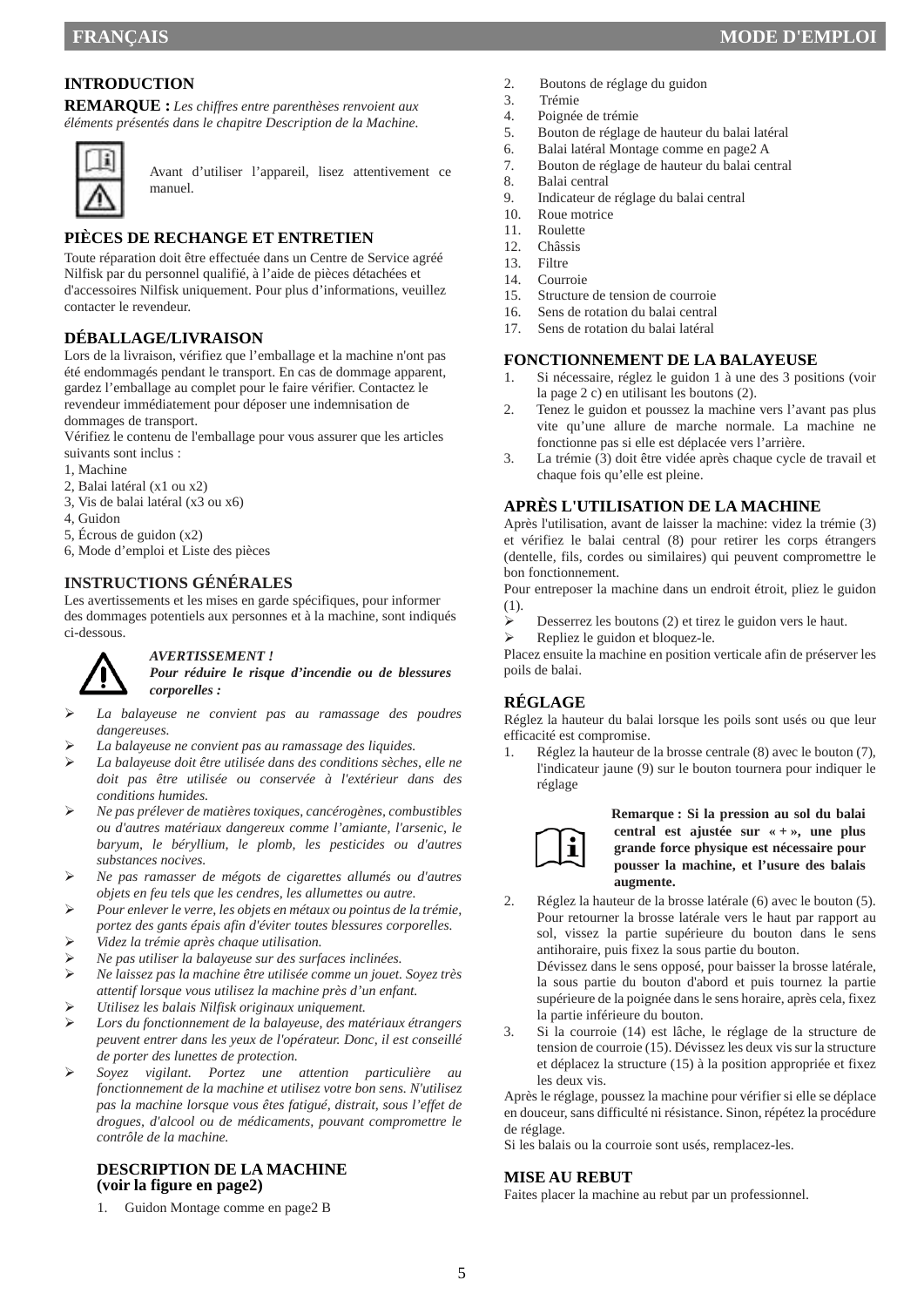## INTRODUCTION

**REMARQUE :** *Les chiffres entre parenthèses renvoient aux éléments présentés dans le chapitre Description de la Machine.*

Avant d'utiliser l'appareil, lisez attentivement ce manuel.

## PIÈCES DE RECHANGE ET ENTRETIEN

Toute réparation doit être effectuée dans un Centre de Service agréé Nilfisk par du personnel qualifié, à l'aide de pièces détachées et d'accessoires Nilfisk uniquement. Pour plus d'informations, veuillez contacter le revendeur.

## DÉBALLAGE/LIVRAISON

Lors de la livraison, vérifiez que l'emballage et la machine n'ont pas été endommagés pendant le transport. En cas de dommage apparent, gardez l'emballage au complet pour le faire vérifier. Contactez le revendeur immédiatement pour déposer une indemnisation de dommages de transport.

Vérifiez le contenu de l'emballage pour vous assurer que les articles suivants sont inclus :

1, Machine
2, Balai latéral (x1 ou x2)
3, Vis de balai latéral (x3 ou x6)
4, Guidon
5, Écrous de guidon (x2)
6, Mode d'emploi et Liste des pièces

## INSTRUCTIONS GÉNÉRALES

Les avertissements et les mises en garde spécifiques, pour informer des dommages potentiels aux personnes et à la machine, sont indiqués ci-dessous.

***AVERTISSEMENT !***
***Pour réduire le risque d'incendie ou de blessures corporelles :***

- *La balayeuse ne convient pas au ramassage des poudres dangereuses.*
- *La balayeuse ne convient pas au ramassage des liquides.*
- *La balayeuse doit être utilisée dans des conditions sèches, elle ne doit pas être utilisée ou conservée à l'extérieur dans des conditions humides.*
- *Ne pas prélever de matières toxiques, cancérogènes, combustibles ou d'autres matériaux dangereux comme l'amiante, l'arsenic, le baryum, le béryllium, le plomb, les pesticides ou d'autres substances nocives.*
- *Ne pas ramasser de mégots de cigarettes allumés ou d'autres objets en feu tels que les cendres, les allumettes ou autre.*
- *Pour enlever le verre, les objets en métaux ou pointus de la trémie, portez des gants épais afin d'éviter toutes blessures corporelles.*
- *Videz la trémie après chaque utilisation.*
- *Ne pas utiliser la balayeuse sur des surfaces inclinées.*
- *Ne laissez pas la machine être utilisée comme un jouet. Soyez très attentif lorsque vous utilisez la machine près d'un enfant.*
- *Utilisez les balais Nilfisk originaux uniquement.*
- *Lors du fonctionnement de la balayeuse, des matériaux étrangers peuvent entrer dans les yeux de l'opérateur. Donc, il est conseillé de porter des lunettes de protection.*
- *Soyez vigilant. Portez une attention particulière au fonctionnement de la machine et utilisez votre bon sens. N'utilisez pas la machine lorsque vous êtes fatigué, distrait, sous l'effet de drogues, d'alcool ou de médicaments, pouvant compromettre le contrôle de la machine.*

## DESCRIPTION DE LA MACHINE (voir la figure en page2)

1. Guidon Montage comme en page2 B
2. Boutons de réglage du guidon
3. Trémie
4. Poignée de trémie
5. Bouton de réglage de hauteur du balai latéral
6. Balai latéral Montage comme en page2 A
7. Bouton de réglage de hauteur du balai central
8. Balai central
9. Indicateur de réglage du balai central
10. Roue motrice
11. Roulette
12. Châssis
13. Filtre
14. Courroie
15. Structure de tension de courroie
16. Sens de rotation du balai central
17. Sens de rotation du balai latéral

## FONCTIONNEMENT DE LA BALAYEUSE

1. Si nécessaire, réglez le guidon 1 à une des 3 positions (voir la page 2 c) en utilisant les boutons (2).
2. Tenez le guidon et poussez la machine vers l'avant pas plus vite qu'une allure de marche normale. La machine ne fonctionne pas si elle est déplacée vers l'arrière.
3. La trémie (3) doit être vidée après chaque cycle de travail et chaque fois qu'elle est pleine.

## APRÈS L'UTILISATION DE LA MACHINE

Après l'utilisation, avant de laisser la machine: videz la trémie (3) et vérifiez le balai central (8) pour retirer les corps étrangers (dentelle, fils, cordes ou similaires) qui peuvent compromettre le bon fonctionnement.

Pour entreposer la machine dans un endroit étroit, pliez le guidon (1).

- Desserrez les boutons (2) et tirez le guidon vers le haut.
- Repliez le guidon et bloquez-le.

Placez ensuite la machine en position verticale afin de préserver les poils de balai.

## RÉGLAGE

Réglez la hauteur du balai lorsque les poils sont usés ou que leur efficacité est compromise.

1. Réglez la hauteur de la brosse centrale (8) avec le bouton (7), l'indicateur jaune (9) sur le bouton tournera pour indiquer le réglage

**Remarque : Si la pression au sol du balai central est ajustée sur « + », une plus grande force physique est nécessaire pour pousser la machine, et l'usure des balais augmente.**

2. Réglez la hauteur de la brosse latérale (6) avec le bouton (5). Pour retourner la brosse latérale vers le haut par rapport au sol, vissez la partie supérieure du bouton dans le sens antihoraire, puis fixez la sous partie du bouton.
   Dévissez dans le sens opposé, pour baisser la brosse latérale, la sous partie du bouton d'abord et puis tournez la partie supérieure de la poignée dans le sens horaire, après cela, fixez la partie inférieure du bouton.
3. Si la courroie (14) est lâche, le réglage de la structure de tension de courroie (15). Dévissez les deux vis sur la structure et déplacez la structure (15) à la position appropriée et fixez les deux vis.

Après le réglage, poussez la machine pour vérifier si elle se déplace en douceur, sans difficulté ni résistance. Sinon, répétez la procédure de réglage.

Si les balais ou la courroie sont usés, remplacez-les.

## MISE AU REBUT

Faites placer la machine au rebut par un professionnel.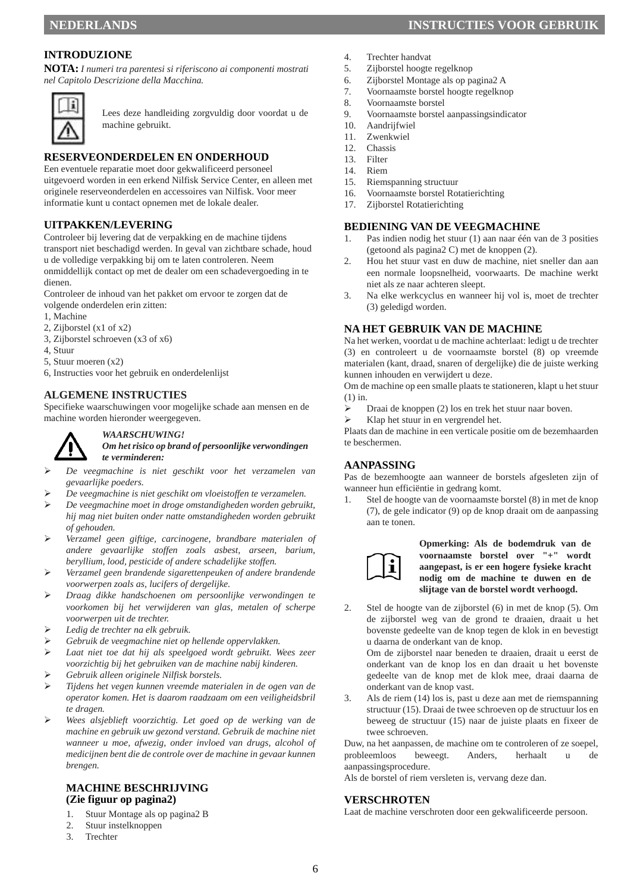## INTRODUZIONE

**NOTA:** *I numeri tra parentesi si riferiscono ai componenti mostrati nel Capitolo Descrizione della Macchina.*

Lees deze handleiding zorgvuldig door voordat u de machine gebruikt.

## RESERVEONDERDELEN EN ONDERHOUD

Een eventuele reparatie moet door gekwalificeerd personeel uitgevoerd worden in een erkend Nilfisk Service Center, en alleen met originele reserveonderdelen en accessoires van Nilfisk. Voor meer informatie kunt u contact opnemen met de lokale dealer.

## UITPAKKEN/LEVERING

Controleer bij levering dat de verpakking en de machine tijdens transport niet beschadigd werden. In geval van zichtbare schade, houd u de volledige verpakking bij om te laten controleren. Neem onmiddellijk contact op met de dealer om een schadevergoeding in te dienen.
Controleer de inhoud van het pakket om ervoor te zorgen dat de volgende onderdelen erin zitten:
1, Machine
2, Zijborstel (x1 of x2)
3, Zijborstel schroeven (x3 of x6)
4, Stuur
5, Stuur moeren (x2)
6, Instructies voor het gebruik en onderdelenlijst

## ALGEMENE INSTRUCTIES

Specifieke waarschuwingen voor mogelijke schade aan mensen en de machine worden hieronder weergegeven.

***WAARSCHUWING!***
***Om het risico op brand of persoonlijke verwondingen te verminderen:***

- *De veegmachine is niet geschikt voor het verzamelen van gevaarlijke poeders.*
- *De veegmachine is niet geschikt om vloeistoffen te verzamelen.*
- *De veegmachine moet in droge omstandigheden worden gebruikt, hij mag niet buiten onder natte omstandigheden worden gebruikt of gehouden.*
- *Verzamel geen giftige, carcinogene, brandbare materialen of andere gevaarlijke stoffen zoals asbest, arseen, barium, beryllium, lood, pesticide of andere schadelijke stoffen.*
- *Verzamel geen brandende sigarettenpeuken of andere brandende voorwerpen zoals as, lucifers of dergelijke.*
- *Draag dikke handschoenen om persoonlijke verwondingen te voorkomen bij het verwijderen van glas, metalen of scherpe voorwerpen uit de trechter.*
- *Ledig de trechter na elk gebruik.*
- *Gebruik de veegmachine niet op hellende oppervlakken.*
- *Laat niet toe dat hij als speelgoed wordt gebruikt. Wees zeer voorzichtig bij het gebruiken van de machine nabij kinderen.*
- *Gebruik alleen originele Nilfisk borstels.*
- *Tijdens het vegen kunnen vreemde materialen in de ogen van de operator komen. Het is daarom raadzaam om een veiligheidsbril te dragen.*
- *Wees alsjeblieft voorzichtig. Let goed op de werking van de machine en gebruik uw gezond verstand. Gebruik de machine niet wanneer u moe, afwezig, onder invloed van drugs, alcohol of medicijnen bent die de controle over de machine in gevaar kunnen brengen.*

## MACHINE BESCHRIJVING (Zie figuur op pagina2)

1. Stuur Montage als op pagina2 B
2. Stuur instelknoppen
3. Trechter
4. Trechter handvat
5. Zijborstel hoogte regelknop
6. Zijborstel Montage als op pagina2 A
7. Voornaamste borstel hoogte regelknop
8. Voornaamste borstel
9. Voornaamste borstel aanpassingsindicator
10. Aandrijfwiel
11. Zwenkwiel
12. Chassis
13. Filter
14. Riem
15. Riemspanning structuur
16. Voornaamste borstel Rotatierichting
17. Zijborstel Rotatierichting

## BEDIENING VAN DE VEEGMACHINE

1. Pas indien nodig het stuur (1) aan naar één van de 3 posities (getoond als pagina2 C) met de knoppen (2).
2. Hou het stuur vast en duw de machine, niet sneller dan aan een normale loopsnelheid, voorwaarts. De machine werkt niet als ze naar achteren sleept.
3. Na elke werkcyclus en wanneer hij vol is, moet de trechter (3) geledigd worden.

## NA HET GEBRUIK VAN DE MACHINE

Na het werken, voordat u de machine achterlaat: ledigt u de trechter (3) en controleert u de voornaamste borstel (8) op vreemde materialen (kant, draad, snaren of dergelijke) die de juiste werking kunnen inhouden en verwijdert u deze.
Om de machine op een smalle plaats te stationeren, klapt u het stuur (1) in.

- Draai de knoppen (2) los en trek het stuur naar boven.
- Klap het stuur in en vergrendel het.

Plaats dan de machine in een verticale positie om de bezemhaarden te beschermen.

## AANPASSING

Pas de bezemhoogte aan wanneer de borstels afgesleten zijn of wanneer hun efficiëntie in gedrang komt.

1. Stel de hoogte van de voornaamste borstel (8) in met de knop (7), de gele indicator (9) op de knop draait om de aanpassing aan te tonen.

**Opmerking: Als de bodemdruk van de voornaamste borstel over "+" wordt aangepast, is er een hogere fysieke kracht nodig om de machine te duwen en de slijtage van de borstel wordt verhoogd.**

2. Stel de hoogte van de zijborstel (6) in met de knop (5). Om de zijborstel weg van de grond te draaien, draait u het bovenste gedeelte van de knop tegen de klok in en bevestigt u daarna de onderkant van de knop.
   Om de zijborstel naar beneden te draaien, draait u eerst de onderkant van de knop los en dan draait u het bovenste gedeelte van de knop met de klok mee, draai daarna de onderkant van de knop vast.
3. Als de riem (14) los is, past u deze aan met de riemspanning structuur (15). Draai de twee schroeven op de structuur los en beweeg de structuur (15) naar de juiste plaats en fixeer de twee schroeven.

Duw, na het aanpassen, de machine om te controleren of ze soepel, probleemloos beweegt. Anders, herhaalt u de aanpassingsprocedure.
Als de borstel of riem versleten is, vervang deze dan.

## VERSCHROTEN

Laat de machine verschroten door een gekwalificeerde persoon.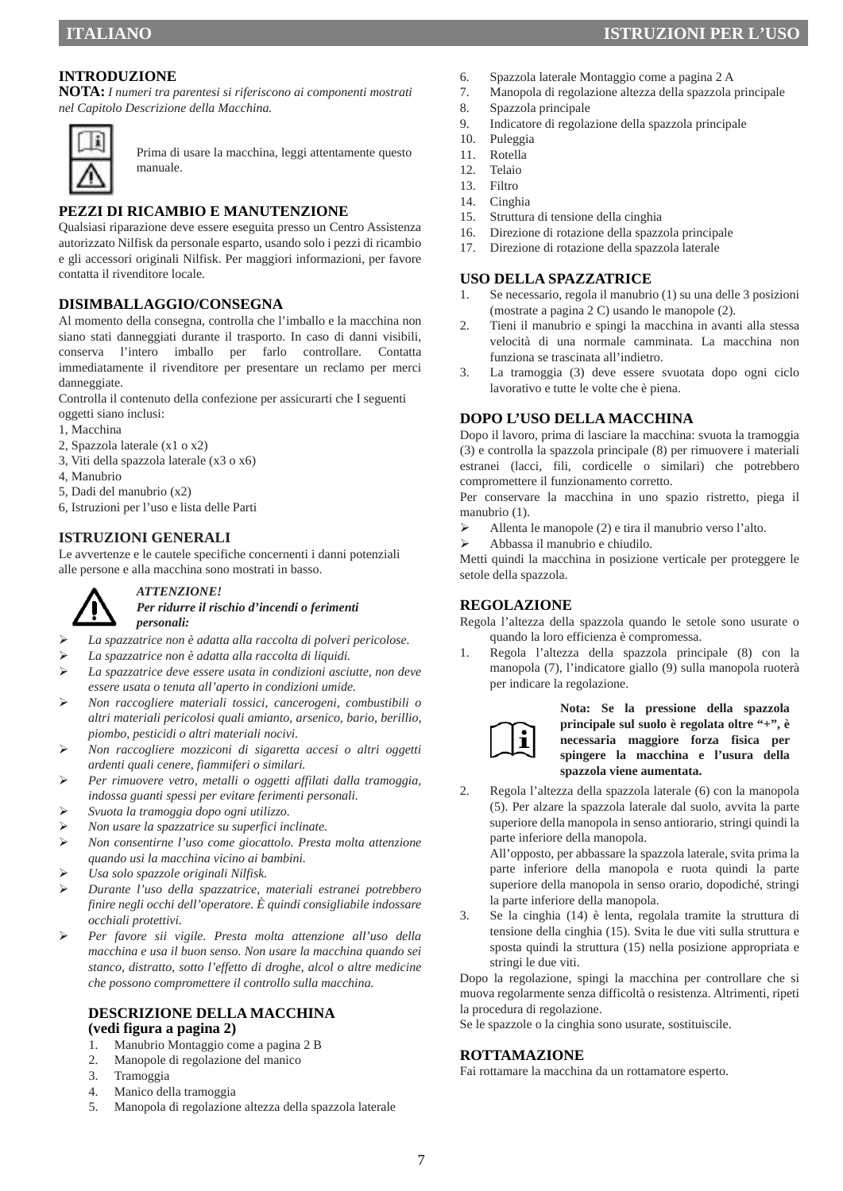## INTRODUZIONE

**NOTA:** *I numeri tra parentesi si riferiscono ai componenti mostrati nel Capitolo Descrizione della Macchina.*

Prima di usare la macchina, leggi attentamente questo manuale.

## PEZZI DI RICAMBIO E MANUTENZIONE

Qualsiasi riparazione deve essere eseguita presso un Centro Assistenza autorizzato Nilfisk da personale esparto, usando solo i pezzi di ricambio e gli accessori originali Nilfisk. Per maggiori informazioni, per favore contatta il rivenditore locale.

## DISIMBALLAGGIO/CONSEGNA

Al momento della consegna, controlla che l'imballo e la macchina non siano stati danneggiati durante il trasporto. In caso di danni visibili, conserva l'intero imballo per farlo controllare. Contatta immediatamente il rivenditore per presentare un reclamo per merci danneggiate.

Controlla il contenuto della confezione per assicurarti che I seguenti oggetti siano inclusi:

1, Macchina
2, Spazzola laterale (x1 o x2)
3, Viti della spazzola laterale (x3 o x6)
4, Manubrio
5, Dadi del manubrio (x2)
6, Istruzioni per l'uso e lista delle Parti

## ISTRUZIONI GENERALI

Le avvertenze e le cautele specifiche concernenti i danni potenziali alle persone e alla macchina sono mostrati in basso.

***ATTENZIONE!***
***Per ridurre il rischio d'incendi o ferimenti personali:***

- *La spazzatrice non è adatta alla raccolta di polveri pericolose.*
- *La spazzatrice non è adatta alla raccolta di liquidi.*
- *La spazzatrice deve essere usata in condizioni asciutte, non deve essere usata o tenuta all'aperto in condizioni umide.*
- *Non raccogliere materiali tossici, cancerogeni, combustibili o altri materiali pericolosi quali amianto, arsenico, bario, berillio, piombo, pesticidi o altri materiali nocivi.*
- *Non raccogliere mozziconi di sigaretta accesi o altri oggetti ardenti quali cenere, fiammiferi o similari.*
- *Per rimuovere vetro, metalli o oggetti affilati dalla tramoggia, indossa guanti spessi per evitare ferimenti personali.*
- *Svuota la tramoggia dopo ogni utilizzo.*
- *Non usare la spazzatrice su superfici inclinate.*
- *Non consentirne l'uso come giocattolo. Presta molta attenzione quando usi la macchina vicino ai bambini.*
- *Usa solo spazzole originali Nilfisk.*
- *Durante l'uso della spazzatrice, materiali estranei potrebbero finire negli occhi dell'operatore. È quindi consigliabile indossare occhiali protettivi.*
- *Per favore sii vigile. Presta molta attenzione all'uso della macchina e usa il buon senso. Non usare la macchina quando sei stanco, distratto, sotto l'effetto di droghe, alcol o altre medicine che possono compromettere il controllo sulla macchina.*

## DESCRIZIONE DELLA MACCHINA (vedi figura a pagina 2)

1. Manubrio Montaggio come a pagina 2 B
2. Manopole di regolazione del manico
3. Tramoggia
4. Manico della tramoggia
5. Manopola di regolazione altezza della spazzola laterale
6. Spazzola laterale Montaggio come a pagina 2 A
7. Manopola di regolazione altezza della spazzola principale
8. Spazzola principale
9. Indicatore di regolazione della spazzola principale
10. Puleggia
11. Rotella
12. Telaio
13. Filtro
14. Cinghia
15. Struttura di tensione della cinghia
16. Direzione di rotazione della spazzola principale
17. Direzione di rotazione della spazzola laterale

## USO DELLA SPAZZATRICE

1. Se necessario, regola il manubrio (1) su una delle 3 posizioni (mostrate a pagina 2 C) usando le manopole (2).
2. Tieni il manubrio e spingi la macchina in avanti alla stessa velocità di una normale camminata. La macchina non funziona se trascinata all'indietro.
3. La tramoggia (3) deve essere svuotata dopo ogni ciclo lavorativo e tutte le volte che è piena.

## DOPO L'USO DELLA MACCHINA

Dopo il lavoro, prima di lasciare la macchina: svuota la tramoggia (3) e controlla la spazzola principale (8) per rimuovere i materiali estranei (lacci, fili, cordicelle o similari) che potrebbero compromettere il funzionamento corretto.

Per conservare la macchina in uno spazio ristretto, piega il manubrio (1).

- Allenta le manopole (2) e tira il manubrio verso l'alto.
- Abbassa il manubrio e chiudilo.

Metti quindi la macchina in posizione verticale per proteggere le setole della spazzola.

## REGOLAZIONE

Regola l'altezza della spazzola quando le setole sono usurate o quando la loro efficienza è compromessa.

1. Regola l'altezza della spazzola principale (8) con la manopola (7), l'indicatore giallo (9) sulla manopola ruoterà per indicare la regolazione.

**Nota: Se la pressione della spazzola principale sul suolo è regolata oltre "+", è necessaria maggiore forza fisica per spingere la macchina e l'usura della spazzola viene aumentata.**

2. Regola l'altezza della spazzola laterale (6) con la manopola (5). Per alzare la spazzola laterale dal suolo, avvita la parte superiore della manopola in senso antiorario, stringi quindi la parte inferiore della manopola.
   All'opposto, per abbassare la spazzola laterale, svita prima la parte inferiore della manopola e ruota quindi la parte superiore della manopola in senso orario, dopodiché, stringi la parte inferiore della manopola.
3. Se la cinghia (14) è lenta, regolala tramite la struttura di tensione della cinghia (15). Svita le due viti sulla struttura e sposta quindi la struttura (15) nella posizione appropriata e stringi le due viti.

Dopo la regolazione, spingi la macchina per controllare che si muova regolarmente senza difficoltà o resistenza. Altrimenti, ripeti la procedura di regolazione.

Se le spazzole o la cinghia sono usurate, sostituiscile.

## ROTTAMAZIONE

Fai rottamare la macchina da un rottamatore esperto.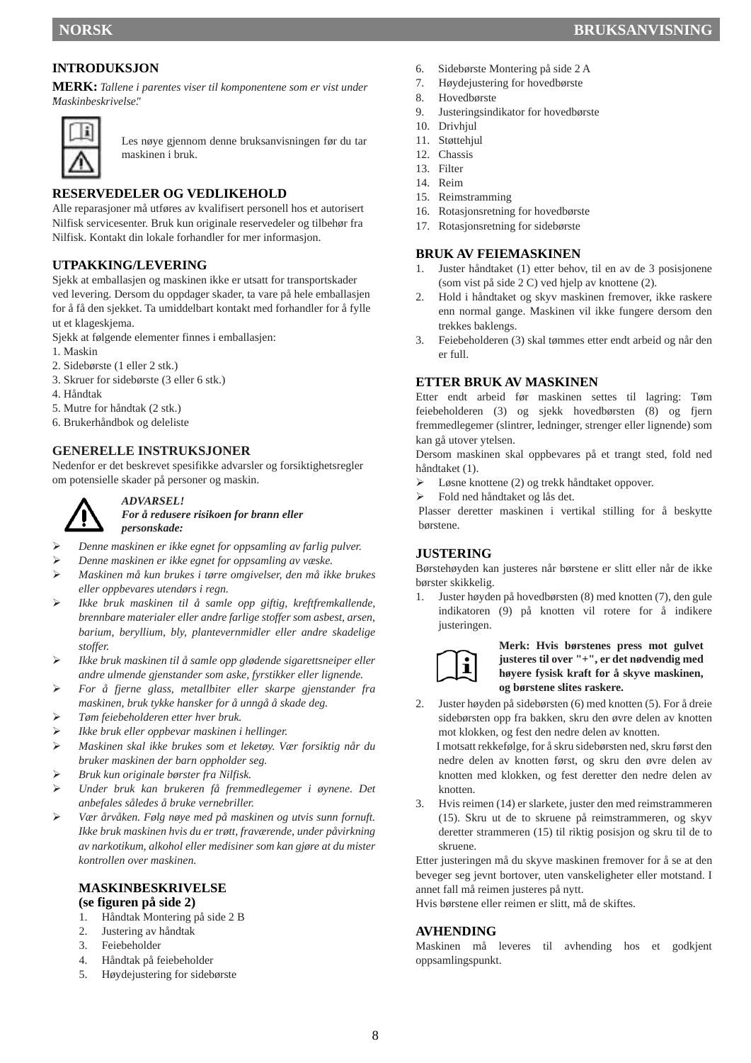## INTRODUKSJON

**MERK:** *Tallene i parentes viser til komponentene som er vist under Maskinbeskrivelse*."

Les nøye gjennom denne bruksanvisningen før du tar maskinen i bruk.

## RESERVEDELER OG VEDLIKEHOLD

Alle reparasjoner må utføres av kvalifisert personell hos et autorisert Nilfisk servicesenter. Bruk kun originale reservedeler og tilbehør fra Nilfisk. Kontakt din lokale forhandler for mer informasjon.

## UTPAKKING/LEVERING

Sjekk at emballasjen og maskinen ikke er utsatt for transportskader ved levering. Dersom du oppdager skader, ta vare på hele emballasjen for å få den sjekket. Ta umiddelbart kontakt med forhandler for å fylle ut et klageskjema.

Sjekk at følgende elementer finnes i emballasjen:

1. Maskin
2. Sidebørste (1 eller 2 stk.)
3. Skruer for sidebørste (3 eller 6 stk.)
4. Håndtak
5. Mutre for håndtak (2 stk.)
6. Brukerhåndbok og deleliste

## GENERELLE INSTRUKSJONER

Nedenfor er det beskrevet spesifikke advarsler og forsiktighetsregler om potensielle skader på personer og maskin.

***ADVARSEL!***
***For å redusere risikoen for brann eller personskade:***

- *Denne maskinen er ikke egnet for oppsamling av farlig pulver.*
- *Denne maskinen er ikke egnet for oppsamling av væske.*
- *Maskinen må kun brukes i tørre omgivelser, den må ikke brukes eller oppbevares utendørs i regn.*
- *Ikke bruk maskinen til å samle opp giftig, kreftfremkallende, brennbare materialer eller andre farlige stoffer som asbest, arsen, barium, beryllium, bly, plantevernmidler eller andre skadelige stoffer.*
- *Ikke bruk maskinen til å samle opp glødende sigarettsneiper eller andre ulmende gjenstander som aske, fyrstikker eller lignende.*
- *For å fjerne glass, metallbiter eller skarpe gjenstander fra maskinen, bruk tykke hansker for å unngå å skade deg.*
- *Tøm feiebeholderen etter hver bruk.*
- *Ikke bruk eller oppbevar maskinen i hellinger.*
- *Maskinen skal ikke brukes som et leketøy. Vær forsiktig når du bruker maskinen der barn oppholder seg.*
- *Bruk kun originale børster fra Nilfisk.*
- *Under bruk kan brukeren få fremmedlegemer i øynene. Det anbefales således å bruke vernebriller.*
- *Vær årvåken. Følg nøye med på maskinen og utvis sunn fornuft. Ikke bruk maskinen hvis du er trøtt, fraværende, under påvirkning av narkotikum, alkohol eller medisiner som kan gjøre at du mister kontrollen over maskinen.*

## MASKINBESKRIVELSE (se figuren på side 2)

1. Håndtak Montering på side 2 B
2. Justering av håndtak
3. Feiebeholder
4. Håndtak på feiebeholder
5. Høydejustering for sidebørste
6. Sidebørste Montering på side 2 A
7. Høydejustering for hovedbørste
8. Hovedbørste
9. Justeringsindikator for hovedbørste
10. Drivhjul
11. Støttehjul
12. Chassis
13. Filter
14. Reim
15. Reimstramming
16. Rotasjonsretning for hovedbørste
17. Rotasjonsretning for sidebørste

## BRUK AV FEIEMASKINEN

1. Juster håndtaket (1) etter behov, til en av de 3 posisjonene (som vist på side 2 C) ved hjelp av knottene (2).
2. Hold i håndtaket og skyv maskinen fremover, ikke raskere enn normal gange. Maskinen vil ikke fungere dersom den trekkes baklengs.
3. Feiebeholderen (3) skal tømmes etter endt arbeid og når den er full.

## ETTER BRUK AV MASKINEN

Etter endt arbeid før maskinen settes til lagring: Tøm feiebeholderen (3) og sjekk hovedbørsten (8) og fjern fremmedlegemer (slintrer, ledninger, strenger eller lignende) som kan gå utover ytelsen.

Dersom maskinen skal oppbevares på et trangt sted, fold ned håndtaket (1).

- Løsne knottene (2) og trekk håndtaket oppover.
- Fold ned håndtaket og lås det.

Plasser deretter maskinen i vertikal stilling for å beskytte børstene.

## JUSTERING

Børstehøyden kan justeres når børstene er slitt eller når de ikke børster skikkelig.

1. Juster høyden på hovedbørsten (8) med knotten (7), den gule indikatoren (9) på knotten vil rotere for å indikere justeringen.

**Merk: Hvis børstenes press mot gulvet justeres til over "+", er det nødvendig med høyere fysisk kraft for å skyve maskinen, og børstene slites raskere.**

2. Juster høyden på sidebørsten (6) med knotten (5). For å dreie sidebørsten opp fra bakken, skru den øvre delen av knotten mot klokken, og fest den nedre delen av knotten.
   I motsatt rekkefølge, for å skru sidebørsten ned, skru først den nedre delen av knotten først, og skru den øvre delen av knotten med klokken, og fest deretter den nedre delen av knotten.
3. Hvis reimen (14) er slarkete, juster den med reimstrammeren (15). Skru ut de to skruene på reimstrammeren, og skyv deretter strammeren (15) til riktig posisjon og skru til de to skruene.

Etter justeringen må du skyve maskinen fremover for å se at den beveger seg jevnt bortover, uten vanskeligheter eller motstand. I annet fall må reimen justeres på nytt.

Hvis børstene eller reimen er slitt, må de skiftes.

## AVHENDING

Maskinen må leveres til avhending hos et godkjent oppsamlingspunkt.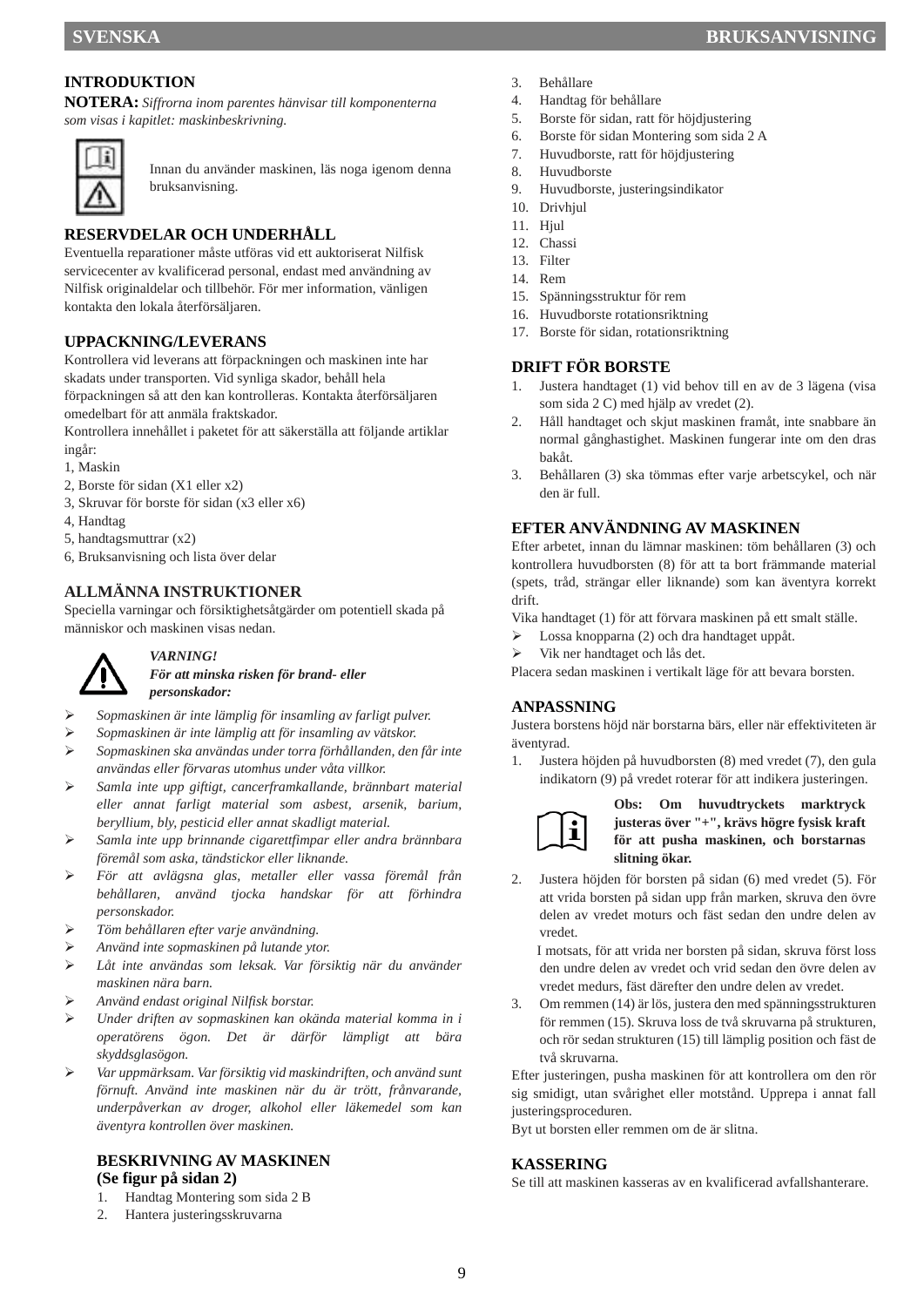## INTRODUKTION

**NOTERA:** *Siffrorna inom parentes hänvisar till komponenterna som visas i kapitlet: maskinbeskrivning.*

Innan du använder maskinen, läs noga igenom denna bruksanvisning.

## RESERVDELAR OCH UNDERHÅLL

Eventuella reparationer måste utföras vid ett auktoriserat Nilfisk servicecenter av kvalificerad personal, endast med användning av Nilfisk originaldelar och tillbehör. För mer information, vänligen kontakta den lokala återförsäljaren.

## UPPACKNING/LEVERANS

Kontrollera vid leverans att förpackningen och maskinen inte har skadats under transporten. Vid synliga skador, behåll hela förpackningen så att den kan kontrolleras. Kontakta återförsäljaren omedelbart för att anmäla fraktskador.
Kontrollera innehållet i paketet för att säkerställa att följande artiklar ingår:
1, Maskin
2, Borste för sidan (X1 eller x2)
3, Skruvar för borste för sidan (x3 eller x6)
4, Handtag
5, handtagsmuttrar (x2)
6, Bruksanvisning och lista över delar

## ALLMÄNNA INSTRUKTIONER

Speciella varningar och försiktighetsåtgärder om potentiell skada på människor och maskinen visas nedan.

***VARNING!***
***För att minska risken för brand- eller personskador:***

- *Sopmaskinen är inte lämplig för insamling av farligt pulver.*
- *Sopmaskinen är inte lämplig att för insamling av vätskor.*
- *Sopmaskinen ska användas under torra förhållanden, den får inte användas eller förvaras utomhus under våta villkor.*
- *Samla inte upp giftigt, cancerframkallande, brännbart material eller annat farligt material som asbest, arsenik, barium, beryllium, bly, pesticid eller annat skadligt material.*
- *Samla inte upp brinnande cigarettfimpar eller andra brännbara föremål som aska, tändstickor eller liknande.*
- *För att avlägsna glas, metaller eller vassa föremål från behållaren, använd tjocka handskar för att förhindra personskador.*
- *Töm behållaren efter varje användning.*
- *Använd inte sopmaskinen på lutande ytor.*
- *Låt inte användas som leksak. Var försiktig när du använder maskinen nära barn.*
- *Använd endast original Nilfisk borstar.*
- *Under driften av sopmaskinen kan okända material komma in i operatörens ögon. Det är därför lämpligt att bära skyddsglasögon.*
- *Var uppmärksam. Var försiktig vid maskindriften, och använd sunt förnuft. Använd inte maskinen när du är trött, frånvarande, underpåverkan av droger, alkohol eller läkemedel som kan äventyra kontrollen över maskinen.*

## BESKRIVNING AV MASKINEN (Se figur på sidan 2)

1. Handtag Montering som sida 2 B
2. Hantera justeringsskruvarna
3. Behållare
4. Handtag för behållare
5. Borste för sidan, ratt för höjdjustering
6. Borste för sidan Montering som sida 2 A
7. Huvudborste, ratt för höjdjustering
8. Huvudborste
9. Huvudborste, justeringsindikator
10. Drivhjul
11. Hjul
12. Chassi
13. Filter
14. Rem
15. Spänningsstruktur för rem
16. Huvudborste rotationsriktning
17. Borste för sidan, rotationsriktning

## DRIFT FÖR BORSTE

1. Justera handtaget (1) vid behov till en av de 3 lägena (visa som sida 2 C) med hjälp av vredet (2).
2. Håll handtaget och skjut maskinen framåt, inte snabbare än normal gånghastighet. Maskinen fungerar inte om den dras bakåt.
3. Behållaren (3) ska tömmas efter varje arbetscykel, och när den är full.

## EFTER ANVÄNDNING AV MASKINEN

Efter arbetet, innan du lämnar maskinen: töm behållaren (3) och kontrollera huvudborsten (8) för att ta bort främmande material (spets, tråd, strängar eller liknande) som kan äventyra korrekt drift.
Vika handtaget (1) för att förvara maskinen på ett smalt ställe.

- Lossa knopparna (2) och dra handtaget uppåt.
- Vik ner handtaget och lås det.

Placera sedan maskinen i vertikalt läge för att bevara borsten.

## ANPASSNING

Justera borstens höjd när borstarna bärs, eller när effektiviteten är äventyrad.

1. Justera höjden på huvudborsten (8) med vredet (7), den gula indikatorn (9) på vredet roterar för att indikera justeringen.

**Obs: Om huvudtryckets marktryck justeras över "+", krävs högre fysisk kraft för att pusha maskinen, och borstarnas slitning ökar.**

2. Justera höjden för borsten på sidan (6) med vredet (5). För att vrida borsten på sidan upp från marken, skruva den övre delen av vredet moturs och fäst sedan den undre delen av vredet.
   I motsats, för att vrida ner borsten på sidan, skruva först loss den undre delen av vredet och vrid sedan den övre delen av vredet medurs, fäst därefter den undre delen av vredet.
3. Om remmen (14) är lös, justera den med spänningsstrukturen för remmen (15). Skruva loss de två skruvarna på strukturen, och rör sedan strukturen (15) till lämplig position och fäst de två skruvarna.

Efter justeringen, pusha maskinen för att kontrollera om den rör sig smidigt, utan svårighet eller motstånd. Upprepa i annat fall justeringsproceduren.
Byt ut borsten eller remmen om de är slitna.

## KASSERING

Se till att maskinen kasseras av en kvalificerad avfallshanterare.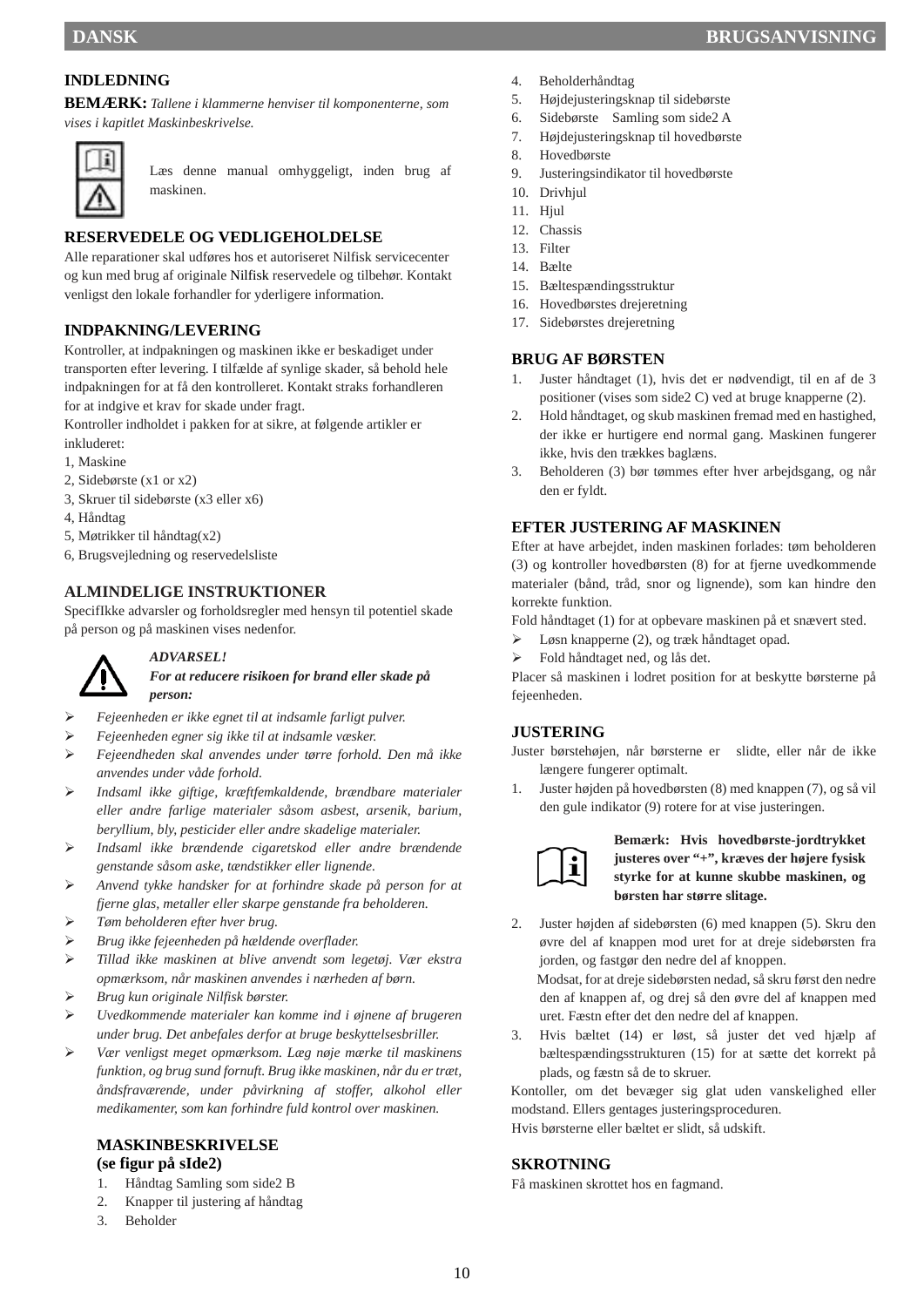## INDLEDNING

**BEMÆRK:** *Tallene i klammerne henviser til komponenterne, som vises i kapitlet Maskinbeskrivelse.*

Læs denne manual omhyggeligt, inden brug af maskinen.

## RESERVEDELE OG VEDLIGEHOLDELSE

Alle reparationer skal udføres hos et autoriseret Nilfisk servicecenter og kun med brug af originale Nilfisk reservedele og tilbehør. Kontakt venligst den lokale forhandler for yderligere information.

## INDPAKNING/LEVERING

Kontroller, at indpakningen og maskinen ikke er beskadiget under transporten efter levering. I tilfælde af synlige skader, så behold hele indpakningen for at få den kontrolleret. Kontakt straks forhandleren for at indgive et krav for skade under fragt.

Kontroller indholdet i pakken for at sikre, at følgende artikler er inkluderet:

1, Maskine
2, Sidebørste (x1 or x2)
3, Skruer til sidebørste (x3 eller x6)
4, Håndtag
5, Møtrikker til håndtag(x2)
6, Brugsvejledning og reservedelsliste

## ALMINDELIGE INSTRUKTIONER

SpecifIkke advarsler og forholdsregler med hensyn til potentiel skade på person og på maskinen vises nedenfor.

***ADVARSEL!***
***For at reducere risikoen for brand eller skade på person:***

- *Fejeenheden er ikke egnet til at indsamle farligt pulver.*
- *Fejeenheden egner sig ikke til at indsamle væsker.*
- *Fejeendheden skal anvendes under tørre forhold. Den må ikke anvendes under våde forhold.*
- *Indsaml ikke giftige, kræftfemkaldende, brændbare materialer eller andre farlige materialer såsom asbest, arsenik, barium, beryllium, bly, pesticider eller andre skadelige materialer.*
- *Indsaml ikke brændende cigaretskod eller andre brændende genstande såsom aske, tændstikker eller lignende.*
- *Anvend tykke handsker for at forhindre skade på person for at fjerne glas, metaller eller skarpe genstande fra beholderen.*
- *Tøm beholderen efter hver brug.*
- *Brug ikke fejeenheden på hældende overflader.*
- *Tillad ikke maskinen at blive anvendt som legetøj. Vær ekstra opmærksom, når maskinen anvendes i nærheden af børn.*
- *Brug kun originale Nilfisk børster.*
- *Uvedkommende materialer kan komme ind i øjnene af brugeren under brug. Det anbefales derfor at bruge beskyttelsesbriller.*
- *Vær venligst meget opmærksom. Læg nøje mærke til maskinens funktion, og brug sund fornuft. Brug ikke maskinen, når du er træt, åndsfraværende, under påvirkning af stoffer, alkohol eller medikamenter, som kan forhindre fuld kontrol over maskinen.*

## MASKINBESKRIVELSE (se figur på sIde2)

1. Håndtag Samling som side2 B
2. Knapper til justering af håndtag
3. Beholder
4. Beholderhåndtag
5. Højdejusteringsknap til sidebørste
6. Sidebørste Samling som side2 A
7. Højdejusteringsknap til hovedbørste
8. Hovedbørste
9. Justeringsindikator til hovedbørste
10. Drivhjul
11. Hjul
12. Chassis
13. Filter
14. Bælte
15. Bæltespændingsstruktur
16. Hovedbørstes drejeretning
17. Sidebørstes drejeretning

## BRUG AF BØRSTEN

1. Juster håndtaget (1), hvis det er nødvendigt, til en af de 3 positioner (vises som side2 C) ved at bruge knapperne (2).
2. Hold håndtaget, og skub maskinen fremad med en hastighed, der ikke er hurtigere end normal gang. Maskinen fungerer ikke, hvis den trækkes baglæns.
3. Beholderen (3) bør tømmes efter hver arbejdsgang, og når den er fyldt.

## EFTER JUSTERING AF MASKINEN

Efter at have arbejdet, inden maskinen forlades: tøm beholderen (3) og kontroller hovedbørsten (8) for at fjerne uvedkommende materialer (bånd, tråd, snor og lignende), som kan hindre den korrekte funktion.

Fold håndtaget (1) for at opbevare maskinen på et snævert sted.

- Løsn knapperne (2), og træk håndtaget opad.
- Fold håndtaget ned, og lås det.

Placer så maskinen i lodret position for at beskytte børsterne på fejeenheden.

## JUSTERING

Juster børstehøjen, når børsterne er slidte, eller når de ikke længere fungerer optimalt.

1. Juster højden på hovedbørsten (8) med knappen (7), og så vil den gule indikator (9) rotere for at vise justeringen.

**Bemærk: Hvis hovedbørste-jordtrykket justeres over "+", kræves der højere fysisk styrke for at kunne skubbe maskinen, og børsten har større slitage.**

2. Juster højden af sidebørsten (6) med knappen (5). Skru den øvre del af knappen mod uret for at dreje sidebørsten fra jorden, og fastgør den nedre del af knappen.
   Modsat, for at dreje sidebørsten nedad, så skru først den nedre den af knappen af, og drej så den øvre del af knappen med uret. Fæstn efter det den nedre del af knappen.
3. Hvis bæltet (14) er løst, så juster det ved hjælp af bæltespændingsstrukturen (15) for at sætte det korrekt på plads, og fæstn så de to skruer.

Kontoller, om det bevæger sig glat uden vanskelighed eller modstand. Ellers gentages justeringsproceduren.

Hvis børsterne eller bæltet er slidt, så udskift.

## SKROTNING

Få maskinen skrottet hos en fagmand.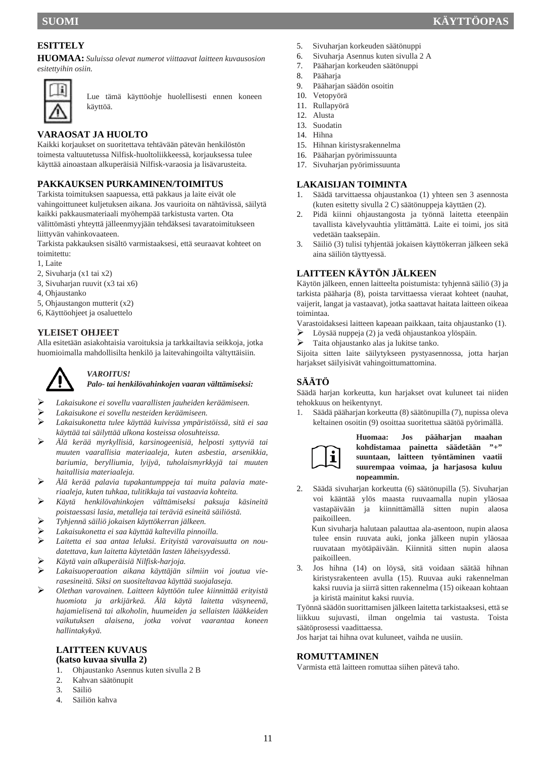## ESITTELY

**HUOMAA:** *Suluissa olevat numerot viittaavat laitteen kuvausosion esitettyihin osiin.*

Lue tämä käyttöohje huolellisesti ennen koneen käyttöä.

## VARAOSAT JA HUOLTO

Kaikki korjaukset on suoritettava tehtävään pätevän henkilöstön toimesta valtuutetussa Nilfisk-huoltoliikkeessä, korjauksessa tulee käyttää ainoastaan alkuperäisiä Nilfisk-varaosia ja lisävarusteita.

## PAKKAUKSEN PURKAMINEN/TOIMITUS

Tarkista toimituksen saapuessa, että pakkaus ja laite eivät ole vahingoittuneet kuljetuksen aikana. Jos vaurioita on nähtävissä, säilytä kaikki pakkausmateriaali myöhempää tarkistusta varten. Ota välittömästi yhteyttä jälleenmyyjään tehdäksesi tavaratoimitukseen liittyvän vahinkovaateen.
Tarkista pakkauksen sisältö varmistaaksesi, että seuraavat kohteet on toimitettu:
1, Laite
2, Sivuharja (x1 tai x2)
3, Sivuharjan ruuvit (x3 tai x6)
4, Ohjaustanko
5, Ohjaustangon mutterit (x2)
6, Käyttöohjeet ja osaluettelo

## YLEISET OHJEET

Alla esitetään asiakohtaisia varoituksia ja tarkkailtavia seikkoja, jotka huomioimalla mahdollisilta henkilö ja laitevahingoilta vältyttäisiin.

***VAROITUS!***
***Palo- tai henkilövahinkojen vaaran välttämiseksi:***

- *Lakaisukone ei sovellu vaarallisten jauheiden keräämiseen.*
- *Lakaisukone ei sovellu nesteiden keräämiseen.*
- *Lakaisukonetta tulee käyttää kuivissa ympäristöissä, sitä ei saa käyttää tai säilyttää ulkona kosteissa olosuhteissa.*
- *Älä kerää myrkyllisiä, karsinogeenisiä, helposti syttyviä tai muuten vaarallisia materiaaleja, kuten asbestia, arsenikkia, bariumia, berylliumia, lyijyä, tuholaismyrkkyjä tai muuten haitallisia materiaaleja.*
- *Älä kerää palavia tupakantumppeja tai muita palavia materiaaleja, kuten tuhkaa, tulitikkuja tai vastaavia kohteita.*
- *Käytä henkilövahinkojen välttämiseksi paksuja käsineitä poistaessasi lasia, metalleja tai teräviä esineitä säiliöstä.*
- *Tyhjennä säiliö jokaisen käyttökerran jälkeen.*
- *Lakaisukonetta ei saa käyttää kaltevilla pinnoilla.*
- *Laitetta ei saa antaa leluksi. Erityistä varovaisuutta on noudatettava, kun laitetta käytetään lasten läheisyydessä.*
- *Käytä vain alkuperäisiä Nilfisk-harjoja.*
- *Lakaisuoperaation aikana käyttäjän silmiin voi joutua vierasesineitä. Siksi on suositeltavaa käyttää suojalaseja.*
- *Olethan varovainen. Laitteen käyttöön tulee kiinnittää erityistä huomiota ja arkijärkeä. Älä käytä laitetta väsyneenä, hajamielisenä tai alkoholin, huumeiden ja sellaisten lääkkeiden vaikutuksen alaisena, jotka voivat vaarantaa koneen hallintakykyä.*

## LAITTEEN KUVAUS (katso kuvaa sivulla 2)

1. Ohjaustanko Asennus kuten sivulla 2 B
2. Kahvan säätönupit
3. Säiliö
4. Säiliön kahva
5. Sivuharjan korkeuden säätönuppi
6. Sivuharja Asennus kuten sivulla 2 A
7. Pääharjan korkeuden säätönuppi
8. Pääharja
9. Pääharjan säädön osoitin
10. Vetopyörä
11. Rullapyörä
12. Alusta
13. Suodatin
14. Hihna
15. Hihnan kiristysrakennelma
16. Pääharjan pyörimissuunta
17. Sivuharjan pyörimissuunta

## LAKAISIJAN TOIMINTA

1. Säädä tarvittaessa ohjaustankoa (1) yhteen sen 3 asennosta (kuten esitetty sivulla 2 C) säätönuppeja käyttäen (2).
2. Pidä kiinni ohjaustangosta ja työnnä laitetta eteenpäin tavallista kävelyvauhtia ylittämättä. Laite ei toimi, jos sitä vedetään taaksepäin.
3. Säiliö (3) tulisi tyhjentää jokaisen käyttökerran jälkeen sekä aina säiliön täyttyessä.

## LAITTEEN KÄYTÖN JÄLKEEN

Käytön jälkeen, ennen laitteelta poistumista: tyhjennä säiliö (3) ja tarkista pääharja (8), poista tarvittaessa vieraat kohteet (nauhat, vaijerit, langat ja vastaavat), jotka saattavat haitata laitteen oikeaa toimintaa.
Varastoidaksesi laitteen kapeaan paikkaan, taita ohjaustanko (1).
- Löysää nuppeja (2) ja vedä ohjaustankoa ylöspäin.
- Taita ohjaustanko alas ja lukitse tanko.

Sijoita sitten laite säilytykseen pystyasennossa, jotta harjan harjakset säilyisivät vahingoittumattomina.

## SÄÄTÖ

Säädä harjan korkeutta, kun harjakset ovat kuluneet tai niiden tehokkuus on heikentynyt.

1. Säädä pääharjan korkeutta (8) säätönupilla (7), nupissa oleva keltainen osoitin (9) osoittaa suoritettua säätöä pyörimällä.

   **Huomaa: Jos pääharjan maahan kohdistamaa painetta säädetään "+" suuntaan, laitteen työntäminen vaatii suurempaa voimaa, ja harjasosa kuluu nopeammin.**

2. Säädä sivuharjan korkeutta (6) säätönupilla (5). Sivuharjan voi kääntää ylös maasta ruuvaamalla nupin yläosaa vastapäivään ja kiinnittämällä sitten nupin alaosa paikoilleen.
   Kun sivuharja halutaan palauttaa ala-asentoon, nupin alaosa tulee ensin ruuvata auki, jonka jälkeen nupin yläosaa ruuvataan myötäpäivään. Kiinnitä sitten nupin alaosa paikoilleen.
3. Jos hihna (14) on löysä, sitä voidaan säätää hihnan kiristysrakenteen avulla (15). Ruuvaa auki rakennelman kaksi ruuvia ja siirrä sitten rakennelma (15) oikeaan kohtaan ja kiristä mainitut kaksi ruuvia.

Työnnä säädön suorittamisen jälkeen laitetta tarkistaaksesi, että se liikkuu sujuvasti, ilman ongelmia tai vastusta. Toista säätöprosessi vaadittaessa.
Jos harjat tai hihna ovat kuluneet, vaihda ne uusiin.

## ROMUTTAMINEN

Varmista että laitteen romuttaa siihen pätevä taho.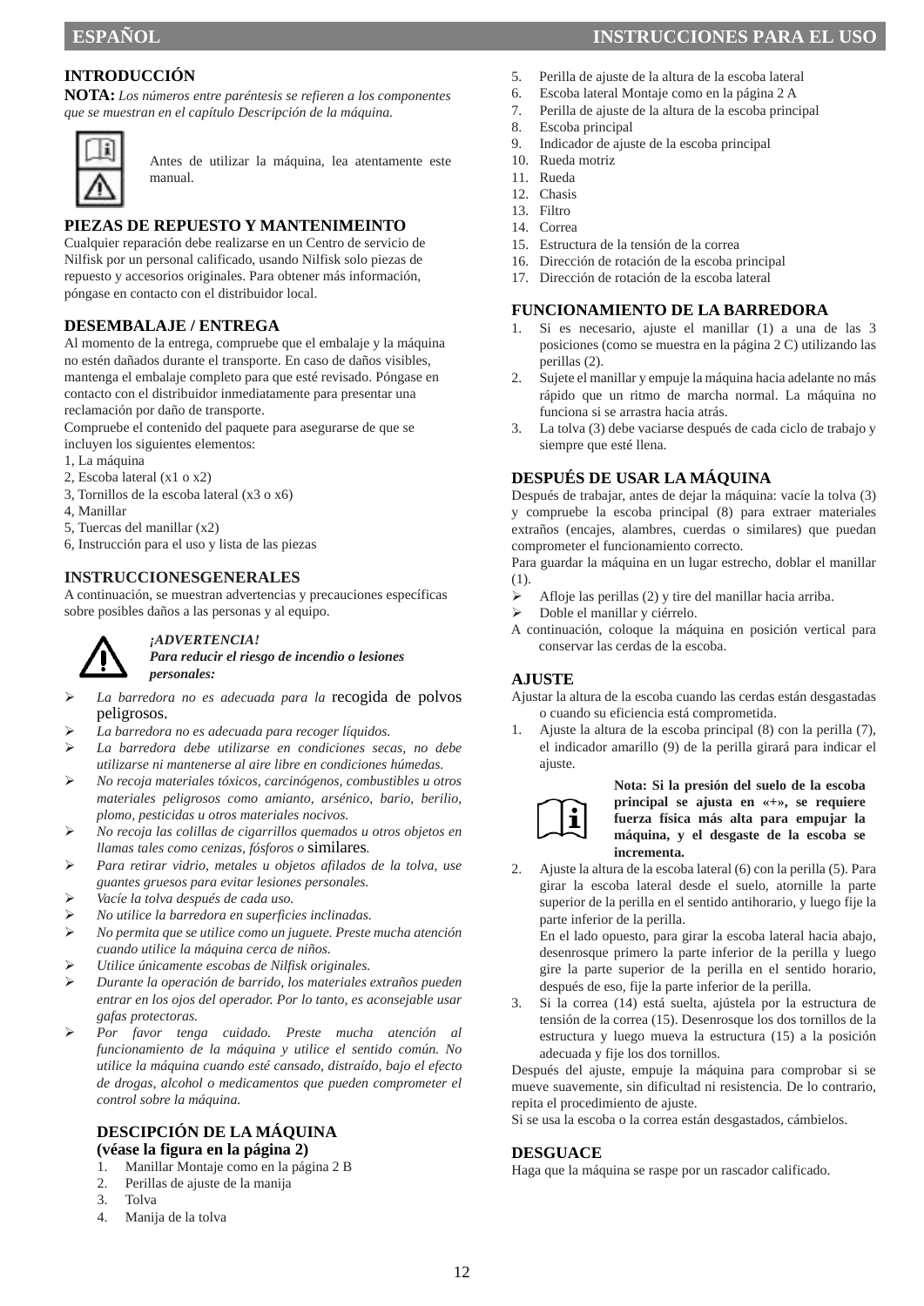## INTRODUCCIÓN

**NOTA:** *Los números entre paréntesis se refieren a los componentes que se muestran en el capítulo Descripción de la máquina.*

Antes de utilizar la máquina, lea atentamente este manual.

## PIEZAS DE REPUESTO Y MANTENIMEINTO

Cualquier reparación debe realizarse en un Centro de servicio de Nilfisk por un personal calificado, usando Nilfisk solo piezas de repuesto y accesorios originales. Para obtener más información, póngase en contacto con el distribuidor local.

## DESEMBALAJE / ENTREGA

Al momento de la entrega, compruebe que el embalaje y la máquina no estén dañados durante el transporte. En caso de daños visibles, mantenga el embalaje completo para que esté revisado. Póngase en contacto con el distribuidor inmediatamente para presentar una reclamación por daño de transporte.

Compruebe el contenido del paquete para asegurarse de que se incluyen los siguientes elementos:

1, La máquina
2, Escoba lateral (x1 o x2)
3, Tornillos de la escoba lateral (x3 o x6)
4, Manillar
5, Tuercas del manillar (x2)
6, Instrucción para el uso y lista de las piezas

## INSTRUCCIONESGENERALES

A continuación, se muestran advertencias y precauciones específicas sobre posibles daños a las personas y al equipo.

***¡ADVERTENCIA!***
***Para reducir el riesgo de incendio o lesiones personales:***

- *La barredora no es adecuada para la* recogida de polvos peligrosos.
- *La barredora no es adecuada para recoger líquidos.*
- *La barredora debe utilizarse en condiciones secas, no debe utilizarse ni mantenerse al aire libre en condiciones húmedas.*
- *No recoja materiales tóxicos, carcinógenos, combustibles u otros materiales peligrosos como amianto, arsénico, bario, berilio, plomo, pesticidas u otros materiales nocivos.*
- *No recoja las colillas de cigarrillos quemados u otros objetos en llamas tales como cenizas, fósforos o* similares.
- *Para retirar vidrio, metales u objetos afilados de la tolva, use guantes gruesos para evitar lesiones personales.*
- *Vacíe la tolva después de cada uso.*
- *No utilice la barredora en superficies inclinadas.*
- *No permita que se utilice como un juguete. Preste mucha atención cuando utilice la máquina cerca de niños.*
- *Utilice únicamente escobas de Nilfisk originales.*
- *Durante la operación de barrido, los materiales extraños pueden entrar en los ojos del operador. Por lo tanto, es aconsejable usar gafas protectoras.*
- *Por favor tenga cuidado. Preste mucha atención al funcionamiento de la máquina y utilice el sentido común. No utilice la máquina cuando esté cansado, distraído, bajo el efecto de drogas, alcohol o medicamentos que pueden comprometer el control sobre la máquina.*

## DESCIPCIÓN DE LA MÁQUINA (véase la figura en la página 2)

1. Manillar Montaje como en la página 2 B
2. Perillas de ajuste de la manija
3. Tolva
4. Manija de la tolva
5. Perilla de ajuste de la altura de la escoba lateral
6. Escoba lateral Montaje como en la página 2 A
7. Perilla de ajuste de la altura de la escoba principal
8. Escoba principal
9. Indicador de ajuste de la escoba principal
10. Rueda motriz
11. Rueda
12. Chasis
13. Filtro
14. Correa
15. Estructura de la tensión de la correa
16. Dirección de rotación de la escoba principal
17. Dirección de rotación de la escoba lateral

## FUNCIONAMIENTO DE LA BARREDORA

1. Si es necesario, ajuste el manillar (1) a una de las 3 posiciones (como se muestra en la página 2 C) utilizando las perillas (2).
2. Sujete el manillar y empuje la máquina hacia adelante no más rápido que un ritmo de marcha normal. La máquina no funciona si se arrastra hacia atrás.
3. La tolva (3) debe vaciarse después de cada ciclo de trabajo y siempre que esté llena.

## DESPUÉS DE USAR LA MÁQUINA

Después de trabajar, antes de dejar la máquina: vacíe la tolva (3) y compruebe la escoba principal (8) para extraer materiales extraños (encajes, alambres, cuerdas o similares) que puedan comprometer el funcionamiento correcto.

Para guardar la máquina en un lugar estrecho, doblar el manillar (1).

- Afloje las perillas (2) y tire del manillar hacia arriba.
- Doble el manillar y ciérrelo.

A continuación, coloque la máquina en posición vertical para conservar las cerdas de la escoba.

## AJUSTE

Ajustar la altura de la escoba cuando las cerdas están desgastadas o cuando su eficiencia está comprometida.

1. Ajuste la altura de la escoba principal (8) con la perilla (7), el indicador amarillo (9) de la perilla girará para indicar el ajuste.

   **Nota: Si la presión del suelo de la escoba principal se ajusta en «+», se requiere fuerza física más alta para empujar la máquina, y el desgaste de la escoba se incrementa.**

2. Ajuste la altura de la escoba lateral (6) con la perilla (5). Para girar la escoba lateral desde el suelo, atornille la parte superior de la perilla en el sentido antihorario, y luego fije la parte inferior de la perilla.
   En el lado opuesto, para girar la escoba lateral hacia abajo, desenrosque primero la parte inferior de la perilla y luego gire la parte superior de la perilla en el sentido horario, después de eso, fije la parte inferior de la perilla.
3. Si la correa (14) está suelta, ajústela por la estructura de tensión de la correa (15). Desenrosque los dos tornillos de la estructura y luego mueva la estructura (15) a la posición adecuada y fije los dos tornillos.

Después del ajuste, empuje la máquina para comprobar si se mueve suavemente, sin dificultad ni resistencia. De lo contrario, repita el procedimiento de ajuste.

Si se usa la escoba o la correa están desgastados, cámbielos.

## DESGUACE

Haga que la máquina se raspe por un rascador calificado.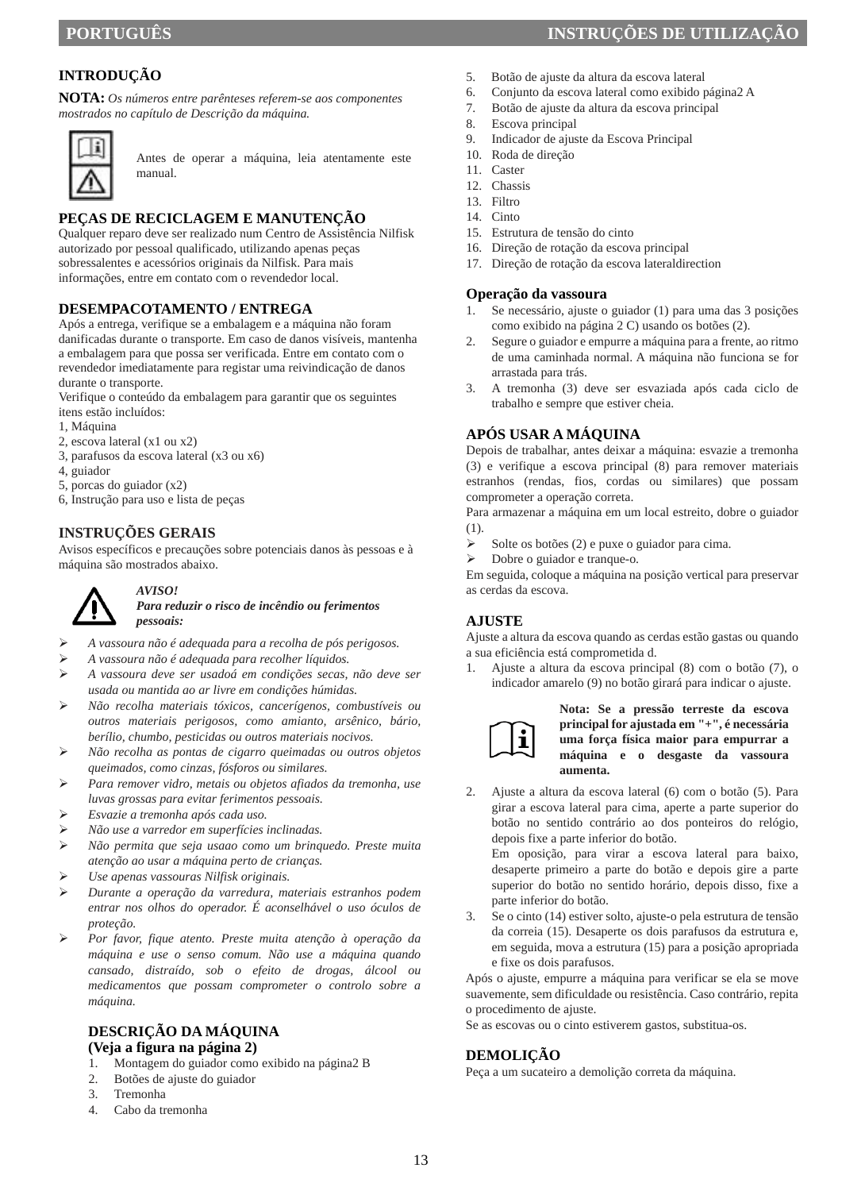## INTRODUÇÃO

**NOTA:** *Os números entre parênteses referem-se aos componentes mostrados no capítulo de Descrição da máquina.*

Antes de operar a máquina, leia atentamente este manual.

## PEÇAS DE RECICLAGEM E MANUTENÇÃO

Qualquer reparo deve ser realizado num Centro de Assistência Nilfisk autorizado por pessoal qualificado, utilizando apenas peças sobressalentes e acessórios originais da Nilfisk. Para mais informações, entre em contato com o revendedor local.

## DESEMPACOTAMENTO / ENTREGA

Após a entrega, verifique se a embalagem e a máquina não foram danificadas durante o transporte. Em caso de danos visíveis, mantenha a embalagem para que possa ser verificada. Entre em contato com o revendedor imediatamente para registar uma reivindicação de danos durante o transporte.
Verifique o conteúdo da embalagem para garantir que os seguintes itens estão incluídos:
1, Máquina
2, escova lateral (x1 ou x2)
3, parafusos da escova lateral (x3 ou x6)
4, guiador
5, porcas do guiador (x2)
6, Instrução para uso e lista de peças

## INSTRUÇÕES GERAIS

Avisos específicos e precauções sobre potenciais danos às pessoas e à máquina são mostrados abaixo.

***AVISO!***
***Para reduzir o risco de incêndio ou ferimentos pessoais:***

- *A vassoura não é adequada para a recolha de pós perigosos.*
- *A vassoura não é adequada para recolher líquidos.*
- *A vassoura deve ser usadoá em condições secas, não deve ser usada ou mantida ao ar livre em condições húmidas.*
- *Não recolha materiais tóxicos, cancerígenos, combustíveis ou outros materiais perigosos, como amianto, arsênico, bário, berílio, chumbo, pesticidas ou outros materiais nocivos.*
- *Não recolha as pontas de cigarro queimadas ou outros objetos queimados, como cinzas, fósforos ou similares.*
- *Para remover vidro, metais ou objetos afiados da tremonha, use luvas grossas para evitar ferimentos pessoais.*
- *Esvazie a tremonha após cada uso.*
- *Não use a varredor em superfícies inclinadas.*
- *Não permita que seja usaao como um brinquedo. Preste muita atenção ao usar a máquina perto de crianças.*
- *Use apenas vassouras Nilfisk originais.*
- *Durante a operação da varredura, materiais estranhos podem entrar nos olhos do operador. É aconselhável o uso óculos de proteção.*
- *Por favor, fique atento. Preste muita atenção à operação da máquina e use o senso comum. Não use a máquina quando cansado, distraído, sob o efeito de drogas, álcool ou medicamentos que possam comprometer o controlo sobre a máquina.*

## DESCRIÇÃO DA MÁQUINA
### (Veja a figura na página 2)

1. Montagem do guiador como exibido na página2 B
2. Botões de ajuste do guiador
3. Tremonha
4. Cabo da tremonha
5. Botão de ajuste da altura da escova lateral
6. Conjunto da escova lateral como exibido página2 A
7. Botão de ajuste da altura da escova principal
8. Escova principal
9. Indicador de ajuste da Escova Principal
10. Roda de direção
11. Caster
12. Chassis
13. Filtro
14. Cinto
15. Estrutura de tensão do cinto
16. Direção de rotação da escova principal
17. Direção de rotação da escova lateraldirection

### Operação da vassoura

1. Se necessário, ajuste o guiador (1) para uma das 3 posições como exibido na página 2 C) usando os botões (2).
2. Segure o guiador e empurre a máquina para a frente, ao ritmo de uma caminhada normal. A máquina não funciona se for arrastada para trás.
3. A tremonha (3) deve ser esvaziada após cada ciclo de trabalho e sempre que estiver cheia.

## APÓS USAR A MÁQUINA

Depois de trabalhar, antes deixar a máquina: esvazie a tremonha (3) e verifique a escova principal (8) para remover materiais estranhos (rendas, fios, cordas ou similares) que possam comprometer a operação correta.
Para armazenar a máquina em um local estreito, dobre o guiador (1).

- Solte os botões (2) e puxe o guiador para cima.
- Dobre o guiador e tranque-o.

Em seguida, coloque a máquina na posição vertical para preservar as cerdas da escova.

## AJUSTE

Ajuste a altura da escova quando as cerdas estão gastas ou quando a sua eficiência está comprometida d.

1. Ajuste a altura da escova principal (8) com o botão (7), o indicador amarelo (9) no botão girará para indicar o ajuste.

**Nota: Se a pressão terreste da escova principal for ajustada em "+", é necessária uma força física maior para empurrar a máquina e o desgaste da vassoura aumenta.**

2. Ajuste a altura da escova lateral (6) com o botão (5). Para girar a escova lateral para cima, aperte a parte superior do botão no sentido contrário ao dos ponteiros do relógio, depois fixe a parte inferior do botão.
   Em oposição, para virar a escova lateral para baixo, desaperte primeiro a parte do botão e depois gire a parte superior do botão no sentido horário, depois disso, fixe a parte inferior do botão.
3. Se o cinto (14) estiver solto, ajuste-o pela estrutura de tensão da correia (15). Desaperte os dois parafusos da estrutura e, em seguida, mova a estrutura (15) para a posição apropriada e fixe os dois parafusos.

Após o ajuste, empurre a máquina para verificar se ela se move suavemente, sem dificuldade ou resistência. Caso contrário, repita o procedimento de ajuste.
Se as escovas ou o cinto estiverem gastos, substitua-os.

## DEMOLIÇÃO

Peça a um sucateiro a demolição correta da máquina.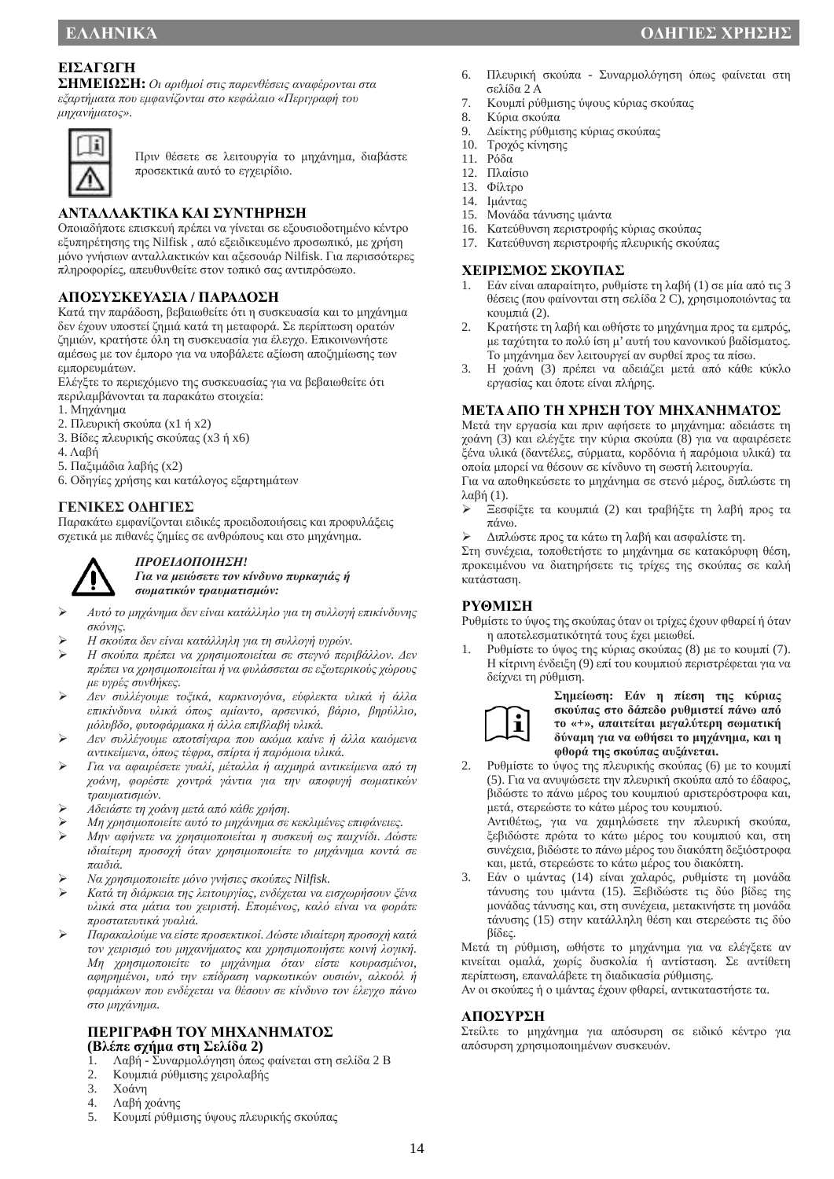## ΕΙΣΑΓΩΓΗ

**ΣΗΜΕΙΩΣΗ:** *Οι αριθμοί στις παρενθέσεις αναφέρονται στα εξαρτήματα που εμφανίζονται στο κεφάλαιο «Περιγραφή του μηχανήματος».*

Πριν θέσετε σε λειτουργία το μηχάνημα, διαβάστε προσεκτικά αυτό το εγχειρίδιο.

## ΑΝΤΑΛΛΑΚΤΙΚΑ ΚΑΙ ΣΥΝΤΗΡΗΣΗ

Οποιαδήποτε επισκευή πρέπει να γίνεται σε εξουσιοδοτημένο κέντρο εξυπηρέτησης της Nilfisk , από εξειδικευμένο προσωπικό, με χρήση μόνο γνήσιων ανταλλακτικών και αξεσουάρ Nilfisk. Για περισσότερες πληροφορίες, απευθυνθείτε στον τοπικό σας αντιπρόσωπο.

## ΑΠΟΣΥΣΚΕΥΑΣΙΑ / ΠΑΡΑΔΟΣΗ

Κατά την παράδοση, βεβαιωθείτε ότι η συσκευασία και το μηχάνημα δεν έχουν υποστεί ζημιά κατά τη μεταφορά. Σε περίπτωση ορατών ζημιών, κρατήστε όλη τη συσκευασία για έλεγχο. Επικοινωνήστε αμέσως με τον έμπορο για να υποβάλετε αξίωση αποζημίωσης των εμπορευμάτων.

Ελέγξτε το περιεχόμενο της συσκευασίας για να βεβαιωθείτε ότι περιλαμβάνονται τα παρακάτω στοιχεία:

1. Μηχάνημα
2. Πλευρική σκούπα (x1 ή x2)
3. Βίδες πλευρικής σκούπας (x3 ή x6)
4. Λαβή
5. Παξιμάδια λαβής (x2)
6. Οδηγίες χρήσης και κατάλογος εξαρτημάτων

## ΓΕΝΙΚΕΣ ΟΔΗΓΙΕΣ

Παρακάτω εμφανίζονται ειδικές προειδοποιήσεις και προφυλάξεις σχετικά με πιθανές ζημίες σε ανθρώπους και στο μηχάνημα.

***ΠΡΟΕΙΔΟΠΟΙΗΣΗ!***
***Για να μειώσετε τον κίνδυνο πυρκαγιάς ή σωματικών τραυματισμών:***

- *Αυτό το μηχάνημα δεν είναι κατάλληλο για τη συλλογή επικίνδυνης σκόνης.*
- *Η σκούπα δεν είναι κατάλληλη για τη συλλογή υγρών.*
- *Η σκούπα πρέπει να χρησιμοποιείται σε στεγνό περιβάλλον. Δεν πρέπει να χρησιμοποιείται ή να φυλάσσεται σε εξωτερικούς χώρους με υγρές συνθήκες.*
- *Δεν συλλέγουμε τοξικά, καρκινογόνα, εύφλεκτα υλικά ή άλλα επικίνδυνα υλικά όπως αμίαντο, αρσενικό, βάριο, βηρύλλιο, μόλυβδο, φυτοφάρμακα ή άλλα επιβλαβή υλικά.*
- *Δεν συλλέγουμε αποτσίγαρα που ακόμα καίνε ή άλλα καιόμενα αντικείμενα, όπως τέφρα, σπίρτα ή παρόμοια υλικά.*
- *Για να αφαιρέσετε γυαλί, μέταλλα ή αιχμηρά αντικείμενα από τη χοάνη, φορέστε χοντρά γάντια για την αποφυγή σωματικών τραυματισμών.*
- *Αδειάστε τη χοάνη μετά από κάθε χρήση.*
- *Μη χρησιμοποιείτε αυτό το μηχάνημα σε κεκλιμένες επιφάνειες.*
- *Μην αφήνετε να χρησιμοποιείται η συσκευή ως παιχνίδι. Δώστε ιδιαίτερη προσοχή όταν χρησιμοποιείτε το μηχάνημα κοντά σε παιδιά.*
- *Να χρησιμοποιείτε μόνο γνήσιες σκούπες Nilfisk.*
- *Κατά τη διάρκεια της λειτουργίας, ενδέχεται να εισχωρήσουν ξένα υλικά στα μάτια του χειριστή. Επομένως, καλό είναι να φοράτε προστατευτικά γυαλιά.*
- *Παρακαλούμε να είστε προσεκτικοί. Δώστε ιδιαίτερη προσοχή κατά τον χειρισμό του μηχανήματος και χρησιμοποιήστε κοινή λογική. Μη χρησιμοποιείτε το μηχάνημα όταν είστε κουρασμένοι, αφηρημένοι, υπό την επίδραση ναρκωτικών ουσιών, αλκοόλ ή φαρμάκων που ενδέχεται να θέσουν σε κίνδυνο τον έλεγχο πάνω στο μηχάνημα.*

## ΠΕΡΙΓΡΑΦΗ ΤΟΥ ΜΗΧΑΝΗΜΑΤΟΣ
**(Βλέπε σχήμα στη Σελίδα 2)**

1. Λαβή - Συναρμολόγηση όπως φαίνεται στη σελίδα 2 B
2. Κουμπιά ρύθμισης χειρολαβής
3. Χοάνη
4. Λαβή χοάνης
5. Κουμπί ρύθμισης ύψους πλευρικής σκούπας
6. Πλευρική σκούπα - Συναρμολόγηση όπως φαίνεται στη σελίδα 2 A
7. Κουμπί ρύθμισης ύψους κύριας σκούπας
8. Κύρια σκούπα
9. Δείκτης ρύθμισης κύριας σκούπας
10. Τροχός κίνησης
11. Ρόδα
12. Πλαίσιο
13. Φίλτρο
14. Ιμάντας
15. Μονάδα τάνυσης ιμάντα
16. Κατεύθυνση περιστροφής κύριας σκούπας
17. Κατεύθυνση περιστροφής πλευρικής σκούπας

## ΧΕΙΡΙΣΜΟΣ ΣΚΟΥΠΑΣ

1. Εάν είναι απαραίτητο, ρυθμίστε τη λαβή (1) σε μία από τις 3 θέσεις (που φαίνονται στη σελίδα 2 C), χρησιμοποιώντας τα κουμπιά (2).
2. Κρατήστε τη λαβή και ωθήστε το μηχάνημα προς τα εμπρός, με ταχύτητα το πολύ ίση μ' αυτή του κανονικού βαδίσματος. Το μηχάνημα δεν λειτουργεί αν συρθεί προς τα πίσω.
3. Η χοάνη (3) πρέπει να αδειάζει μετά από κάθε κύκλο εργασίας και όποτε είναι πλήρης.

## ΜΕΤΑ ΑΠΟ ΤΗ ΧΡΗΣΗ ΤΟΥ ΜΗΧΑΝΗΜΑΤΟΣ

Μετά την εργασία και πριν αφήσετε το μηχάνημα: αδειάστε τη χοάνη (3) και ελέγξτε την κύρια σκούπα (8) για να αφαιρέσετε ξένα υλικά (δαντέλες, σύρματα, κορδόνια ή παρόμοια υλικά) τα οποία μπορεί να θέσουν σε κίνδυνο τη σωστή λειτουργία.

Για να αποθηκεύσετε το μηχάνημα σε στενό μέρος, διπλώστε τη λαβή (1).

- Ξεσφίξτε τα κουμπιά (2) και τραβήξτε τη λαβή προς τα πάνω.
- Διπλώστε προς τα κάτω τη λαβή και ασφαλίστε τη.

Στη συνέχεια, τοποθετήστε το μηχάνημα σε κατακόρυφη θέση, προκειμένου να διατηρήσετε τις τρίχες της σκούπας σε καλή κατάσταση.

## ΡΥΘΜΙΣΗ

Ρυθμίστε το ύψος της σκούπας όταν οι τρίχες έχουν φθαρεί ή όταν η αποτελεσματικότητά τους έχει μειωθεί.

1. Ρυθμίστε το ύψος της κύριας σκούπας (8) με το κουμπί (7). Η κίτρινη ένδειξη (9) επί του κουμπιού περιστρέφεται για να δείχνει τη ρύθμιση.

   **Σημείωση: Εάν η πίεση της κύριας σκούπας στο δάπεδο ρυθμιστεί πάνω από το «+», απαιτείται μεγαλύτερη σωματική δύναμη για να ωθήσει το μηχάνημα, και η φθορά της σκούπας αυξάνεται.**

2. Ρυθμίστε το ύψος της πλευρικής σκούπας (6) με το κουμπί (5). Για να ανυψώσετε την πλευρική σκούπα από το έδαφος, βιδώστε το πάνω μέρος του κουμπιού αριστερόστροφα και, μετά, στερεώστε το κάτω μέρος του κουμπιού.
   Αντιθέτως, για να χαμηλώσετε την πλευρική σκούπα, ξεβιδώστε πρώτα το κάτω μέρος του κουμπιού και, στη συνέχεια, βιδώστε το πάνω μέρος του διακόπτη δεξιόστροφα και, μετά, στερεώστε το κάτω μέρος του διακόπτη.
3. Εάν ο ιμάντας (14) είναι χαλαρός, ρυθμίστε τη μονάδα τάνυσης του ιμάντα (15). Ξεβιδώστε τις δύο βίδες της μονάδας τάνυσης και, στη συνέχεια, μετακινήστε τη μονάδα τάνυσης (15) στην κατάλληλη θέση και στερεώστε τις δύο βίδες.

Μετά τη ρύθμιση, ωθήστε το μηχάνημα για να ελέγξετε αν κινείται ομαλά, χωρίς δυσκολία ή αντίσταση. Σε αντίθετη περίπτωση, επαναλάβετε τη διαδικασία ρύθμισης.

Αν οι σκούπες ή ο ιμάντας έχουν φθαρεί, αντικαταστήστε τα.

## ΑΠΟΣΥΡΣΗ

Στείλτε το μηχάνημα για απόσυρση σε ειδικό κέντρο για απόσυρση χρησιμοποιημένων συσκευών.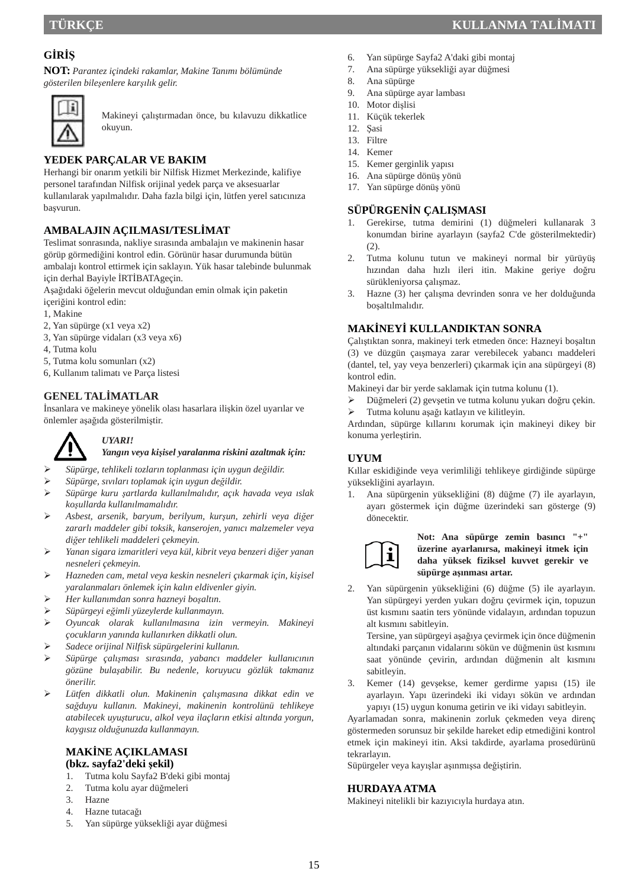## GİRİŞ

**NOT:** *Parantez içindeki rakamlar, Makine Tanımı bölümünde gösterilen bileşenlere karşılık gelir.*

Makineyi çalıştırmadan önce, bu kılavuzu dikkatlice okuyun.

## YEDEK PARÇALAR VE BAKIM

Herhangi bir onarım yetkili bir Nilfisk Hizmet Merkezinde, kalifiye personel tarafından Nilfisk orijinal yedek parça ve aksesuarlar kullanılarak yapılmalıdır. Daha fazla bilgi için, lütfen yerel satıcınıza başvurun.

## AMBALAJIN AÇILMASI/TESLİMAT

Teslimat sonrasında, nakliye sırasında ambalajın ve makinenin hasar görüp görmediğini kontrol edin. Görünür hasar durumunda bütün ambalajı kontrol ettirmek için saklayın. Yük hasar talebinde bulunmak için derhal Bayiyle İRTİBATAgeçin.

Aşağıdaki öğelerin mevcut olduğundan emin olmak için paketin içeriğini kontrol edin:

1, Makine
2, Yan süpürge (x1 veya x2)
3, Yan süpürge vidaları (x3 veya x6)
4, Tutma kolu
5, Tutma kolu somunları (x2)
6, Kullanım talimatı ve Parça listesi

## GENEL TALİMATLAR

İnsanlara ve makineye yönelik olası hasarlara ilişkin özel uyarılar ve önlemler aşağıda gösterilmiştir.

***UYARI!***
***Yangın veya kişisel yaralanma riskini azaltmak için:***

- *Süpürge, tehlikeli tozların toplanması için uygun değildir.*
- *Süpürge, sıvıları toplamak için uygun değildir.*
- *Süpürge kuru şartlarda kullanılmalıdır, açık havada veya ıslak koşullarda kullanılmamalıdır.*
- *Asbest, arsenik, baryum, berilyum, kurşun, zehirli veya diğer zararlı maddeler gibi toksik, kanserojen, yanıcı malzemeler veya diğer tehlikeli maddeleri çekmeyin.*
- *Yanan sigara izmaritleri veya kül, kibrit veya benzeri diğer yanan nesneleri çekmeyin.*
- *Hazneden cam, metal veya keskin nesneleri çıkarmak için, kişisel yaralanmaları önlemek için kalın eldivenler giyin.*
- *Her kullanımdan sonra hazneyi boşaltın.*
- *Süpürgeyi eğimli yüzeylerde kullanmayın.*
- *Oyuncak olarak kullanılmasına izin vermeyin. Makineyi çocukların yanında kullanırken dikkatli olun.*
- *Sadece orijinal Nilfisk süpürgelerini kullanın.*
- *Süpürge çalışması sırasında, yabancı maddeler kullanıcının gözüne bulaşabilir. Bu nedenle, koruyucu gözlük takmanız önerilir.*
- *Lütfen dikkatli olun. Makinenin çalışmasına dikkat edin ve sağduyu kullanın. Makineyi, makinenin kontrolünü tehlikeye atabilecek uyuşturucu, alkol veya ilaçların etkisi altında yorgun, kaygısız olduğunuzda kullanmayın.*

## MAKİNE AÇIKLAMASI (bkz. sayfa2'deki şekil)

1. Tutma kolu Sayfa2 B'deki gibi montaj
2. Tutma kolu ayar düğmeleri
3. Hazne
4. Hazne tutacağı
5. Yan süpürge yüksekliği ayar düğmesi
6. Yan süpürge Sayfa2 A'daki gibi montaj
7. Ana süpürge yüksekliği ayar düğmesi
8. Ana süpürge
9. Ana süpürge ayar lambası
10. Motor dişlisi
11. Küçük tekerlek
12. Şasi
13. Filtre
14. Kemer
15. Kemer gerginlik yapısı
16. Ana süpürge dönüş yönü
17. Yan süpürge dönüş yönü

## SÜPÜRGENİN ÇALIŞMASI

1. Gerekirse, tutma demirini (1) düğmeleri kullanarak 3 konumdan birine ayarlayın (sayfa2 C'de gösterilmektedir) (2).
2. Tutma kolunu tutun ve makineyi normal bir yürüyüş hızından daha hızlı ileri itin. Makine geriye doğru sürükleniyorsa çalışmaz.
3. Hazne (3) her çalışma devrinden sonra ve her dolduğunda boşaltılmalıdır.

## MAKİNEYİ KULLANDIKTAN SONRA

Çalıştıktan sonra, makineyi terk etmeden önce: Hazneyi boşaltın (3) ve düzgün çaışmaya zarar verebilecek yabancı maddeleri (dantel, tel, yay veya benzerleri) çıkarmak için ana süpürgeyi (8) kontrol edin.

Makineyi dar bir yerde saklamak için tutma kolunu (1).

- Düğmeleri (2) gevşetin ve tutma kolunu yukarı doğru çekin.
- Tutma kolunu aşağı katlayın ve kilitleyin.

Ardından, süpürge kıllarını korumak için makineyi dikey bir konuma yerleştirin.

## UYUM

Kıllar eskidiğinde veya verimliliği tehlikeye girdiğinde süpürge yüksekliği ayarlayın.

1. Ana süpürgenin yüksekliğini (8) düğme (7) ile ayarlayın, ayarı göstermek için düğme üzerindeki sarı gösterge (9) dönecektir.

**Not: Ana süpürge zemin basıncı "+" üzerine ayarlanırsa, makineyi itmek için daha yüksek fiziksel kuvvet gerekir ve süpürge aşınması artar.**

2. Yan süpürgenin yüksekliğini (6) düğme (5) ile ayarlayın. Yan süpürgeyi yerden yukarı doğru çevirmek için, topuzun üst kısmını saatin ters yönünde vidalayın, ardından topuzun alt kısmını sabitleyin.
   Tersine, yan süpürgeyi aşağıya çevirmek için önce düğmenin altındaki parçanın vidalarını sökün ve düğmenin üst kısmını saat yönünde çevirin, ardından düğmenin alt kısmını sabitleyin.
3. Kemer (14) gevşekse, kemer gerdirme yapısı (15) ile ayarlayın. Yapı üzerindeki iki vidayı sökün ve ardından yapıyı (15) uygun konuma getirin ve iki vidayı sabitleyin.

Ayarlamadan sonra, makinenin zorluk çekmeden veya direnç göstermeden sorunsuz bir şekilde hareket edip etmediğini kontrol etmek için makineyi itin. Aksi takdirde, ayarlama prosedürünü tekrarlayın.

Süpürgeler veya kayışlar aşınmışsa değiştirin.

## HURDAYA ATMA

Makineyi nitelikli bir kazıyıcıyla hurdaya atın.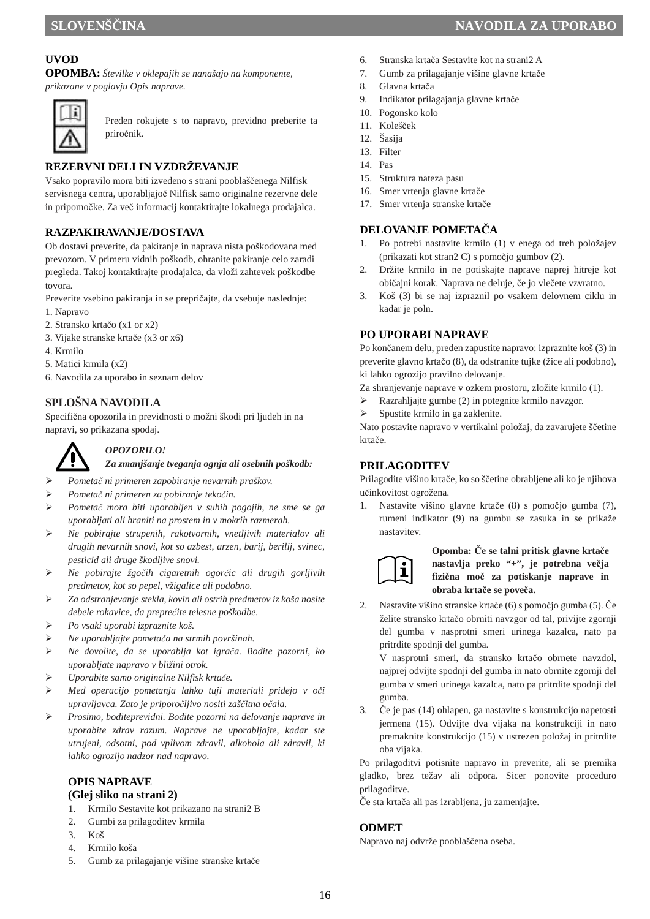## UVOD

**OPOMBA:** *Številke v oklepajih se nanašajo na komponente, prikazane v poglavju Opis naprave.*

Preden rokujete s to napravo, previdno preberite ta priročnik.

## REZERVNI DELI IN VZDRŽEVANJE

Vsako popravilo mora biti izvedeno s strani pooblaščenega Nilfisk servisnega centra, uporabljajoč Nilfisk samo originalne rezervne dele in pripomočke. Za več informacij kontaktirajte lokalnega prodajalca.

## RAZPAKIRAVANJE/DOSTAVA

Ob dostavi preverite, da pakiranje in naprava nista poškodovana med prevozom. V primeru vidnih poškodb, ohranite pakiranje celo zaradi pregleda. Takoj kontaktirajte prodajalca, da vloži zahtevek poškodbe tovora.

Preverite vsebino pakiranja in se prepričajte, da vsebuje naslednje:

1. Napravo
2. Stransko krtačo (x1 or x2)
3. Vijake stranske krtače (x3 or x6)
4. Krmilo
5. Matici krmila (x2)
6. Navodila za uporabo in seznam delov

## SPLOŠNA NAVODILA

Specifična opozorila in previdnosti o možni škodi pri ljudeh in na napravi, so prikazana spodaj.

***OPOZORILO!***
***Za zmanjšanje tveganja ognja ali osebnih poškodb:***

- *Pometač ni primeren zapobiranje nevarnih praškov.*
- *Pometač ni primeren za pobiranje tekočin.*
- *Pometač mora biti uporabljen v suhih pogojih, ne sme se ga uporabljati ali hraniti na prostem in v mokrih razmerah.*
- *Ne pobirajte strupenih, rakotvornih, vnetljivih materialov ali drugih nevarnih snovi, kot so azbest, arzen, barij, berilij, svinec, pesticid ali druge škodljive snovi.*
- *Ne pobirajte žgočih cigaretnih ogorčic ali drugih gorljivih predmetov, kot so pepel, vžigalice ali podobno.*
- *Za odstranjevanje stekla, kovin ali ostrih predmetov iz koša nosite debele rokavice, da preprečite telesne poškodbe.*
- *Po vsaki uporabi izpraznite koš.*
- *Ne uporabljajte pometača na strmih površinah.*
- *Ne dovolite, da se uporablja kot igrača. Bodite pozorni, ko uporabljate napravo v bližini otrok.*
- *Uporabite samo originalne Nilfisk krtače.*
- *Med operacijo pometanja lahko tuji materiali pridejo v oči upravljavca. Zato je priporočljivo nositi zaščitna očala.*
- *Prosimo, boditeprevidni. Bodite pozorni na delovanje naprave in uporabite zdrav razum. Naprave ne uporabljajte, kadar ste utrujeni, odsotni, pod vplivom zdravil, alkohola ali zdravil, ki lahko ogrozijo nadzor nad napravo.*

## OPIS NAPRAVE
## (Glej sliko na strani 2)

1. Krmilo Sestavite kot prikazano na strani2 B
2. Gumbi za prilagoditev krmila
3. Koš
4. Krmilo koša
5. Gumb za prilagajanje višine stranske krtače
6. Stranska krtača Sestavite kot na strani2 A
7. Gumb za prilagajanje višine glavne krtače
8. Glavna krtača
9. Indikator prilagajanja glavne krtače
10. Pogonsko kolo
11. Kolešček
12. Šasija
13. Filter
14. Pas
15. Struktura nateza pasu
16. Smer vrtenja glavne krtače
17. Smer vrtenja stranske krtače

## DELOVANJE POMETAČA

1. Po potrebi nastavite krmilo (1) v enega od treh položajev (prikazati kot stran2 C) s pomočjo gumbov (2).
2. Držite krmilo in ne potiskajte naprave naprej hitreje kot običajni korak. Naprava ne deluje, če jo vlečete vzvratno.
3. Koš (3) bi se naj izpraznil po vsakem delovnem ciklu in kadar je poln.

## PO UPORABI NAPRAVE

Po končanem delu, preden zapustite napravo: izpraznite koš (3) in preverite glavno krtačo (8), da odstranite tujke (žice ali podobno), ki lahko ogrozijo pravilno delovanje.

Za shranjevanje naprave v ozkem prostoru, zložite krmilo (1).

- Razrahljajte gumbe (2) in potegnite krmilo navzgor.
- Spustite krmilo in ga zaklenite.

Nato postavite napravo v vertikalni položaj, da zavarujete ščetine krtače.

## PRILAGODITEV

Prilagodite višino krtače, ko so ščetine obrabljene ali ko je njihova učinkovitost ogrožena.

1. Nastavite višino glavne krtače (8) s pomočjo gumba (7), rumeni indikator (9) na gumbu se zasuka in se prikaže nastavitev.

   **Opomba: Če se talni pritisk glavne krtače nastavlja preko "+", je potrebna večja fizična moč za potiskanje naprave in obraba krtače se poveča.**

2. Nastavite višino stranske krtače (6) s pomočjo gumba (5). Če želite stransko krtačo obrniti navzgor od tal, privijte zgornji del gumba v nasprotni smeri urinega kazalca, nato pa pritrdite spodnji del gumba.

   V nasprotni smeri, da stransko krtačo obrnete navzdol, najprej odvijte spodnji del gumba in nato obrnite zgornji del gumba v smeri urinega kazalca, nato pa pritrdite spodnji del gumba.
3. Če je pas (14) ohlapen, ga nastavite s konstrukcijo napetosti jermena (15). Odvijte dva vijaka na konstrukciji in nato premaknite konstrukcijo (15) v ustrezen položaj in pritrdite oba vijaka.

Po prilagoditvi potisnite napravo in preverite, ali se premika gladko, brez težav ali odpora. Sicer ponovite proceduro prilagoditve.

Če sta krtača ali pas izrabljena, ju zamenjajte.

## ODMET

Napravo naj odvrže pooblaščena oseba.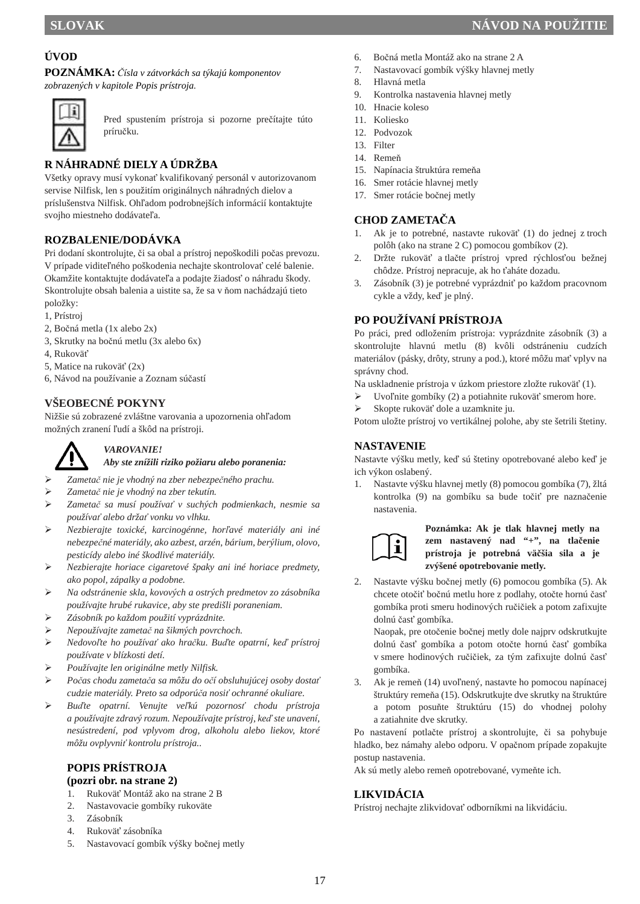## ÚVOD

**POZNÁMKA:** *Čísla v zátvorkách sa týkajú komponentov zobrazených v kapitole Popis prístroja.*

Pred spustením prístroja si pozorne prečítajte túto príručku.

## R NÁHRADNÉ DIELY A ÚDRŽBA

Všetky opravy musí vykonať kvalifikovaný personál v autorizovanom servise Nilfisk, len s použitím originálnych náhradných dielov a príslušenstva Nilfisk. Ohľadom podrobnejších informácií kontaktujte svojho miestneho dodávateľa.

## ROZBALENIE/DODÁVKA

Pri dodaní skontrolujte, či sa obal a prístroj nepoškodili počas prevozu. V prípade viditeľného poškodenia nechajte skontrolovať celé balenie. Okamžite kontaktujte dodávateľa a podajte žiadosť o náhradu škody. Skontrolujte obsah balenia a uistite sa, že sa v ňom nachádzajú tieto položky:

1, Prístroj
2, Bočná metla (1x alebo 2x)
3, Skrutky na bočnú metlu (3x alebo 6x)
4, Rukoväť
5, Matice na rukoväť (2x)
6, Návod na používanie a Zoznam súčastí

## VŠEOBECNÉ POKYNY

Nižšie sú zobrazené zvláštne varovania a upozornenia ohľadom možných zranení ľudí a škôd na prístroji.

***VAROVANIE!***
***Aby ste znížili riziko požiaru alebo poranenia:***

- *Zametač nie je vhodný na zber nebezpečného prachu.*
- *Zametač nie je vhodný na zber tekutín.*
- *Zametač sa musí používať v suchých podmienkach, nesmie sa používať alebo držať vonku vo vlhku.*
- *Nezbierajte toxické, karcinogénne, horľavé materiály ani iné nebezpečné materiály, ako azbest, arzén, bárium, berýlium, olovo, pesticídy alebo iné škodlivé materiály.*
- *Nezbierajte horiace cigaretové špaky ani iné horiace predmety, ako popol, zápalky a podobne.*
- *Na odstránenie skla, kovových a ostrých predmetov zo zásobníka používajte hrubé rukavice, aby ste predišli poraneniam.*
- *Zásobník po každom použití vyprázdnite.*
- *Nepoužívajte zametač na šikmých povrchoch.*
- *Nedovoľte ho používať ako hračku. Buďte opatrní, keď prístroj používate v blízkosti detí.*
- *Používajte len originálne metly Nilfisk.*
- *Počas chodu zametača sa môžu do očí obsluhujúcej osoby dostať cudzie materiály. Preto sa odporúča nosiť ochranné okuliare.*
- *Buďte opatrní. Venujte veľkú pozornosť chodu prístroja a používajte zdravý rozum. Nepoužívajte prístroj, keď ste unavení, nesústredení, pod vplyvom drog, alkoholu alebo liekov, ktoré môžu ovplyvniť kontrolu prístroja..*

## POPIS PRÍSTROJA
**(pozri obr. na strane 2)**

1. Rukoväť Montáž ako na strane 2 B
2. Nastavovacie gombíky rukoväte
3. Zásobník
4. Rukoväť zásobníka
5. Nastavovací gombík výšky bočnej metly
6. Bočná metla Montáž ako na strane 2 A
7. Nastavovací gombík výšky hlavnej metly
8. Hlavná metla
9. Kontrolka nastavenia hlavnej metly
10. Hnacie koleso
11. Koliesko
12. Podvozok
13. Filter
14. Remeň
15. Napínacia štruktúra remeňa
16. Smer rotácie hlavnej metly
17. Smer rotácie bočnej metly

## CHOD ZAMETAČA

1. Ak je to potrebné, nastavte rukoväť (1) do jednej z troch polôh (ako na strane 2 C) pomocou gombíkov (2).
2. Držte rukoväť a tlačte prístroj vpred rýchlosťou bežnej chôdze. Prístroj nepracuje, ak ho ťaháte dozadu.
3. Zásobník (3) je potrebné vyprázdniť po každom pracovnom cykle a vždy, keď je plný.

## PO POUŽÍVANÍ PRÍSTROJA

Po práci, pred odložením prístroja: vyprázdnite zásobník (3) a skontrolujte hlavnú metlu (8) kvôli odstráneniu cudzích materiálov (pásky, drôty, struny a pod.), ktoré môžu mať vplyv na správny chod.

Na uskladnenie prístroja v úzkom priestore zložte rukoväť (1).

- Uvoľnite gombíky (2) a potiahnite rukoväť smerom hore.
- Skopte rukoväť dole a uzamknite ju.

Potom uložte prístroj vo vertikálnej polohe, aby ste šetrili štetiny.

## NASTAVENIE

Nastavte výšku metly, keď sú štetiny opotrebované alebo keď je ich výkon oslabený.

1. Nastavte výšku hlavnej metly (8) pomocou gombíka (7), žltá kontrolka (9) na gombíku sa bude točiť pre naznačenie nastavenia.

   **Poznámka: Ak je tlak hlavnej metly na zem nastavený nad “+”, na tlačenie prístroja je potrebná väčšia sila a je zvýšené opotrebovanie metly.**

2. Nastavte výšku bočnej metly (6) pomocou gombíka (5). Ak chcete otočiť bočnú metlu hore z podlahy, otočte hornú časť gombíka proti smeru hodinových ručičiek a potom zafixujte dolnú časť gombíka.
   Naopak, pre otočenie bočnej metly dole najprv odskrutkujte dolnú časť gombíka a potom otočte hornú časť gombíka v smere hodinových ručičiek, za tým zafixujte dolnú časť gombíka.
3. Ak je remeň (14) uvoľnený, nastavte ho pomocou napínacej štruktúry remeňa (15). Odskrutkujte dve skrutky na štruktúre a potom posuňte štruktúru (15) do vhodnej polohy a zatiahnite dve skrutky.

Po nastavení potlačte prístroj a skontrolujte, či sa pohybuje hladko, bez námahy alebo odporu. V opačnom prípade zopakujte postup nastavenia.

Ak sú metly alebo remeň opotrebované, vymeňte ich.

## LIKVIDÁCIA

Prístroj nechajte zlikvidovať odborníkmi na likvidáciu.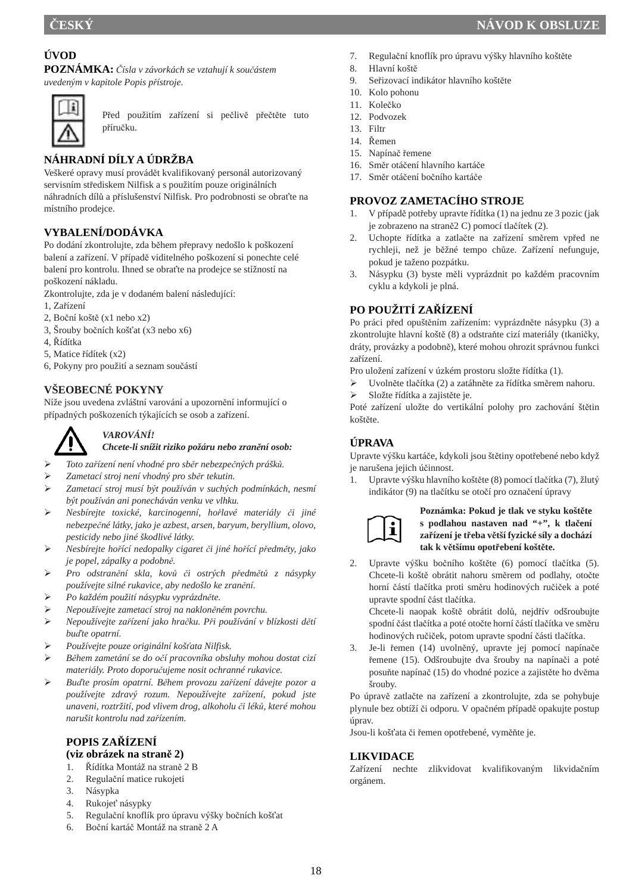## ČESKÝ — NÁVOD K OBSLUZE

### ÚVOD

**POZNÁMKA:** *Čísla v závorkách se vztahují k součástem uvedeným v kapitole Popis přístroje.*

Před použitím zařízení si pečlivě přečtěte tuto příručku.

### NÁHRADNÍ DÍLY A ÚDRŽBA

Veškeré opravy musí provádět kvalifikovaný personál autorizovaný servisním střediskem Nilfisk a s použitím pouze originálních náhradních dílů a příslušenství Nilfisk. Pro podrobnosti se obraťte na místního prodejce.

### VYBALENÍ/DODÁVKA

Po dodání zkontrolujte, zda během přepravy nedošlo k poškození balení a zařízení. V případě viditelného poškození si ponechte celé balení pro kontrolu. Ihned se obraťte na prodejce se stížností na poškození nákladu.

Zkontrolujte, zda je v dodaném balení následující:

1, Zařízení
2, Boční koště (x1 nebo x2)
3, Šrouby bočních košťat (x3 nebo x6)
4, Řídítka
5, Matice řídítek (x2)
6, Pokyny pro použití a seznam součástí

### VŠEOBECNÉ POKYNY

Níže jsou uvedena zvláštní varování a upozornění informující o případných poškozeních týkajících se osob a zařízení.

***VAROVÁNÍ!***
***Chcete-li snížit riziko požáru nebo zranění osob:***

- *Toto zařízení není vhodné pro sběr nebezpečných prášků.*
- *Zametací stroj není vhodný pro sběr tekutin.*
- *Zametací stroj musí být používán v suchých podmínkách, nesmí být používán ani ponecháván venku ve vlhku.*
- *Nesbírejte toxické, karcinogenní, hořlavé materiály či jiné nebezpečné látky, jako je azbest, arsen, baryum, beryllium, olovo, pesticidy nebo jiné škodlivé látky.*
- *Nesbírejte hořící nedopalky cigaret či jiné hořící předměty, jako je popel, zápalky a podobně.*
- *Pro odstranění skla, kovů či ostrých předmětů z násypky používejte silné rukavice, aby nedošlo ke zranění.*
- *Po každém použití násypku vyprázdněte.*
- *Nepoužívejte zametací stroj na nakloněném povrchu.*
- *Nepoužívejte zařízení jako hračku. Při používání v blízkosti dětí buďte opatrní.*
- *Používejte pouze originální košťata Nilfisk.*
- *Během zametání se do očí pracovníka obsluhy mohou dostat cizí materiály. Proto doporučujeme nosit ochranné rukavice.*
- *Buďte prosím opatrní. Během provozu zařízení dávejte pozor a používejte zdravý rozum. Nepoužívejte zařízení, pokud jste unaveni, roztržití, pod vlivem drog, alkoholu či léků, které mohou narušit kontrolu nad zařízením.*

### POPIS ZAŘÍZENÍ
### (viz obrázek na straně 2)

1. Řídítka Montáž na straně 2 B
2. Regulační matice rukojeti
3. Násypka
4. Rukojeť násypky
5. Regulační knoflík pro úpravu výšky bočních košťat
6. Boční kartáč Montáž na straně 2 A
7. Regulační knoflík pro úpravu výšky hlavního koštěte
8. Hlavní koště
9. Seřizovací indikátor hlavního koštěte
10. Kolo pohonu
11. Kolečko
12. Podvozek
13. Filtr
14. Řemen
15. Napínač řemene
16. Směr otáčení hlavního kartáče
17. Směr otáčení bočního kartáče

### PROVOZ ZAMETACÍHO STROJE

1. V případě potřeby upravte řídítka (1) na jednu ze 3 pozic (jak je zobrazeno na straně2 C) pomocí tlačítek (2).
2. Uchopte řídítka a zatlačte na zařízení směrem vpřed ne rychleji, než je běžné tempo chůze. Zařízení nefunguje, pokud je taženo pozpátku.
3. Násypku (3) byste měli vyprázdnit po každém pracovním cyklu a kdykoli je plná.

### PO POUŽITÍ ZAŘÍZENÍ

Po práci před opuštěním zařízením: vyprázdněte násypku (3) a zkontrolujte hlavní koště (8) a odstraňte cizí materiály (tkaničky, dráty, provázky a podobně), které mohou ohrozit správnou funkci zařízení.

Pro uložení zařízení v úzkém prostoru složte řídítka (1).

- Uvolněte tlačítka (2) a zatáhněte za řídítka směrem nahoru.
- Složte řídítka a zajistěte je.

Poté zařízení uložte do vertikální polohy pro zachování štětin koštěte.

### ÚPRAVA

Upravte výšku kartáče, kdykoli jsou štětiny opotřebené nebo když je narušena jejich účinnost.

1. Upravte výšku hlavního koštěte (8) pomocí tlačítka (7), žlutý indikátor (9) na tlačítku se otočí pro označení úpravy

**Poznámka: Pokud je tlak ve styku koštěte s podlahou nastaven nad “+”, k tlačení zařízení je třeba větší fyzické síly a dochází tak k většímu opotřebení koštěte.**

2. Upravte výšku bočního koštěte (6) pomocí tlačítka (5). Chcete-li koště obrátit nahoru směrem od podlahy, otočte horní částí tlačítka proti směru hodinových ručiček a poté upravte spodní část tlačítka.
   Chcete-li naopak koště obrátit dolů, nejdřív odšroubujte spodní část tlačítka a poté otočte horní částí tlačítka ve směru hodinových ručiček, potom upravte spodní části tlačítka.
3. Je-li řemen (14) uvolněný, upravte jej pomocí napínače řemene (15). Odšroubujte dva šrouby na napínači a poté posuňte napínač (15) do vhodné pozice a zajistěte ho dvěma šrouby.

Po úpravě zatlačte na zařízení a zkontrolujte, zda se pohybuje plynule bez obtíží či odporu. V opačném případě opakujte postup úprav.

Jsou-li košťata či řemen opotřebené, vyměňte je.

### LIKVIDACE

Zařízení nechte zlikvidovat kvalifikovaným likvidačním orgánem.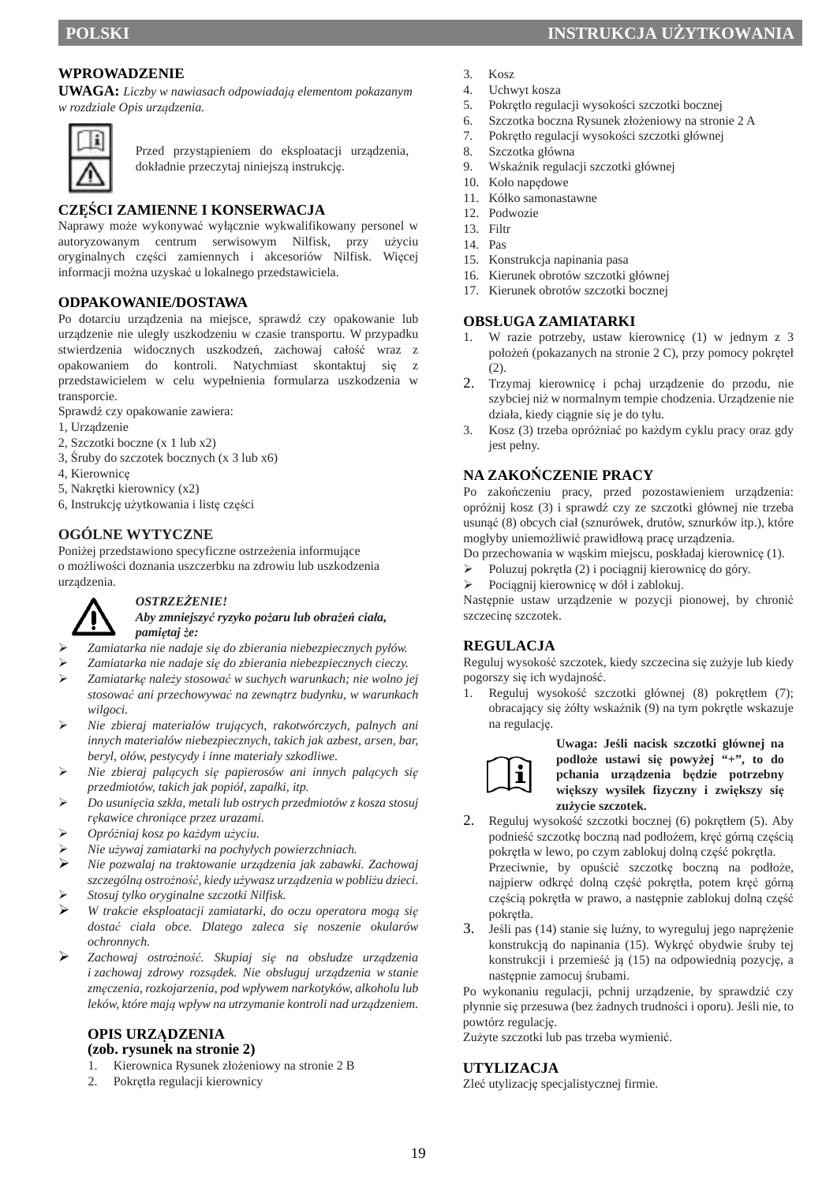# POLSKI — INSTRUKCJA UŻYTKOWANIA

## WPROWADZENIE

**UWAGA:** *Liczby w nawiasach odpowiadają elementom pokazanym w rozdziale Opis urządzenia.*

Przed przystąpieniem do eksploatacji urządzenia, dokładnie przeczytaj niniejszą instrukcję.

## CZĘŚCI ZAMIENNE I KONSERWACJA

Naprawy może wykonywać wyłącznie wykwalifikowany personel w autoryzowanym centrum serwisowym Nilfisk, przy użyciu oryginalnych części zamiennych i akcesoriów Nilfisk. Więcej informacji można uzyskać u lokalnego przedstawiciela.

## ODPAKOWANIE/DOSTAWA

Po dotarciu urządzenia na miejsce, sprawdź czy opakowanie lub urządzenie nie uległy uszkodzeniu w czasie transportu. W przypadku stwierdzenia widocznych uszkodzeń, zachowaj całość wraz z opakowaniem do kontroli. Natychmiast skontaktuj się z przedstawicielem w celu wypełnienia formularza uszkodzenia w transporcie.

Sprawdź czy opakowanie zawiera:

1, Urządzenie
2, Szczotki boczne (x 1 lub x2)
3, Śruby do szczotek bocznych (x 3 lub x6)
4, Kierownicę
5, Nakrętki kierownicy (x2)
6, Instrukcję użytkowania i listę części

## OGÓLNE WYTYCZNE

Poniżej przedstawiono specyficzne ostrzeżenia informujące o możliwości doznania uszczerbku na zdrowiu lub uszkodzenia urządzenia.

***OSTRZEŻENIE!***
***Aby zmniejszyć ryzyko pożaru lub obrażeń ciała, pamiętaj że:***

- *Zamiatarka nie nadaje się do zbierania niebezpiecznych pyłów.*
- *Zamiatarka nie nadaje się do zbierania niebezpiecznych cieczy.*
- *Zamiatarkę należy stosować w suchych warunkach; nie wolno jej stosować ani przechowywać na zewnątrz budynku, w warunkach wilgoci.*
- *Nie zbieraj materiałów trujących, rakotwórczych, palnych ani innych materiałów niebezpiecznych, takich jak azbest, arsen, bar, beryl, ołów, pestycydy i inne materiały szkodliwe.*
- *Nie zbieraj palących się papierosów ani innych palących się przedmiotów, takich jak popiół, zapałki, itp.*
- *Do usunięcia szkła, metali lub ostrych przedmiotów z kosza stosuj rękawice chroniące przez urazami.*
- *Opróżniaj kosz po każdym użyciu.*
- *Nie używaj zamiatarki na pochyłych powierzchniach.*
- *Nie pozwalaj na traktowanie urządzenia jak zabawki. Zachowaj szczególną ostrożność, kiedy używasz urządzenia w pobliżu dzieci.*
- *Stosuj tylko oryginalne szczotki Nilfisk.*
- *W trakcie eksploatacji zamiatarki, do oczu operatora mogą się dostać ciała obce. Dlatego zaleca się noszenie okularów ochronnych.*
- *Zachowaj ostrożność. Skupiaj się na obsłudze urządzenia i zachowaj zdrowy rozsądek. Nie obsługuj urządzenia w stanie zmęczenia, rozkojarzenia, pod wpływem narkotyków, alkoholu lub leków, które mają wpływ na utrzymanie kontroli nad urządzeniem.*

## OPIS URZĄDZENIA (zob. rysunek na stronie 2)

1. Kierownica Rysunek złożeniowy na stronie 2 B
2. Pokrętła regulacji kierownicy
3. Kosz
4. Uchwyt kosza
5. Pokrętło regulacji wysokości szczotki bocznej
6. Szczotka boczna Rysunek złożeniowy na stronie 2 A
7. Pokrętło regulacji wysokości szczotki głównej
8. Szczotka główna
9. Wskaźnik regulacji szczotki głównej
10. Koło napędowe
11. Kółko samonastawne
12. Podwozie
13. Filtr
14. Pas
15. Konstrukcja napinania pasa
16. Kierunek obrotów szczotki głównej
17. Kierunek obrotów szczotki bocznej

## OBSŁUGA ZAMIATARKI

1. W razie potrzeby, ustaw kierownicę (1) w jednym z 3 położeń (pokazanych na stronie 2 C), przy pomocy pokręteł (2).
2. Trzymaj kierownicę i pchaj urządzenie do przodu, nie szybciej niż w normalnym tempie chodzenia. Urządzenie nie działa, kiedy ciągnie się je do tyłu.
3. Kosz (3) trzeba opróżniać po każdym cyklu pracy oraz gdy jest pełny.

## NA ZAKOŃCZENIE PRACY

Po zakończeniu pracy, przed pozostawieniem urządzenia: opróżnij kosz (3) i sprawdź czy ze szczotki głównej nie trzeba usunąć (8) obcych ciał (sznurówek, drutów, sznurków itp.), które mogłyby uniemożliwić prawidłową pracę urządzenia.

Do przechowania w wąskim miejscu, poskładaj kierownicę (1).

- Poluzuj pokrętła (2) i pociągnij kierownicę do góry.
- Pociągnij kierownicę w dół i zablokuj.

Następnie ustaw urządzenie w pozycji pionowej, by chronić szczecinę szczotek.

## REGULACJA

Reguluj wysokość szczotek, kiedy szczecina się zużyje lub kiedy pogorszy się ich wydajność.

1. Reguluj wysokość szczotki głównej (8) pokrętłem (7); obracający się żółty wskaźnik (9) na tym pokrętle wskazuje na regulację.

   **Uwaga: Jeśli nacisk szczotki głównej na podłoże ustawi się powyżej "+", to do pchania urządzenia będzie potrzebny większy wysiłek fizyczny i zwiększy się zużycie szczotek.**

2. Reguluj wysokość szczotki bocznej (6) pokrętłem (5). Aby podnieść szczotkę boczną nad podłożem, kręć górną częścią pokrętła w lewo, po czym zablokuj dolną część pokrętła.
   Przeciwnie, by opuścić szczotkę boczną na podłoże, najpierw odkręć dolną część pokrętła, potem kręć górną częścią pokrętła w prawo, a następnie zablokuj dolną część pokrętła.
3. Jeśli pas (14) stanie się luźny, to wyreguluj jego naprężenie konstrukcją do napinania (15). Wykręć obydwie śruby tej konstrukcji i przemieść ją (15) na odpowiednią pozycję, a następnie zamocuj śrubami.

Po wykonaniu regulacji, pchnij urządzenie, by sprawdzić czy płynnie się przesuwa (bez żadnych trudności i oporu). Jeśli nie, to powtórz regulację.

Zużyte szczotki lub pas trzeba wymienić.

## UTYLIZACJA

Zleć utylizację specjalistycznej firmie.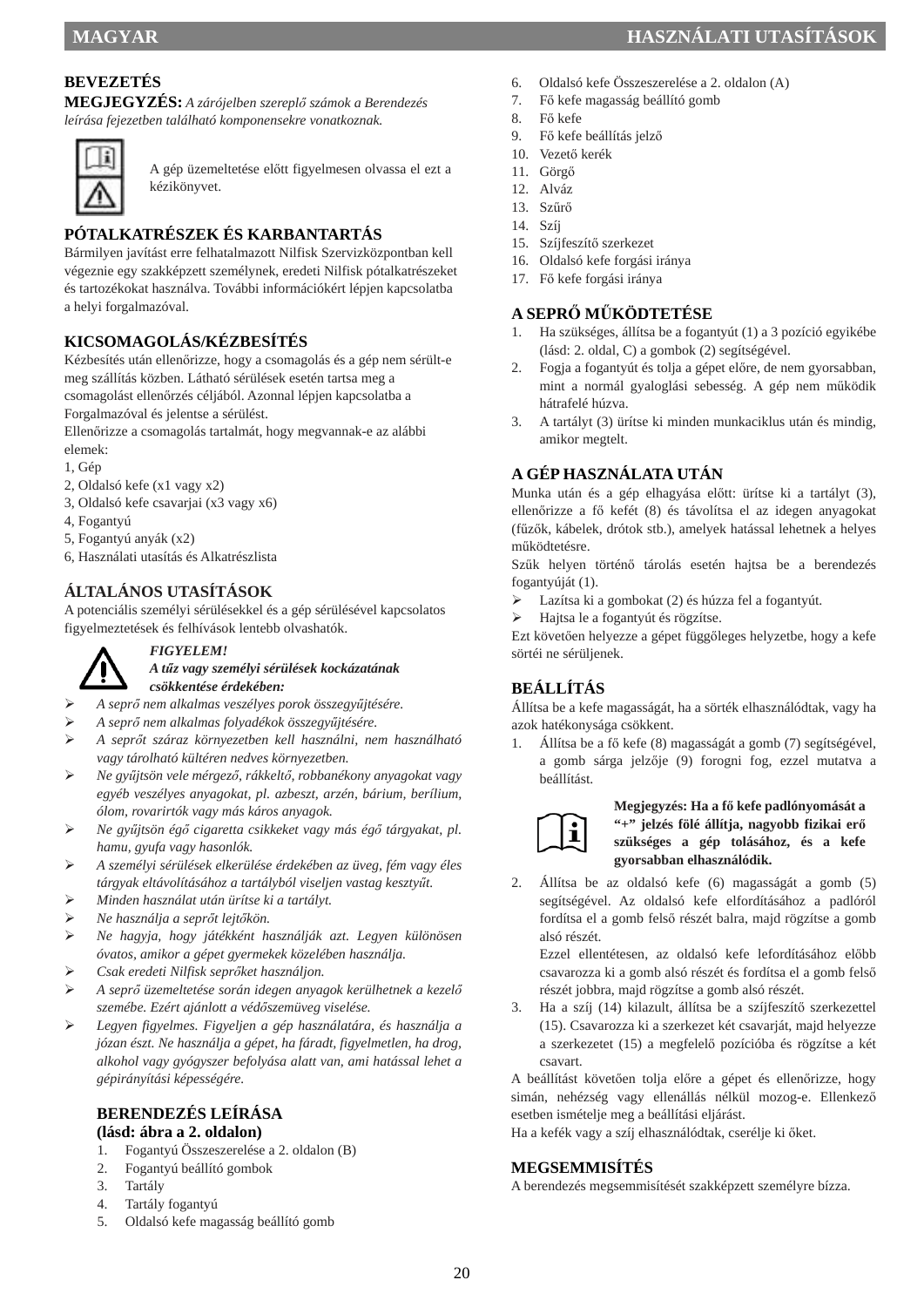## BEVEZETÉS

**MEGJEGYZÉS:** *A zárójelben szereplő számok a Berendezés leírása fejezetben található komponensekre vonatkoznak.*

A gép üzemeltetése előtt figyelmesen olvassa el ezt a kézikönyvet.

## PÓTALKATRÉSZEK ÉS KARBANTARTÁS

Bármilyen javítást erre felhatalmazott Nilfisk Szervizközpontban kell végeznie egy szakképzett személynek, eredeti Nilfisk pótalkatrészeket és tartozékokat használva. További információkért lépjen kapcsolatba a helyi forgalmazóval.

## KICSOMAGOLÁS/KÉZBESÍTÉS

Kézbesítés után ellenőrizze, hogy a csomagolás és a gép nem sérült-e meg szállítás közben. Látható sérülések esetén tartsa meg a csomagolást ellenőrzés céljából. Azonnal lépjen kapcsolatba a Forgalmazóval és jelentse a sérülést.
Ellenőrizze a csomagolás tartalmát, hogy megvannak-e az alábbi elemek:
1, Gép
2, Oldalsó kefe (x1 vagy x2)
3, Oldalsó kefe csavarjai (x3 vagy x6)
4, Fogantyú
5, Fogantyú anyák (x2)
6, Használati utasítás és Alkatrészlista

## ÁLTALÁNOS UTASÍTÁSOK

A potenciális személyi sérülésekkel és a gép sérülésével kapcsolatos figyelmeztetések és felhívások lentebb olvashatók.

***FIGYELEM!***
***A tűz vagy személyi sérülések kockázatának csökkentése érdekében:***

- *A seprő nem alkalmas veszélyes porok összegyűjtésére.*
- *A seprő nem alkalmas folyadékok összegyűjtésére.*
- *A seprőt száraz környezetben kell használni, nem használható vagy tárolható kültéren nedves környezetben.*
- *Ne gyűjtsön vele mérgező, rákkeltő, robbanékony anyagokat vagy egyéb veszélyes anyagokat, pl. azbeszt, arzén, bárium, berílium, ólom, rovarirtók vagy más káros anyagok.*
- *Ne gyűjtsön égő cigaretta csikkeket vagy más égő tárgyakat, pl. hamu, gyufa vagy hasonlók.*
- *A személyi sérülések elkerülése érdekében az üveg, fém vagy éles tárgyak eltávolításához a tartályból viseljen vastag kesztyűt.*
- *Minden használat után ürítse ki a tartályt.*
- *Ne használja a seprőt lejtőkön.*
- *Ne hagyja, hogy játékként használják azt. Legyen különösen óvatos, amikor a gépet gyermekek közelében használja.*
- *Csak eredeti Nilfisk seprőket használjon.*
- *A seprő üzemeltetése során idegen anyagok kerülhetnek a kezelő szemébe. Ezért ajánlott a védőszemüveg viselése.*
- *Legyen figyelmes. Figyeljen a gép használatára, és használja a józan észt. Ne használja a gépet, ha fáradt, figyelmetlen, ha drog, alkohol vagy gyógyszer befolyása alatt van, ami hatással lehet a gépirányítási képességére.*

## BERENDEZÉS LEÍRÁSA (lásd: ábra a 2. oldalon)

1. Fogantyú Összeszerelése a 2. oldalon (B)
2. Fogantyú beállító gombok
3. Tartály
4. Tartály fogantyú
5. Oldalsó kefe magasság beállító gomb
6. Oldalsó kefe Összeszerelése a 2. oldalon (A)
7. Fő kefe magasság beállító gomb
8. Fő kefe
9. Fő kefe beállítás jelző
10. Vezető kerék
11. Görgő
12. Alváz
13. Szűrő
14. Szíj
15. Szíjfeszítő szerkezet
16. Oldalsó kefe forgási iránya
17. Fő kefe forgási iránya

## A SEPRŐ MŰKÖDTETÉSE

1. Ha szükséges, állítsa be a fogantyút (1) a 3 pozíció egyikébe (lásd: 2. oldal, C) a gombok (2) segítségével.
2. Fogja a fogantyút és tolja a gépet előre, de nem gyorsabban, mint a normál gyaloglási sebesség. A gép nem működik hátrafelé húzva.
3. A tartályt (3) ürítse ki minden munkaciklus után és mindig, amikor megtelt.

## A GÉP HASZNÁLATA UTÁN

Munka után és a gép elhagyása előtt: ürítse ki a tartályt (3), ellenőrizze a fő kefét (8) és távolítsa el az idegen anyagokat (fűzők, kábelek, drótok stb.), amelyek hatással lehetnek a helyes működtetésre.
Szűk helyen történő tárolás esetén hajtsa be a berendezés fogantyúját (1).

- Lazítsa ki a gombokat (2) és húzza fel a fogantyút.
- Hajtsa le a fogantyút és rögzítse.

Ezt követően helyezze a gépet függőleges helyzetbe, hogy a kefe sörtéi ne sérüljenek.

## BEÁLLÍTÁS

Állítsa be a kefe magasságát, ha a sörték elhasználódtak, vagy ha azok hatékonysága csökkent.

1. Állítsa be a fő kefe (8) magasságát a gomb (7) segítségével, a gomb sárga jelzője (9) forogni fog, ezzel mutatva a beállítást.

**Megjegyzés: Ha a fő kefe padlónyomását a “+” jelzés fölé állítja, nagyobb fizikai erő szükséges a gép tolásához, és a kefe gyorsabban elhasználódik.**

2. Állítsa be az oldalsó kefe (6) magasságát a gomb (5) segítségével. Az oldalsó kefe elfordításához a padlóról fordítsa el a gomb felső részét balra, majd rögzítse a gomb alsó részét.
   Ezzel ellentétesen, az oldalsó kefe lefordításához előbb csavarozza ki a gomb alsó részét és fordítsa el a gomb felső részét jobbra, majd rögzítse a gomb alsó részét.
3. Ha a szíj (14) kilazult, állítsa be a szíjfeszítő szerkezettel (15). Csavarozza ki a szerkezet két csavarját, majd helyezze a szerkezetet (15) a megfelelő pozícióba és rögzítse a két csavart.

A beállítást követően tolja előre a gépet és ellenőrizze, hogy simán, nehézség vagy ellenállás nélkül mozog-e. Ellenkező esetben ismételje meg a beállítási eljárást.
Ha a kefék vagy a szíj elhasználódtak, cserélje ki őket.

## MEGSEMMISÍTÉS

A berendezés megsemmisítését szakképzett személyre bízza.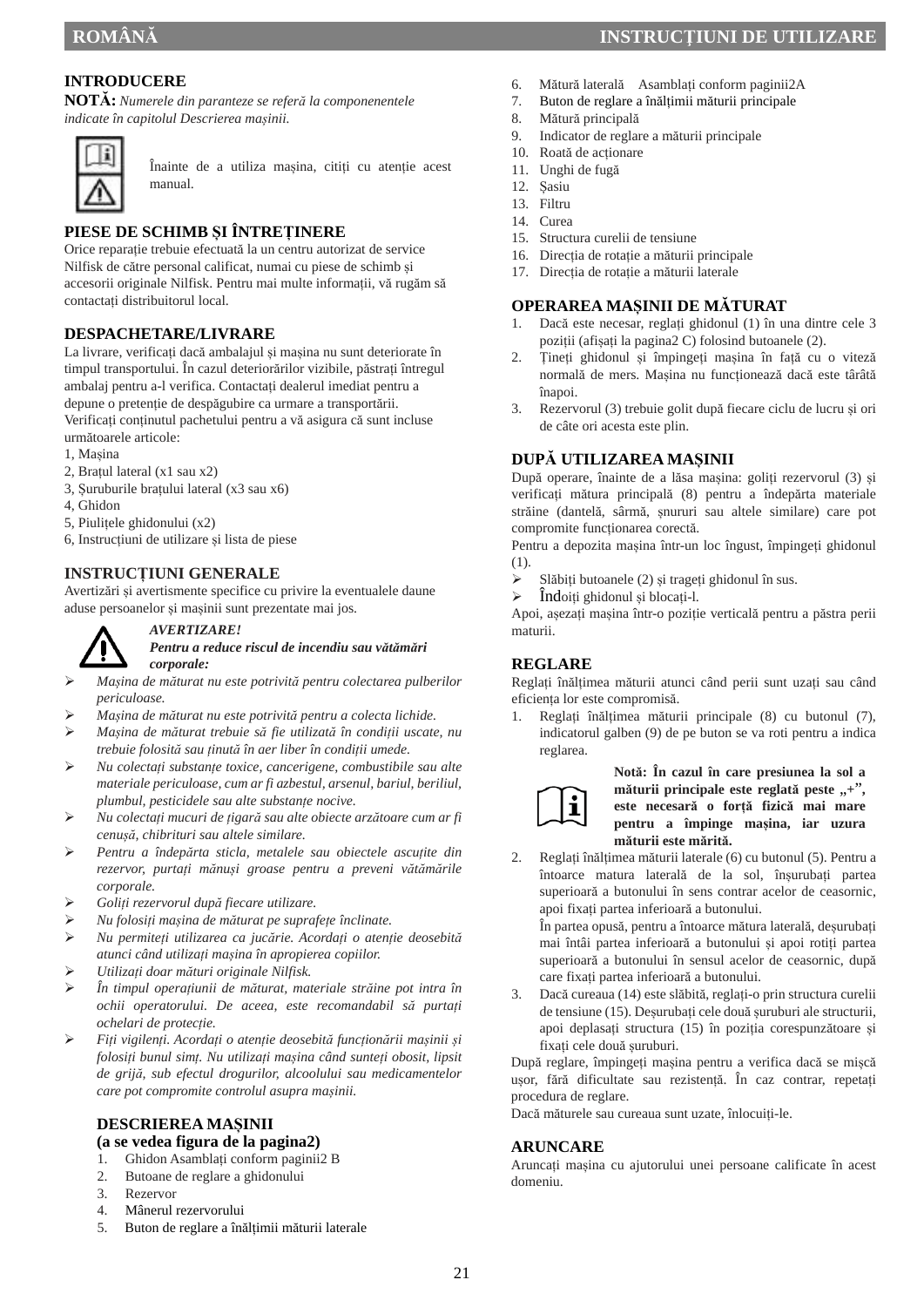## INTRODUCERE

**NOTĂ:** *Numerele din paranteze se referă la componenentele indicate în capitolul Descrierea mașinii.*

Înainte de a utiliza mașina, citiți cu atenție acest manual.

## PIESE DE SCHIMB ȘI ÎNTREȚINERE

Orice reparație trebuie efectuată la un centru autorizat de service Nilfisk de către personal calificat, numai cu piese de schimb și accesorii originale Nilfisk. Pentru mai multe informații, vă rugăm să contactați distribuitorul local.

## DESPACHETARE/LIVRARE

La livrare, verificați dacă ambalajul și mașina nu sunt deteriorate în timpul transportului. În cazul deteriorărilor vizibile, păstrați întregul ambalaj pentru a-l verifica. Contactați dealerul imediat pentru a depune o pretenție de despăgubire ca urmare a transportării.
Verificați conținutul pachetului pentru a vă asigura că sunt incluse următoarele articole:
1, Mașina
2, Brațul lateral (x1 sau x2)
3, Șuruburile brațului lateral (x3 sau x6)
4, Ghidon
5, Piulițele ghidonului (x2)
6, Instrucțiuni de utilizare și lista de piese

## INSTRUCȚIUNI GENERALE

Avertizări și avertismente specifice cu privire la eventualele daune aduse persoanelor și mașinii sunt prezentate mai jos.

***AVERTIZARE!***
***Pentru a reduce riscul de incendiu sau vătămări corporale:***

- *Mașina de măturat nu este potrivită pentru colectarea pulberilor periculoase.*
- *Mașina de măturat nu este potrivită pentru a colecta lichide.*
- *Mașina de măturat trebuie să fie utilizată în condiții uscate, nu trebuie folosită sau ținută în aer liber în condiții umede.*
- *Nu colectați substanțe toxice, cancerigene, combustibile sau alte materiale periculoase, cum ar fi azbestul, arsenul, bariul, beriliul, plumbul, pesticidele sau alte substanțe nocive.*
- *Nu colectați mucuri de țigară sau alte obiecte arzătoare cum ar fi cenușă, chibrituri sau altele similare.*
- *Pentru a îndepărta sticla, metalele sau obiectele ascuțite din rezervor, purtați mănuși groase pentru a preveni vătămările corporale.*
- *Goliți rezervorul după fiecare utilizare.*
- *Nu folosiți mașina de măturat pe suprafețe înclinate.*
- *Nu permiteți utilizarea ca jucărie. Acordați o atenție deosebită atunci când utilizați mașina în apropierea copiilor.*
- *Utilizați doar mături originale Nilfisk.*
- *În timpul operațiunii de măturat, materiale străine pot intra în ochii operatorului. De aceea, este recomandabil să purtați ochelari de protecție.*
- *Fiți vigilenți. Acordați o atenție deosebită funcționării mașinii și folosiți bunul simț. Nu utilizați mașina când sunteți obosit, lipsit de grijă, sub efectul drogurilor, alcoolului sau medicamentelor care pot compromite controlul asupra mașinii.*

## DESCRIEREA MAȘINII
## (a se vedea figura de la pagina2)

1. Ghidon Asamblați conform paginii2 B
2. Butoane de reglare a ghidonului
3. Rezervor
4. Mânerul rezervorului
5. Buton de reglare a înălțimii măturii laterale
6. Mătură laterală  Asamblați conform paginii2A
7. Buton de reglare a înălțimii măturii principale
8. Mătură principală
9. Indicator de reglare a măturii principale
10. Roată de acționare
11. Unghi de fugă
12. Șasiu
13. Filtru
14. Curea
15. Structura curelii de tensiune
16. Direcția de rotație a măturii principale
17. Direcția de rotație a măturii laterale

## OPERAREA MAȘINII DE MĂTURAT

1. Dacă este necesar, reglați ghidonul (1) în una dintre cele 3 poziții (afișați la pagina2 C) folosind butoanele (2).
2. Țineți ghidonul și împingeți mașina în față cu o viteză normală de mers. Mașina nu funcționează dacă este târâtă înapoi.
3. Rezervorul (3) trebuie golit după fiecare ciclu de lucru și ori de câte ori acesta este plin.

## DUPĂ UTILIZAREA MAȘINII

După operare, înainte de a lăsa mașina: goliți rezervorul (3) și verificați mătura principală (8) pentru a îndepărta materiale străine (dantelă, sârmă, șnururi sau altele similare) care pot compromite funcționarea corectă.
Pentru a depozita mașina într-un loc îngust, împingeți ghidonul (1).

- Slăbiți butoanele (2) și trageți ghidonul în sus.
- Îndoiți ghidonul și blocați-l.

Apoi, așezați mașina într-o poziție verticală pentru a păstra perii maturii.

## REGLARE

Reglați înălțimea măturii atunci când perii sunt uzați sau când eficiența lor este compromisă.

1. Reglați înălțimea măturii principale (8) cu butonul (7), indicatorul galben (9) de pe buton se va roti pentru a indica reglarea.

   **Notă: În cazul în care presiunea la sol a măturii principale este reglată peste „+”, este necesară o forță fizică mai mare pentru a împinge mașina, iar uzura măturii este mărită.**

2. Reglați înălțimea măturii laterale (6) cu butonul (5). Pentru a întoarce matura laterală de la sol, înșurubați partea superioară a butonului în sens contrar acelor de ceasornic, apoi fixați partea inferioară a butonului.
   În partea opusă, pentru a întoarce mătura laterală, deșurubați mai întâi partea inferioară a butonului și apoi rotiți partea superioară a butonului în sensul acelor de ceasornic, după care fixați partea inferioară a butonului.
3. Dacă cureaua (14) este slăbită, reglați-o prin structura curelii de tensiune (15). Deșurubați cele două șuruburi ale structurii, apoi deplasați structura (15) în poziția corespunzătoare și fixați cele două șuruburi.

După reglare, împingeți mașina pentru a verifica dacă se mișcă ușor, fără dificultate sau rezistență. În caz contrar, repetați procedura de reglare.
Dacă măturele sau cureaua sunt uzate, înlocuiți-le.

## ARUNCARE

Aruncați mașina cu ajutorului unei persoane calificate în acest domeniu.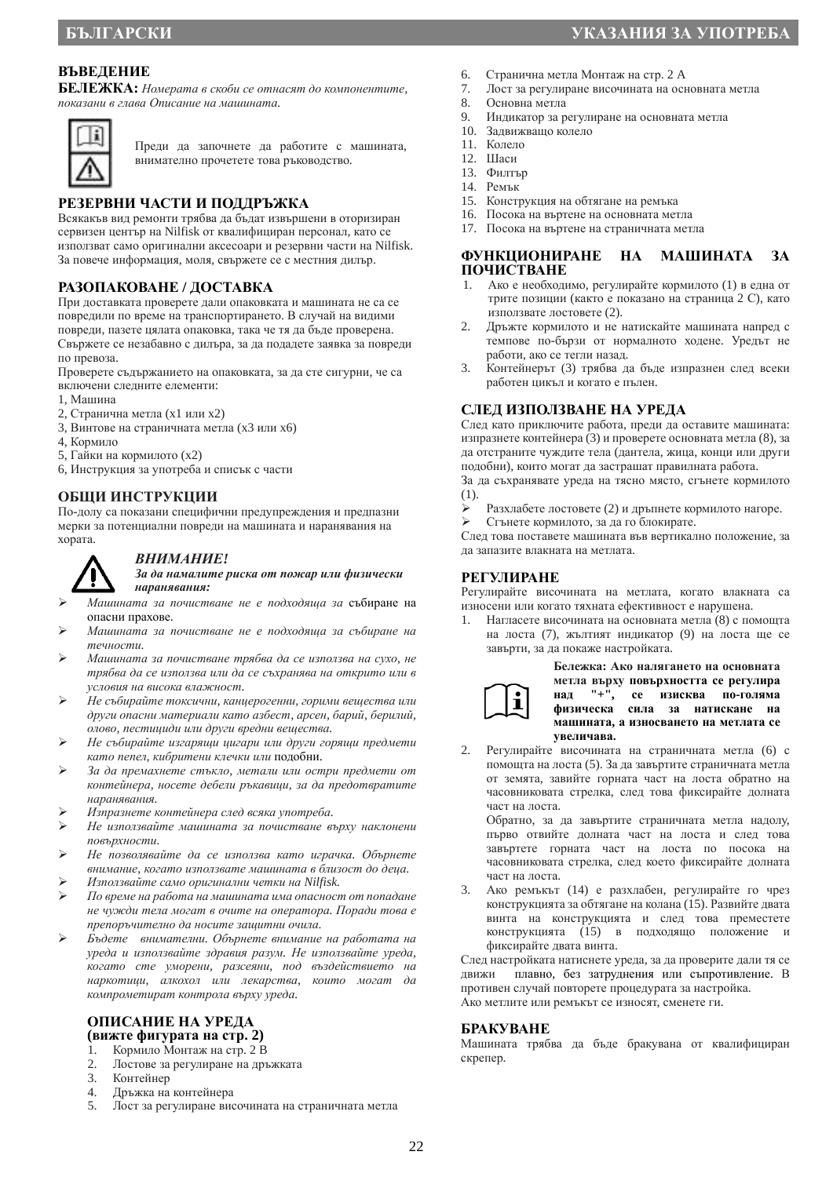## ВЪВЕДЕНИЕ

**БЕЛЕЖКА:** *Номерата в скоби се отнасят до компонентите, показани в глава Описание на машината.*

Преди да започнете да работите с машината, внимателно прочетете това ръководство.

## РЕЗЕРВНИ ЧАСТИ И ПОДДРЪЖКА

Всякакъв вид ремонти трябва да бъдат извършени в оторизиран сервизен център на Nilfisk от квалифициран персонал, като се използват само оригинални аксесоари и резервни части на Nilfisk. За повече информация, моля, свържете се с местния дилър.

## РАЗОПАКОВАНЕ / ДОСТАВКА

При доставката проверете дали опаковката и машината не са се повредили по време на транспортирането. В случай на видими повреди, пазете цялата опаковка, така че тя да бъде проверена. Свържете се незабавно с дилъра, за да подадете заявка за повреди по превоза.

Проверете съдържанието на опаковката, за да сте сигурни, че са включени следните елементи:

1, Машина
2, Странична метла (x1 или x2)
3, Винтове на страничната метла (x3 или x6)
4, Кормило
5, Гайки на кормилото (x2)
6, Инструкция за употреба и списък с части

## ОБЩИ ИНСТРУКЦИИ

По-долу са показани специфични предупреждения и предпазни мерки за потенциални повреди на машината и наранявания на хората.

***ВНИМАНИЕ!***

***За да намалите риска от пожар или физически наранявания:***

- *Машината за почистване не е подходяща за* събиране на опасни прахове.
- *Машината за почистване не е подходяща за събиране на течности.*
- *Машината за почистване трябва да се използва на сухо, не трябва да се използва или да се съхранява на открито или в условия на висока влажност.*
- *Не събирайте токсични, канцерогенни, горими вещества или други опасни материали като азбест, арсен, барий, берилий, олово, пестициди или други вредни вещества.*
- *Не събирайте изгарящи цигари или други горящи предмети като пепел, кибритени клечки или* подобни.
- *За да премахнете стъкло, метали или остри предмети от контейнера, носете дебели ръкавици, за да предотвратите наранявания.*
- *Изпразнете контейнера след всяка употреба.*
- *Не използвайте машината за почистване върху наклонени повърхности.*
- *Не позволявайте да се използва като играчка. Обърнете внимание, когато използвате машината в близост до деца.*
- *Използвайте само оригинални четки на Nilfisk.*
- *По време на работа на машината има опасност от попадане не чужди тела могат в очите на оператора. Поради това е препоръчително да носите защитни очила.*
- *Бъдете внимателни. Обърнете внимание на работата на уреда и използвайте здравия разум. Не използвайте уреда, когато сте уморени, разсеяни, под въздействието на наркотици, алкохол или лекарства, които могат да компрометират контрола върху уреда.*

## ОПИСАНИЕ НА УРЕДА
**(вижте фигурата на стр. 2)**

1. Кормило Монтаж на стр. 2 B
2. Лостове за регулиране на дръжката
3. Контейнер
4. Дръжка на контейнера
5. Лост за регулиране височината на страничната метла
6. Странична метла Монтаж на стр. 2 A
7. Лост за регулиране на височината на основната метла
8. Основна метла
9. Индикатор за регулиране на основната метла
10. Задвижващо колело
11. Колело
12. Шаси
13. Филтър
14. Ремък
15. Конструкция за обтягане на ремъка
16. Посока на въртене на основната метла
17. Посока на въртене на страничната метла

## ФУНКЦИОНИРАНЕ НА МАШИНАТА ЗА ПОЧИСТВАНЕ

1. Ако е необходимо, регулирайте кормилото (1) в една от трите позиции (както е показано на страница 2 C), като използвате лостовете (2).
2. Дръжте кормилото и не натискайте машината напред с темпове по-бързи от нормалното ходене. Уредът не работи, ако се тегли назад.
3. Контейнерът (3) трябва да бъде изпразнен след всеки работен цикъл и когато е пълен.

## СЛЕД ИЗПОЛЗВАНЕ НА УРЕДА

След като приключите работа, преди да оставите машината: изпразнете контейнера (3) и проверете основната метла (8), за да отстраните чуждите тела (дантела, жица, конци или други подобни), които могат да застрашат правилната работа.

За да съхранявате уреда на тясно място, сгънете кормилото (1).

- Разхлабете лостовете (2) и дръпнете кормилото нагоре.
- Сгънете кормилото, за да го блокирате.

След това поставете машината във вертикално положение, за да запазите влакната на метлата.

## РЕГУЛИРАНЕ

Регулирайте височината на метлата, когато влакната са износени или когато тяхната ефективност е нарушена.

1. Нагласете височината на основната метла (8) с помощта на лоста (7), жълтият индикатор (9) на лоста ще се завърти, за да покаже настройката.

   **Бележка: Ако налягането на основната метла върху повърхността се регулира над "+", се изисква по-голяма физическа сила за натискане на машината, а износването на метлата се увеличава.**

2. Регулирайте височината на страничната метла (6) с помощта на лоста (5). За да завъртите страничната метла от земята, завийте горната част на лоста обратно на часовниковата стрелка, след това фиксирайте долната част на лоста.

   Обратно, за да завъртите страничната метла надолу, първо отвийте долната част на лоста и след това завъртете горната част на лоста по посока на часовниковата стрелка, след което фиксирайте долната част на лоста.

3. Ако ремъкът (14) е разхлабен, регулирайте го чрез конструкцията за обтягане на колана (15). Развийте двата винта на конструкцията и след това преместете конструкцията (15) в подходящо положение и фиксирайте двата винта.

След настройката натиснете уреда, за да проверите дали тя се движи плавно, без затруднения или съпротивление. В противен случай повторете процедурата за настройка.

Ако метлите или ремъкът се износят, сменете ги.

## БРАКУВАНЕ

Машината трябва да бъде бракувана от квалифициран скрепер.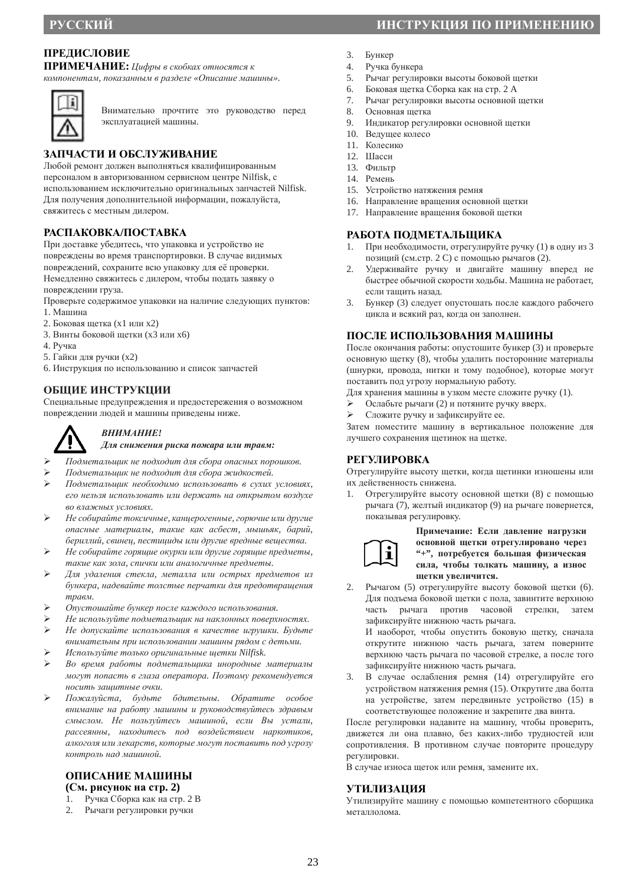## ПРЕДИСЛОВИЕ

**ПРИМЕЧАНИЕ:** *Цифры в скобках относятся к компонентам, показанным в разделе «Описание машины».*

Внимательно прочтите это руководство перед эксплуатацией машины.

## ЗАПЧАСТИ И ОБСЛУЖИВАНИЕ

Любой ремонт должен выполняться квалифицированным персоналом в авторизованном сервисном центре Nilfisk, с использованием исключительно оригинальных запчастей Nilfisk. Для получения дополнительной информации, пожалуйста, свяжитесь с местным дилером.

## РАСПАКОВКА/ПОСТАВКА

При доставке убедитесь, что упаковка и устройство не повреждены во время транспортировки. В случае видимых повреждений, сохраните всю упаковку для её проверки. Немедленно свяжитесь с дилером, чтобы подать заявку о повреждении груза.

Проверьте содержимое упаковки на наличие следующих пунктов:

1. Машина
2. Боковая щетка (x1 или x2)
3. Винты боковой щетки (x3 или x6)
4. Ручка
5. Гайки для ручки (x2)
6. Инструкция по использованию и список запчастей

## ОБЩИЕ ИНСТРУКЦИИ

Специальные предупреждения и предостережения о возможном повреждении людей и машины приведены ниже.

***ВНИМАНИЕ!***

***Для снижения риска пожара или травм:***

- *Подметальщик не подходит для сбора опасных порошков.*
- *Подметальщик не подходит для сбора жидкостей.*
- *Подметальщик необходимо использовать в сухих условиях, его нельзя использовать или держать на открытом воздухе во влажных условиях.*
- *Не собирайте токсичные, канцерогенные, горючие или другие опасные материалы, такие как асбест, мышьяк, барий, бериллий, свинец, пестициды или другие вредные вещества.*
- *Не собирайте горящие окурки или другие горящие предметы, такие как зола, спички или аналогичные предметы.*
- *Для удаления стекла, металла или острых предметов из бункера, надевайте толстые перчатки для предотвращения травм.*
- *Опустошайте бункер после каждого использования.*
- *Не используйте подметальщик на наклонных поверхностях.*
- *Не допускайте использования в качестве игрушки. Будьте внимательны при использовании машины рядом с детьми.*
- *Используйте только оригинальные щетки Nilfisk.*
- *Во время работы подметальщика инородные материалы могут попасть в глаза оператора. Поэтому рекомендуется носить защитные очки.*
- *Пожалуйста, будьте бдительны. Обратите особое внимание на работу машины и руководствуйтесь здравым смыслом. Не пользуйтесь машиной, если Вы устали, рассеянны, находитесь под воздействием наркотиков, алкоголя или лекарств, которые могут поставить под угрозу контроль над машиной.*

## ОПИСАНИЕ МАШИНЫ
**(См. рисунок на стр. 2)**

1. Ручка Сборка как на стр. 2 B
2. Рычаги регулировки ручки
3. Бункер
4. Ручка бункера
5. Рычаг регулировки высоты боковой щетки
6. Боковая щетка Сборка как на стр. 2 A
7. Рычаг регулировки высоты основной щетки
8. Основная щетка
9. Индикатор регулировки основной щетки
10. Ведущее колесо
11. Колесико
12. Шасси
13. Фильтр
14. Ремень
15. Устройство натяжения ремня
16. Направление вращения основной щетки
17. Направление вращения боковой щетки

## РАБОТА ПОДМЕТАЛЬЩИКА

1. При необходимости, отрегулируйте ручку (1) в одну из 3 позиций (см.стр. 2 C) с помощью рычагов (2).
2. Удерживайте ручку и двигайте машину вперед не быстрее обычной скорости ходьбы. Машина не работает, если тащить назад.
3. Бункер (3) следует опустошать после каждого рабочего цикла и всякий раз, когда он заполнен.

## ПОСЛЕ ИСПОЛЬЗОВАНИЯ МАШИНЫ

После окончания работы: опустошите бункер (3) и проверьте основную щетку (8), чтобы удалить посторонние материалы (шнурки, провода, нитки и тому подобное), которые могут поставить под угрозу нормальную работу.

Для хранения машины в узком месте сложите ручку (1).

- Ослабьте рычаги (2) и потяните ручку вверх.
- Сложите ручку и зафиксируйте ее.

Затем поместите машину в вертикальное положение для лучшего сохранения щетинок на щетке.

## РЕГУЛИРОВКА

Отрегулируйте высоту щетки, когда щетинки изношены или их действенность снижена.

1. Отрегулируйте высоту основной щетки (8) с помощью рычага (7), желтый индикатор (9) на рычаге повернется, показывая регулировку.

   **Примечание: Если давление нагрузки основной щетки отрегулировано через "+", потребуется большая физическая сила, чтобы толкать машину, а износ щетки увеличится.**

2. Рычагом (5) отрегулируйте высоту боковой щетки (6). Для подъема боковой щетки с пола, завинтите верхнюю часть рычага против часовой стрелки, затем зафиксируйте нижнюю часть рычага.
   И наоборот, чтобы опустить боковую щетку, сначала открутите нижнюю часть рычага, затем поверните верхнюю часть рычага по часовой стрелке, а после того зафиксируйте нижнюю часть рычага.
3. В случае ослабления ремня (14) отрегулируйте его устройством натяжения ремня (15). Открутите два болта на устройстве, затем передвиньте устройство (15) в соответствующее положение и закрепите два винта.

После регулировки надавите на машину, чтобы проверить, движется ли она плавно, без каких-либо трудностей или сопротивления. В противном случае повторите процедуру регулировки.

В случае износа щеток или ремня, замените их.

## УТИЛИЗАЦИЯ

Утилизируйте машину с помощью компетентного сборщика металлолома.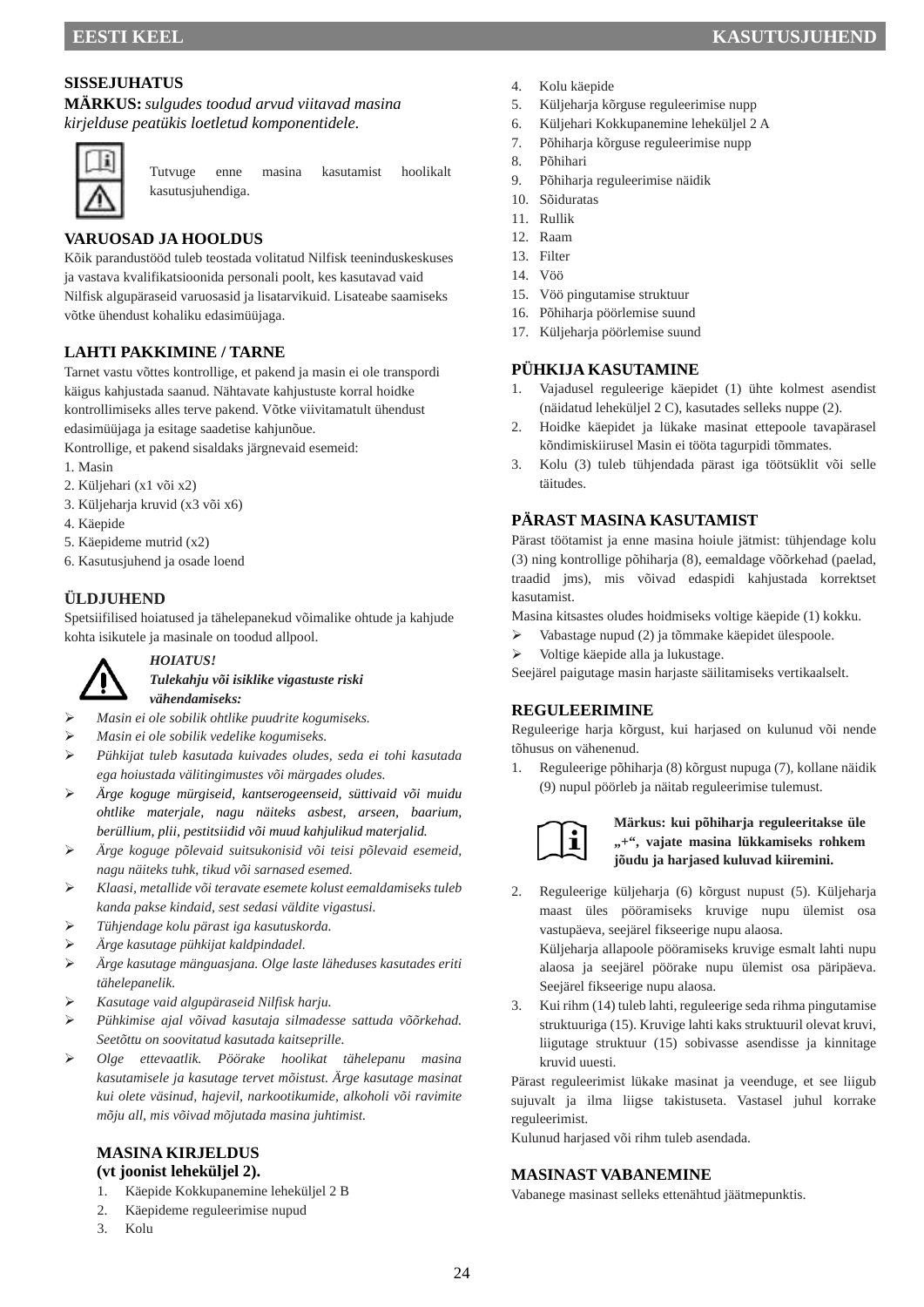## SISSEJUHATUS

**MÄRKUS:** *sulgudes toodud arvud viitavad masina kirjelduse peatükis loetletud komponentidele.*

Tutvuge enne masina kasutamist hoolikalt kasutusjuhendiga.

## VARUOSAD JA HOOLDUS

Kõik parandustööd tuleb teostada volitatud Nilfisk teeninduskeskuses ja vastava kvalifikatsioonida personali poolt, kes kasutavad vaid Nilfisk algupäraseid varuosasid ja lisatarvikuid. Lisateabe saamiseks võtke ühendust kohaliku edasimüüjaga.

## LAHTI PAKKIMINE / TARNE

Tarnet vastu võttes kontrollige, et pakend ja masin ei ole transpordi käigus kahjustada saanud. Nähtavate kahjustuste korral hoidke kontrollimiseks alles terve pakend. Võtke viivitamatult ühendust edasimüüjaga ja esitage saadetise kahjunõue.

Kontrollige, et pakend sisaldaks järgnevaid esemeid:

1. Masin
2. Küljehari (x1 või x2)
3. Küljeharja kruvid (x3 või x6)
4. Käepide
5. Käepideme mutrid (x2)
6. Kasutusjuhend ja osade loend

## ÜLDJUHEND

Spetsiifilised hoiatused ja tähelepanekud võimalike ohtude ja kahjude kohta isikutele ja masinale on toodud allpool.

***HOIATUS!***
***Tulekahju või isiklike vigastuste riski vähendamiseks:***

- *Masin ei ole sobilik ohtlike puudrite kogumiseks.*
- *Masin ei ole sobilik vedelike kogumiseks.*
- *Pühkijat tuleb kasutada kuivades oludes, seda ei tohi kasutada ega hoiustada välitingimustes või märgades oludes.*
- *Ärge koguge mürgiseid, kantserogeenseid, süttivaid või muidu ohtlike materjale, nagu näiteks asbest, arseen, baarium, berüllium, plii, pestitsiidid või muud kahjulikud materjalid.*
- *Ärge koguge põlevaid suitsukonisid või teisi põlevaid esemeid, nagu näiteks tuhk, tikud või sarnased esemed.*
- *Klaasi, metallide või teravate esemete kolust eemaldamiseks tuleb kanda pakse kindaid, sest sedasi väldite vigastusi.*
- *Tühjendage kolu pärast iga kasutuskorda.*
- *Ärge kasutage pühkijat kaldpindadel.*
- *Ärge kasutage mänguasjana. Olge laste läheduses kasutades eriti tähelepanelik.*
- *Kasutage vaid algupäraseid Nilfisk harju.*
- *Pühkimise ajal võivad kasutaja silmadesse sattuda võõrkehad. Seetõttu on soovitatud kasutada kaitseprille.*
- *Olge ettevaatlik. Pöörake hoolikat tähelepanu masina kasutamisele ja kasutage tervet mõistust. Ärge kasutage masinat kui olete väsinud, hajevil, narkootikumide, alkoholi või ravimite mõju all, mis võivad mõjutada masina juhtimist.*

## MASINA KIRJELDUS (vt joonist leheküljel 2).

1. Käepide Kokkupanemine leheküljel 2 B
2. Käepideme reguleerimise nupud
3. Kolu
4. Kolu käepide
5. Küljeharja kõrguse reguleerimise nupp
6. Küljehari Kokkupanemine leheküljel 2 A
7. Põhiharja kõrguse reguleerimise nupp
8. Põhihari
9. Põhiharja reguleerimise näidik
10. Sõiduratas
11. Rullik
12. Raam
13. Filter
14. Vöö
15. Vöö pingutamise struktuur
16. Põhiharja pöörlemise suund
17. Küljeharja pöörlemise suund

## PÜHKIJA KASUTAMINE

1. Vajadusel reguleerige käepidet (1) ühte kolmest asendist (näidatud leheküljel 2 C), kasutades selleks nuppe (2).
2. Hoidke käepidet ja lükake masinat ettepoole tavapärasel kõndimiskiirusel Masin ei tööta tagurpidi tõmmates.
3. Kolu (3) tuleb tühjendada pärast iga töötsüklit või selle täitudes.

## PÄRAST MASINA KASUTAMIST

Pärast töötamist ja enne masina hoiule jätmist: tühjendage kolu (3) ning kontrollige põhiharja (8), eemaldage võõrkehad (paelad, traadid jms), mis võivad edaspidi kahjustada korrektset kasutamist.

Masina kitsastes oludes hoidmiseks voltige käepide (1) kokku.

- Vabastage nupud (2) ja tõmmake käepidet ülespoole.
- Voltige käepide alla ja lukustage.

Seejärel paigutage masin harjaste säilitamiseks vertikaalselt.

## REGULEERIMINE

Reguleerige harja kõrgust, kui harjased on kulunud või nende tõhusus on vähenenud.

1. Reguleerige põhiharja (8) kõrgust nupuga (7), kollane näidik (9) nupul pöörleb ja näitab reguleerimise tulemust.

   **Märkus: kui põhiharja reguleeritakse üle „+“, vajate masina lükkamiseks rohkem jõudu ja harjased kuluvad kiiremini.**

2. Reguleerige küljeharja (6) kõrgust nupust (5). Küljeharja maast üles pööramiseks kruvige nupu ülemist osa vastupäeva, seejärel fikseerige nupu alaosa.
   Küljeharja allapoole pööramiseks kruvige esmalt lahti nupu alaosa ja seejärel pöörake nupu ülemist osa päripäeva. Seejärel fikseerige nupu alaosa.
3. Kui rihm (14) tuleb lahti, reguleerige seda rihma pingutamise struktuuriga (15). Kruvige lahti kaks struktuuril olevat kruvi, liigutage struktuur (15) sobivasse asendisse ja kinnitage kruvid uuesti.

Pärast reguleerimist lükake masinat ja veenduge, et see liigub sujuvalt ja ilma liigse takistuseta. Vastasel juhul korrake reguleerimist.

Kulunud harjased või rihm tuleb asendada.

## MASINAST VABANEMINE

Vabanege masinast selleks ettenähtud jäätmepunktis.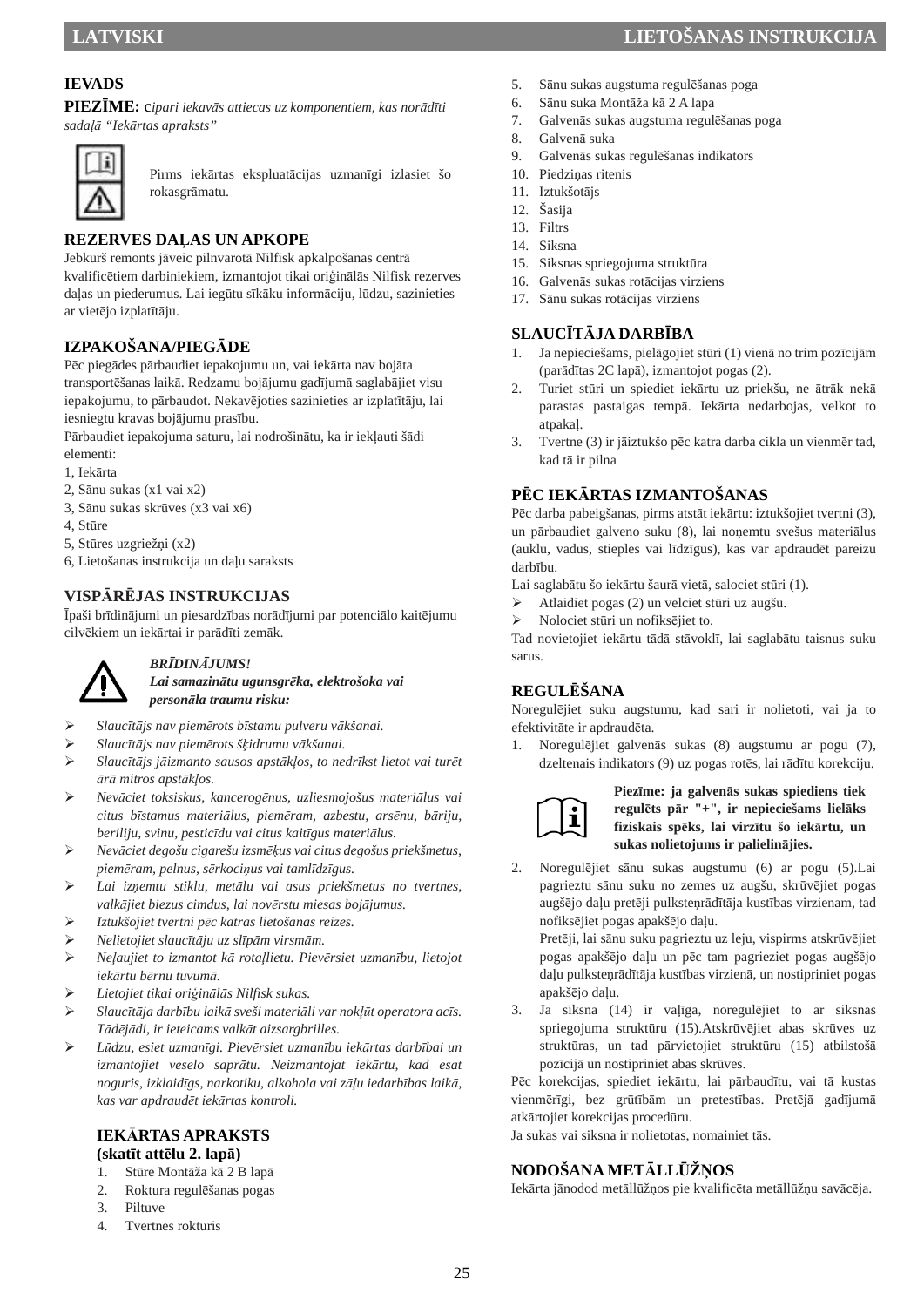## IEVADS

**PIEZĪME:** *cipari iekavās attiecas uz komponentiem, kas norādīti sadaļā "Iekārtas apraksts"*

Pirms iekārtas ekspluatācijas uzmanīgi izlasiet šo rokasgrāmatu.

## REZERVES DAĻAS UN APKOPE

Jebkurš remonts jāveic pilnvarotā Nilfisk apkalpošanas centrā kvalificētiem darbiniekiem, izmantojot tikai oriģinālās Nilfisk rezerves daļas un piederumus. Lai iegūtu sīkāku informāciju, lūdzu, sazinieties ar vietējo izplatītāju.

## IZPAKOŠANA/PIEGĀDE

Pēc piegādes pārbaudiet iepakojumu un, vai iekārta nav bojāta transportēšanas laikā. Redzamu bojājumu gadījumā saglabājiet visu iepakojumu, to pārbaudot. Nekavējoties sazinieties ar izplatītāju, lai iesniegtu kravas bojājumu prasību.

Pārbaudiet iepakojuma saturu, lai nodrošinātu, ka ir iekļauti šādi elementi:

1, Iekārta
2, Sānu sukas (x1 vai x2)
3, Sānu sukas skrūves (x3 vai x6)
4, Stūre
5, Stūres uzgriežņi (x2)
6, Lietošanas instrukcija un daļu saraksts

## VISPĀRĒJAS INSTRUKCIJAS

Īpaši brīdinājumi un piesardzības norādījumi par potenciālo kaitējumu cilvēkiem un iekārtai ir parādīti zemāk.

***BRĪDINĀJUMS!***
***Lai samazinātu ugunsgrēka, elektrošoka vai personāla traumu risku:***

- *Slaucītājs nav piemērots bīstamu pulveru vākšanai.*
- *Slaucītājs nav piemērots šķidrumu vākšanai.*
- *Slaucītājs jāizmanto sausos apstākļos, to nedrīkst lietot vai turēt ārā mitros apstākļos.*
- *Nevāciet toksiskus, kancerogēnus, uzliesmojošus materiālus vai citus bīstamus materiālus, piemēram, azbestu, arsēnu, bāriju, beriliju, svinu, pesticīdu vai citus kaitīgus materiālus.*
- *Nevāciet degošu cigarešu izsmēķus vai citus degošus priekšmetus, piemēram, pelnus, sērkociņus vai tamlīdzīgus.*
- *Lai izņemtu stiklu, metālu vai asus priekšmetus no tvertnes, valkājiet biezus cimdus, lai novērstu miesas bojājumus.*
- *Iztukšojiet tvertni pēc katras lietošanas reizes.*
- *Nelietojiet slaucītāju uz slīpām virsmām.*
- *Neļaujiet to izmantot kā rotaļlietu. Pievērsiet uzmanību, lietojot iekārtu bērnu tuvumā.*
- *Lietojiet tikai oriģinālās Nilfisk sukas.*
- *Slaucītāja darbību laikā sveši materiāli var nokļūt operatora acīs. Tādējādi, ir ieteicams valkāt aizsargbrilles.*
- *Lūdzu, esiet uzmanīgi. Pievērsiet uzmanību iekārtas darbībai un izmantojiet veselo saprātu. Neizmantojat iekārtu, kad esat noguris, izklaidīgs, narkotiku, alkohola vai zāļu iedarbības laikā, kas var apdraudēt iekārtas kontroli.*

## IEKĀRTAS APRAKSTS
**(skatīt attēlu 2. lapā)**

1. Stūre Montāža kā 2 B lapā
2. Roktura regulēšanas pogas
3. Piltuve
4. Tvertnes rokturis
5. Sānu sukas augstuma regulēšanas poga
6. Sānu suka Montāža kā 2 A lapa
7. Galvenās sukas augstuma regulēšanas poga
8. Galvenā suka
9. Galvenās sukas regulēšanas indikators
10. Piedziņas ritenis
11. Iztukšotājs
12. Šasija
13. Filtrs
14. Siksna
15. Siksnas spriegojuma struktūra
16. Galvenās sukas rotācijas virziens
17. Sānu sukas rotācijas virziens

## SLAUCĪTĀJA DARBĪBA

1. Ja nepieciešams, pielāgojiet stūri (1) vienā no trim pozīcijām (parādītas 2C lapā), izmantojot pogas (2).
2. Turiet stūri un spiediet iekārtu uz priekšu, ne ātrāk nekā parastas pastaigas tempā. Iekārta nedarbojas, velkot to atpakaļ.
3. Tvertne (3) ir jāiztukšo pēc katra darba cikla un vienmēr tad, kad tā ir pilna

## PĒC IEKĀRTAS IZMANTOŠANAS

Pēc darba pabeigšanas, pirms atstāt iekārtu: iztukšojiet tvertni (3), un pārbaudiet galveno suku (8), lai noņemtu svešus materiālus (auklu, vadus, stieples vai līdzīgus), kas var apdraudēt pareizu darbību.

Lai saglabātu šo iekārtu šaurā vietā, salociet stūri (1).

- Atlaidiet pogas (2) un velciet stūri uz augšu.
- Nolociet stūri un nofiksējiet to.

Tad novietojiet iekārtu tādā stāvoklī, lai saglabātu taisnus suku sarus.

## REGULĒŠANA

Noregulējiet suku augstumu, kad sari ir nolietoti, vai ja to efektivitāte ir apdraudēta.

1. Noregulējiet galvenās sukas (8) augstumu ar pogu (7), dzeltenais indikators (9) uz pogas rotēs, lai rādītu korekciju.

**Piezīme: ja galvenās sukas spiediens tiek regulēts pār "+", ir nepieciešams lielāks fiziskais spēks, lai virzītu šo iekārtu, un sukas nolietojums ir palielinājies.**

2. Noregulējiet sānu sukas augstumu (6) ar pogu (5).Lai pagrieztu sānu suku no zemes uz augšu, skrūvējiet pogas augšējo daļu pretēji pulksteņrādītāja kustības virzienam, tad nofiksējiet pogas apakšējo daļu.
   Pretēji, lai sānu suku pagrieztu uz leju, vispirms atskrūvējiet pogas apakšējo daļu un pēc tam pagrieziet pogas augšējo daļu pulksteņrādītāja kustības virzienā, un nostipriniet pogas apakšējo daļu.
3. Ja siksna (14) ir vaļīga, noregulējiet to ar siksnas spriegojuma struktūru (15).Atskrūvējiet abas skrūves uz struktūras, un tad pārvietojiet struktūru (15) atbilstošā pozīcijā un nostipriniet abas skrūves.

Pēc korekcijas, spiediet iekārtu, lai pārbaudītu, vai tā kustas vienmērīgi, bez grūtībām un pretestības. Pretējā gadījumā atkārtojiet korekcijas procedūru.

Ja sukas vai siksna ir nolietotas, nomainiet tās.

## NODOŠANA METĀLLŪŽŅOS

Iekārta jānodod metāllūžņos pie kvalificēta metāllūžņu savācēja.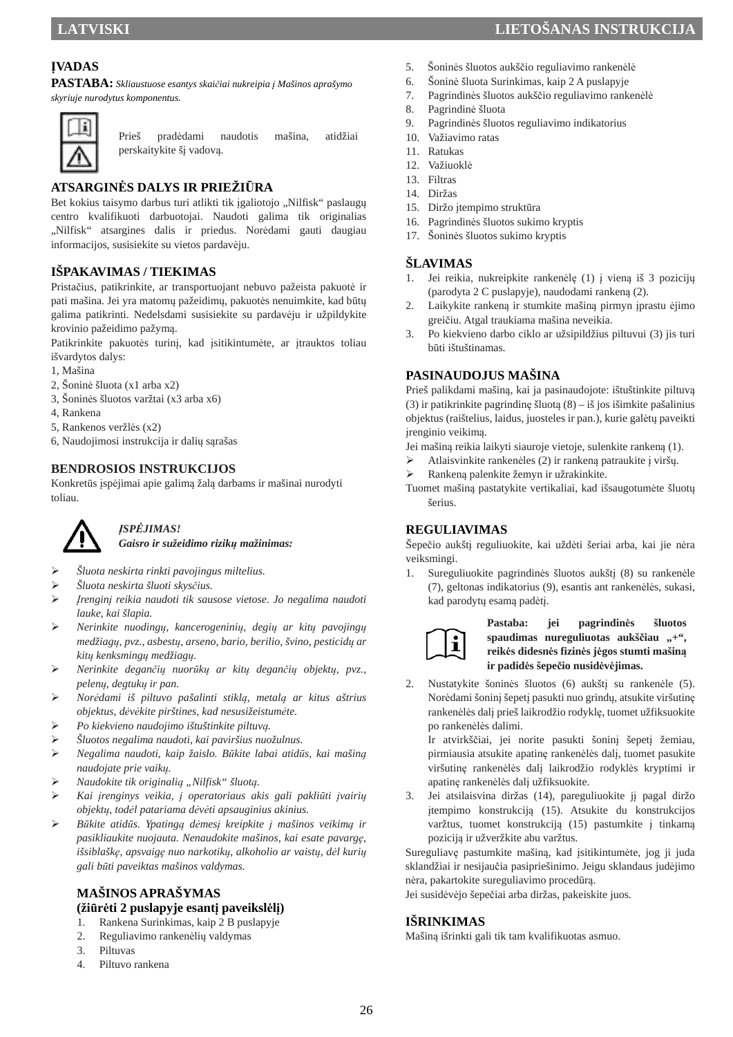## ĮVADAS

**PASTABA:** *Skliaustuose esantys skaičiai nukreipia į Mašinos aprašymo skyriuje nurodytus komponentus.*

Prieš pradėdami naudotis mašina, atidžiai perskaitykite šį vadovą.

## ATSARGINĖS DALYS IR PRIEŽIŪRA

Bet kokius taisymo darbus turi atlikti tik įgaliotojo „Nilfisk“ paslaugų centro kvalifikuoti darbuotojai. Naudoti galima tik originalias „Nilfisk“ atsargines dalis ir priedus. Norėdami gauti daugiau informacijos, susisiekite su vietos pardavėju.

## IŠPAKAVIMAS / TIEKIMAS

Pristačius, patikrinkite, ar transportuojant nebuvo pažeista pakuotė ir pati mašina. Jei yra matomų pažeidimų, pakuotės nenuimkite, kad būtų galima patikrinti. Nedelsdami susisiekite su pardavėju ir užpildykite krovinio pažeidimo pažymą.

Patikrinkite pakuotės turinį, kad įsitikintumėte, ar įtrauktos toliau išvardytos dalys:

1, Mašina
2, Šoninė šluota (x1 arba x2)
3, Šoninės šluotos varžtai (x3 arba x6)
4, Rankena
5, Rankenos veržlės (x2)
6, Naudojimosi instrukcija ir dalių sąrašas

## BENDROSIOS INSTRUKCIJOS

Konkretūs įspėjimai apie galimą žalą darbams ir mašinai nurodyti toliau.

***ĮSPĖJIMAS!***
***Gaisro ir sužeidimo rizikų mažinimas:***

- *Šluota neskirta rinkti pavojingus miltelius.*
- *Šluota neskirta šluoti skysčius.*
- *Įrenginį reikia naudoti tik sausose vietose. Jo negalima naudoti lauke, kai šlapia.*
- *Nerinkite nuodingų, kancerogeninių, degių ar kitų pavojingų medžiagų, pvz., asbestų, arseno, bario, berilio, švino, pesticidų ar kitų kenksmingų medžiagų.*
- *Nerinkite degančių nuorūkų ar kitų degančių objektų, pvz., pelenų, degtukų ir pan.*
- *Norėdami iš piltuvo pašalinti stiklą, metalą ar kitus aštrius objektus, dėvėkite pirštines, kad nesusižeistumėte.*
- *Po kiekvieno naudojimo ištuštinkite piltuvą.*
- *Šluotos negalima naudoti, kai paviršius nuožulnus.*
- *Negalima naudoti, kaip žaislo. Būkite labai atidūs, kai mašiną naudojate prie vaikų.*
- *Naudokite tik originalią „Nilfisk“ šluotą.*
- *Kai įrenginys veikia, į operatoriaus akis gali pakliūti įvairių objektų, todėl patariama dėvėti apsauginius akinius.*
- *Būkite atidūs. Ypatingą dėmesį kreipkite į mašinos veikimą ir pasikliaukite nuojauta. Nenaudokite mašinos, kai esate pavargę, išsiblaškę, apsvaigę nuo narkotikų, alkoholio ar vaistų, dėl kurių gali būti paveiktas mašinos valdymas.*

## MAŠINOS APRAŠYMAS
## (žiūrėti 2 puslapyje esantį paveikslėlį)

1. Rankena Surinkimas, kaip 2 B puslapyje
2. Reguliavimo rankenėlių valdymas
3. Piltuvas
4. Piltuvo rankena
5. Šoninės šluotos aukščio reguliavimo rankenėlė
6. Šoninė šluota Surinkimas, kaip 2 A puslapye
7. Pagrindinės šluotos aukščio reguliavimo rankenėlė
8. Pagrindinė šluota
9. Pagrindinės šluotos reguliavimo indikatorius
10. Važiavimo ratas
11. Ratukas
12. Važiuoklė
13. Filtras
14. Diržas
15. Diržo įtempimo struktūra
16. Pagrindinės šluotos sukimo kryptis
17. Šoninės šluotos sukimo kryptis

## ŠLAVIMAS

1. Jei reikia, nukreipkite rankenėlę (1) į vieną iš 3 pozicijų (parodyta 2 C puslapyje), naudodami rankeną (2).
2. Laikykite rankeną ir stumkite mašiną pirmyn įprastu ėjimo greičiu. Atgal traukiama mašina neveikia.
3. Po kiekvieno darbo ciklo ar užsipildžius piltuvui (3) jis turi būti ištuštinamas.

## PASINAUDOJUS MAŠINA

Prieš palikdami mašiną, kai ja pasinaudojote: ištuštinkite piltuvą (3) ir patikrinkite pagrindinę šluotą (8) – iš jos išimkite pašalinius objektus (raištelius, laidus, juosteles ir pan.), kurie galėtų paveikti įrenginio veikimą.

Jei mašiną reikia laikyti siauroje vietoje, sulenkite rankeną (1).

- Atlaisvinkite rankenėles (2) ir rankeną patraukite į viršų.
- Rankeną palenkite žemyn ir užrakinkite.

Tuomet mašiną pastatykite vertikaliai, kad išsaugotumėte šluotų šerius.

## REGULIAVIMAS

Šepečio aukštį reguliuokite, kai uždėti šeriai arba, kai jie nėra veiksmingi.

1. Sureguliuokite pagrindinės šluotos aukštį (8) su rankenėle (7), geltonas indikatorius (9), esantis ant rankenėlės, sukasi, kad parodytų esamą padėtį.

   **Pastaba: jei pagrindinės šluotos spaudimas nereguliuotas aukščiau „+“, reikės didesnės fizinės jėgos stumti mašiną ir padidės šepečio nusidėvėjimas.**

2. Nustatykite šoninės šluotos (6) aukštį su rankenėle (5). Norėdami šoninį šepetį pasukti nuo grindų, atsukite viršutinę rankenėlės dalį prieš laikrodžio rodyklę, tuomet užfiksuokite po rankenėlės dalimi.
   Ir atvirkščiai, jei norite pasukti šoninį šepetį žemiau, pirmiausia atsukite apatinę rankenėlės dalį, tuomet pasukite viršutinę rankenėlės dalį laikrodžio rodyklės kryptimi ir apatinę rankenėlės dalį užfiksuokite.
3. Jei atsilaisvina diržas (14), pareguliuokite jį pagal diržo įtempimo konstrukciją (15). Atsukite du konstrukcijos varžtus, tuomet konstrukciją (15) pastumkite į tinkamą poziciją ir užveržkite abu varžtus.

Sureguliavę pastumkite mašiną, kad įsitikintumėte, jog ji juda sklandžiai ir nesijaučia pasipriešinimo. Jeigu sklandaus judėjimo nėra, pakartokite sureguliavimo procedūrą.

Jei susidėvėjo šepečiai arba diržas, pakeiskite juos.

## IŠRINKIMAS

Mašiną išrinkti gali tik tam kvalifikuotas asmuo.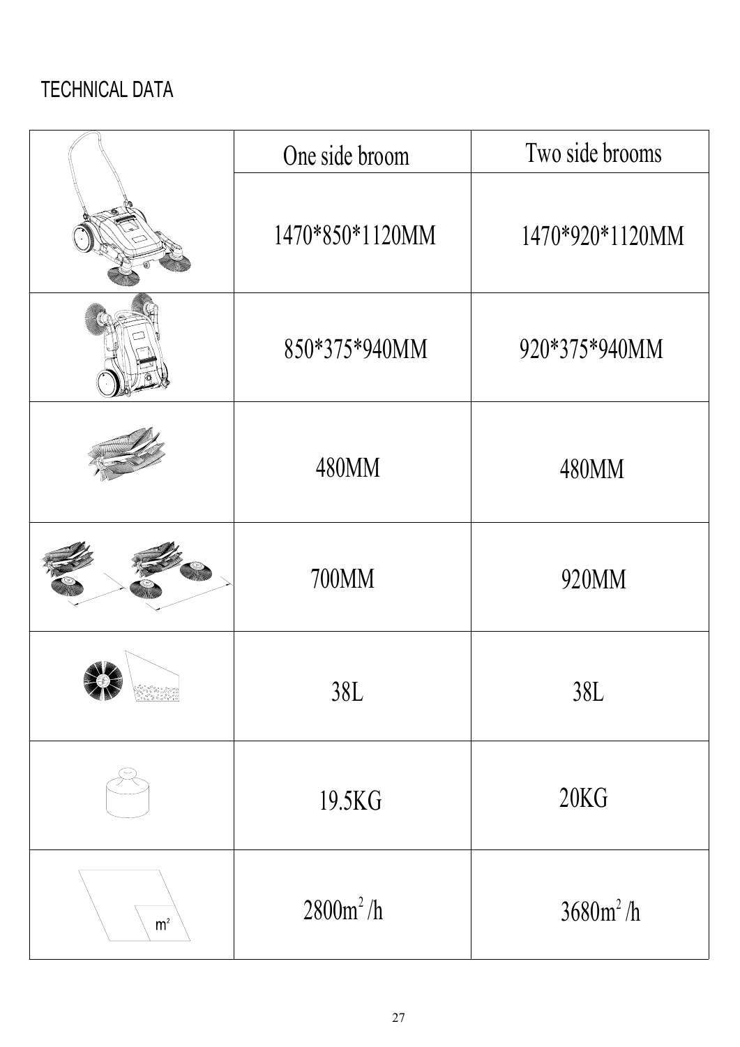TECHNICAL DATA

| | One side broom | Two side brooms |
|---|---|---|
| | 1470*850*1120MM | 1470*920*1120MM |
| | 850*375*940MM | 920*375*940MM |
| | 480MM | 480MM |
| | 700MM | 920MM |
| | 38L | 38L |
| | 19.5KG | 20KG |
| m² | 2800m² /h | 3680m² /h |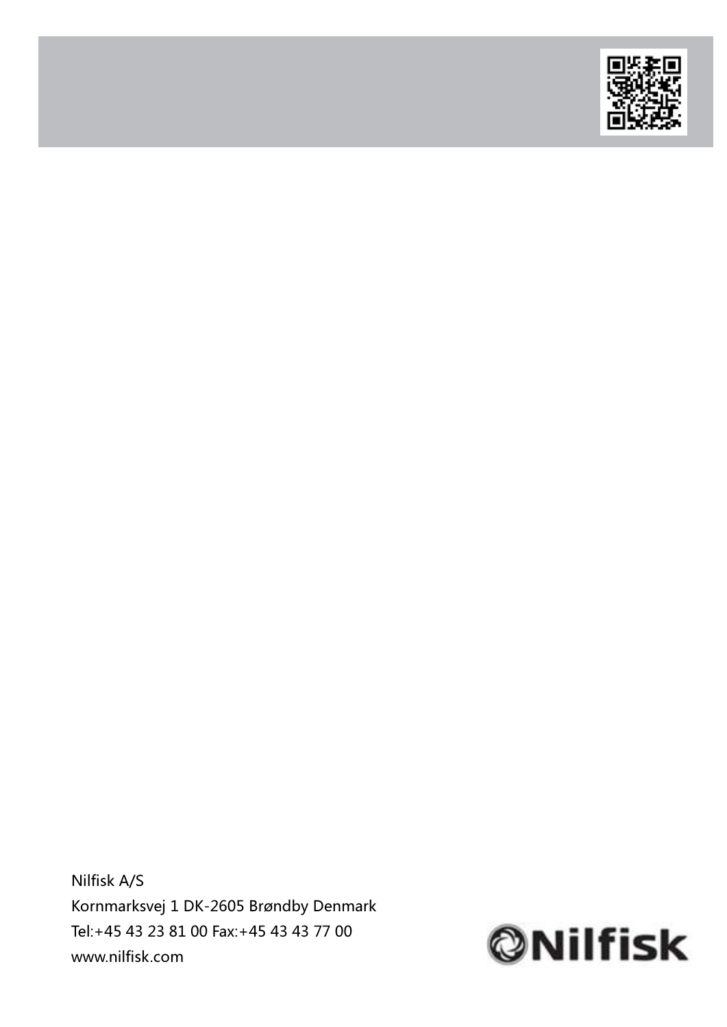Nilfisk A/S

Kornmarksvej 1 DK-2605 Brøndby Denmark

Tel:+45 43 23 81 00 Fax:+45 43 43 77 00

www.nilfisk.com